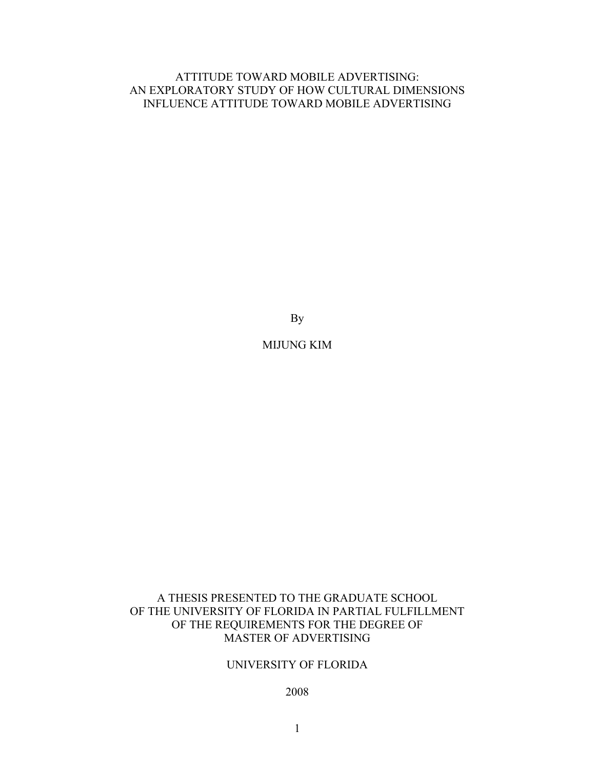# ATTITUDE TOWARD MOBILE ADVERTISING: AN EXPLORATORY STUDY OF HOW CULTURAL DIMENSIONS INFLUENCE ATTITUDE TOWARD MOBILE ADVERTISING

By

MIJUNG KIM

A THESIS PRESENTED TO THE GRADUATE SCHOOL
OF THE UNIVERSITY OF FLORIDA IN PARTIAL FULFILLMENT
OF THE REQUIREMENTS FOR THE DEGREE OF
MASTER OF ADVERTISING

UNIVERSITY OF FLORIDA

2008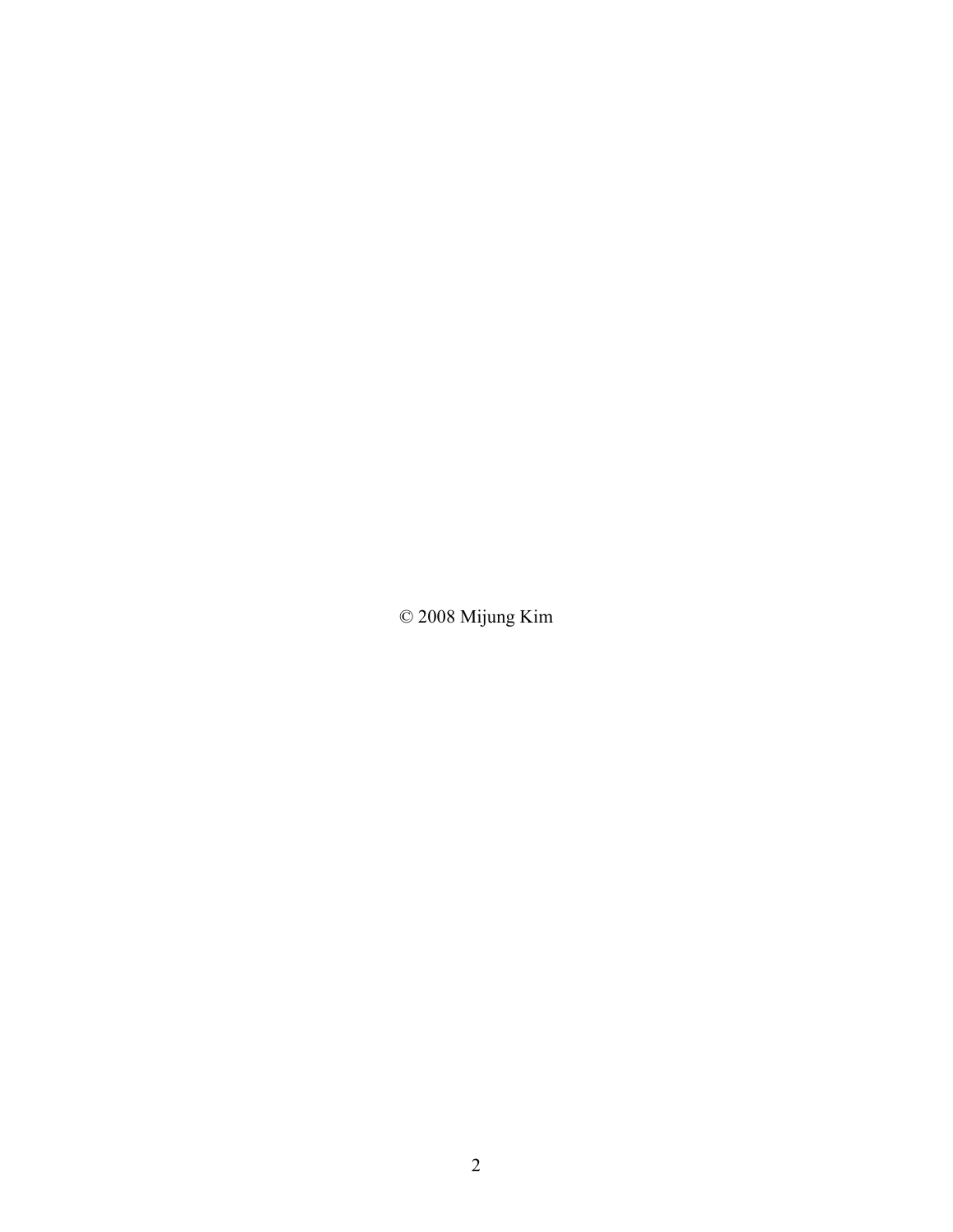© 2008 Mijung Kim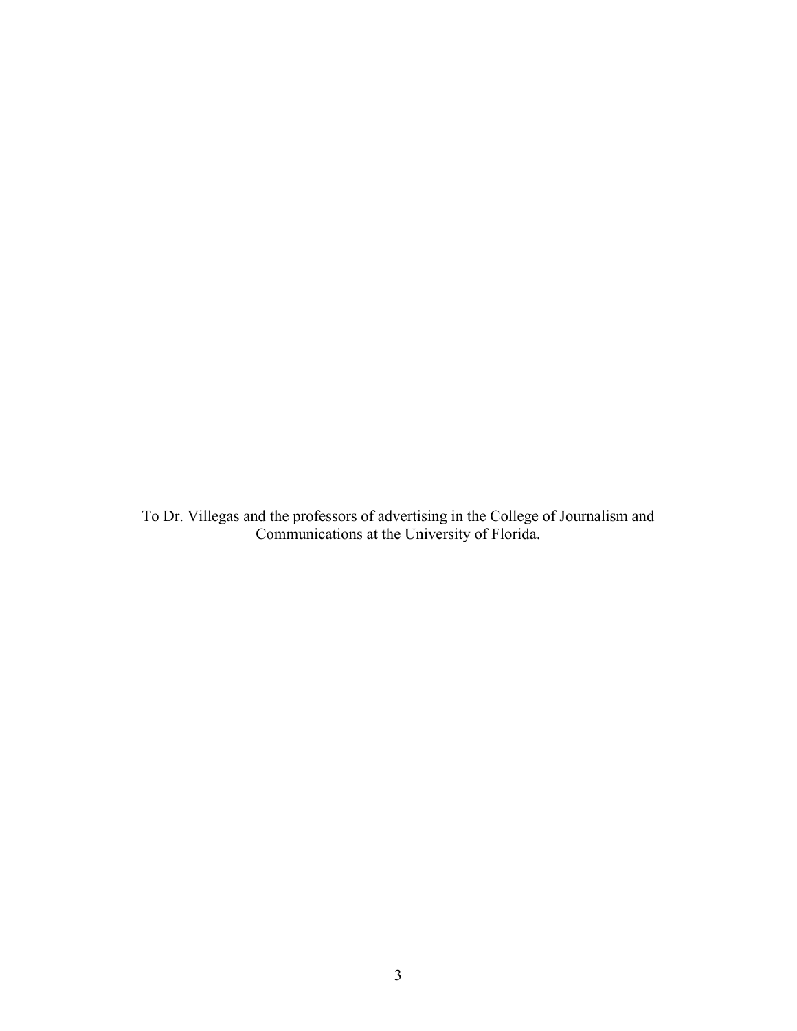To Dr. Villegas and the professors of advertising in the College of Journalism and Communications at the University of Florida.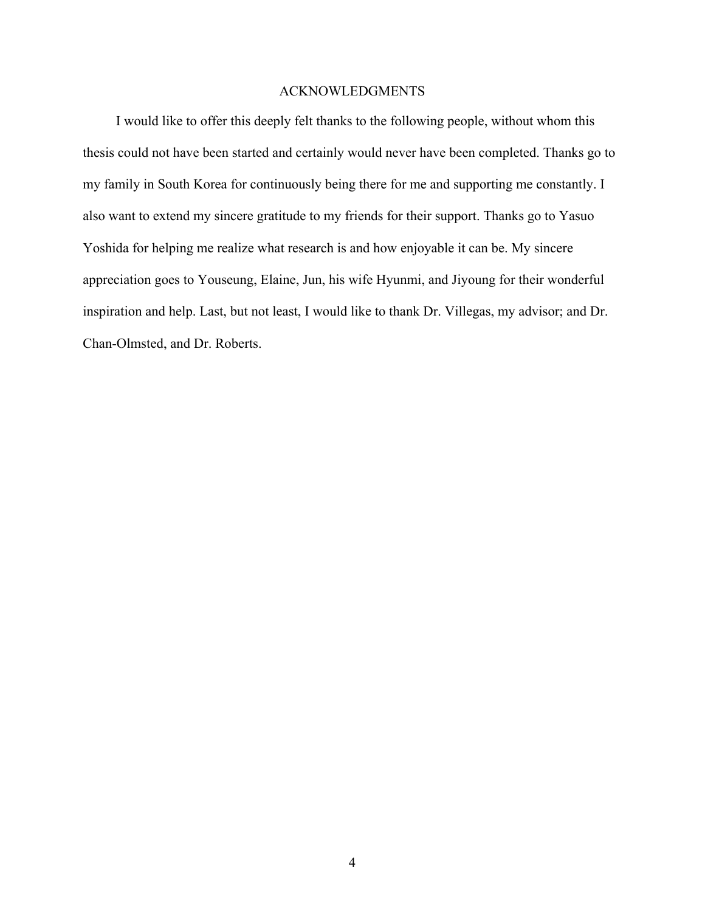# ACKNOWLEDGMENTS

I would like to offer this deeply felt thanks to the following people, without whom this thesis could not have been started and certainly would never have been completed. Thanks go to my family in South Korea for continuously being there for me and supporting me constantly. I also want to extend my sincere gratitude to my friends for their support. Thanks go to Yasuo Yoshida for helping me realize what research is and how enjoyable it can be. My sincere appreciation goes to Youseung, Elaine, Jun, his wife Hyunmi, and Jiyoung for their wonderful inspiration and help. Last, but not least, I would like to thank Dr. Villegas, my advisor; and Dr. Chan-Olmsted, and Dr. Roberts.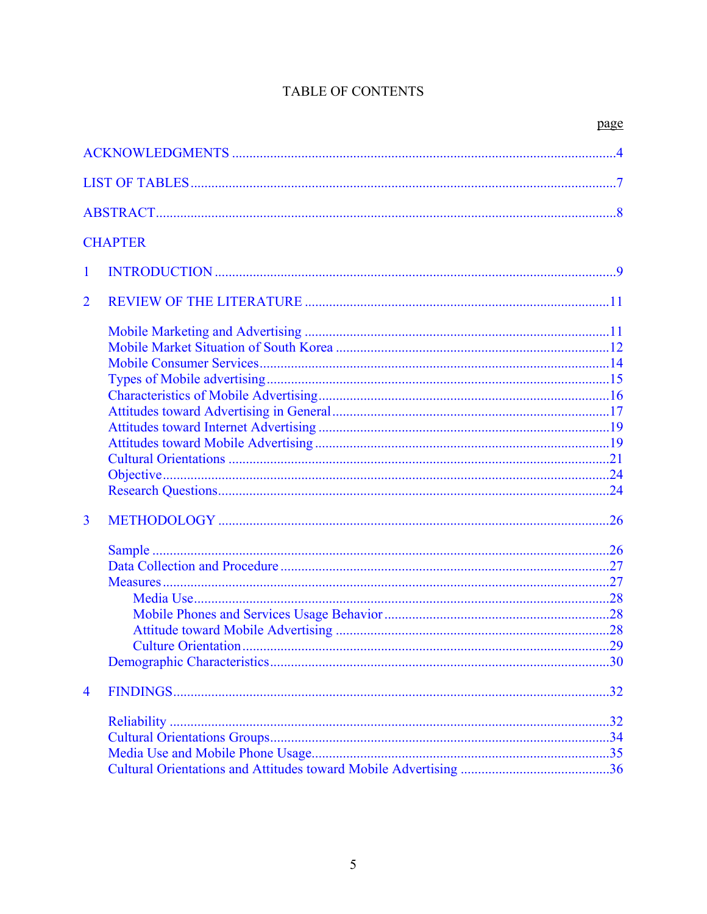# TABLE OF CONTENTS

page

ACKNOWLEDGMENTS ....................................................................................................4

LIST OF TABLES ..........................................................................................................7

ABSTRACT .....................................................................................................................8

CHAPTER

1 INTRODUCTION .......................................................................................................9

2 REVIEW OF THE LITERATURE ..........................................................................11

- Mobile Marketing and Advertising ..........................................................................11
- Mobile Market Situation of South Korea ...............................................................12
- Mobile Consumer Services .......................................................................................14
- Types of Mobile advertising .....................................................................................15
- Characteristics of Mobile Advertising .....................................................................16
- Attitudes toward Advertising in General .................................................................17
- Attitudes toward Internet Advertising .....................................................................19
- Attitudes toward Mobile Advertising ......................................................................19
- Cultural Orientations ................................................................................................21
- Objective ...................................................................................................................24
- Research Questions ..................................................................................................24

3 METHODOLOGY .....................................................................................................26

- Sample .......................................................................................................................26
- Data Collection and Procedure .................................................................................27
- Measures ...................................................................................................................27
  - Media Use ............................................................................................................28
  - Mobile Phones and Services Usage Behavior ......................................................28
  - Attitude toward Mobile Advertising ....................................................................28
  - Culture Orientation ..............................................................................................29
- Demographic Characteristics ....................................................................................30

4 FINDINGS ..................................................................................................................32

- Reliability .................................................................................................................32
- Cultural Orientations Groups ....................................................................................34
- Media Use and Mobile Phone Usage ........................................................................35
- Cultural Orientations and Attitudes toward Mobile Advertising .............................36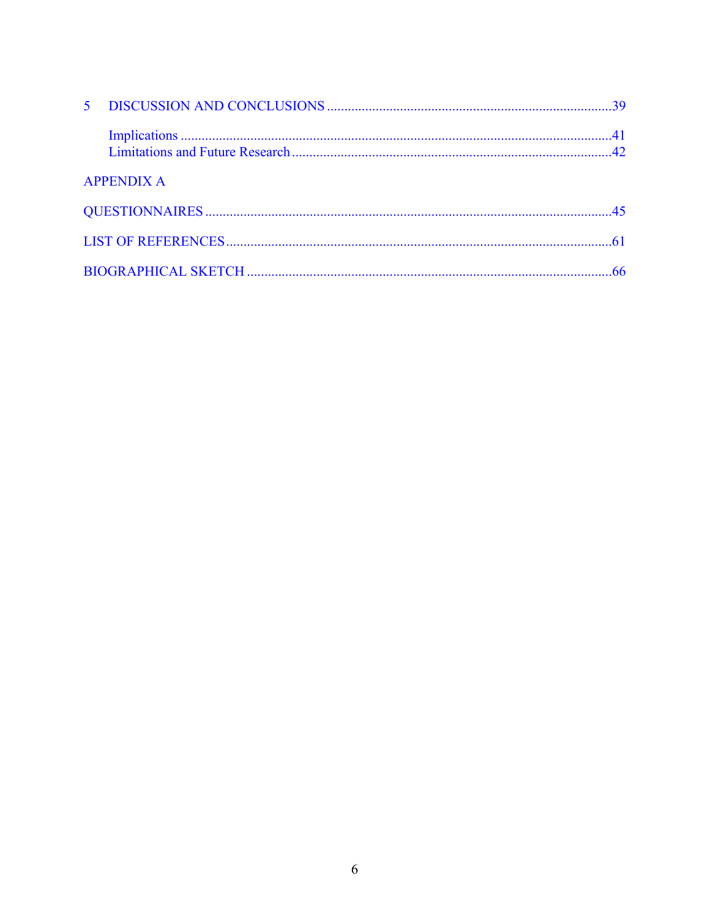5 DISCUSSION AND CONCLUSIONS ......................................................................39

- Implications ..........................................................................................................41
- Limitations and Future Research ........................................................................42

APPENDIX A

QUESTIONNAIRES .....................................................................................................45

LIST OF REFERENCES ...............................................................................................61

BIOGRAPHICAL SKETCH .........................................................................................66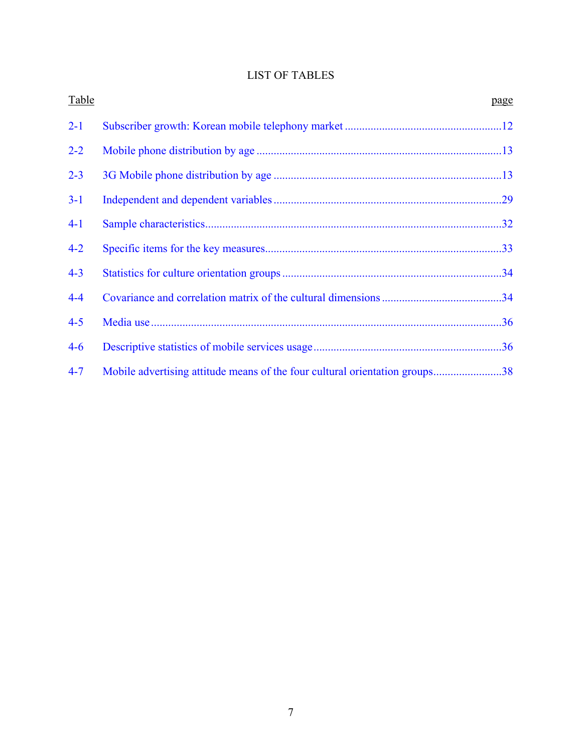# LIST OF TABLES

| Table | | page |
|---|---|---|
| 2-1 | Subscriber growth: Korean mobile telephony market | 12 |
| 2-2 | Mobile phone distribution by age | 13 |
| 2-3 | 3G Mobile phone distribution by age | 13 |
| 3-1 | Independent and dependent variables | 29 |
| 4-1 | Sample characteristics | 32 |
| 4-2 | Specific items for the key measures | 33 |
| 4-3 | Statistics for culture orientation groups | 34 |
| 4-4 | Covariance and correlation matrix of the cultural dimensions | 34 |
| 4-5 | Media use | 36 |
| 4-6 | Descriptive statistics of mobile services usage | 36 |
| 4-7 | Mobile advertising attitude means of the four cultural orientation groups | 38 |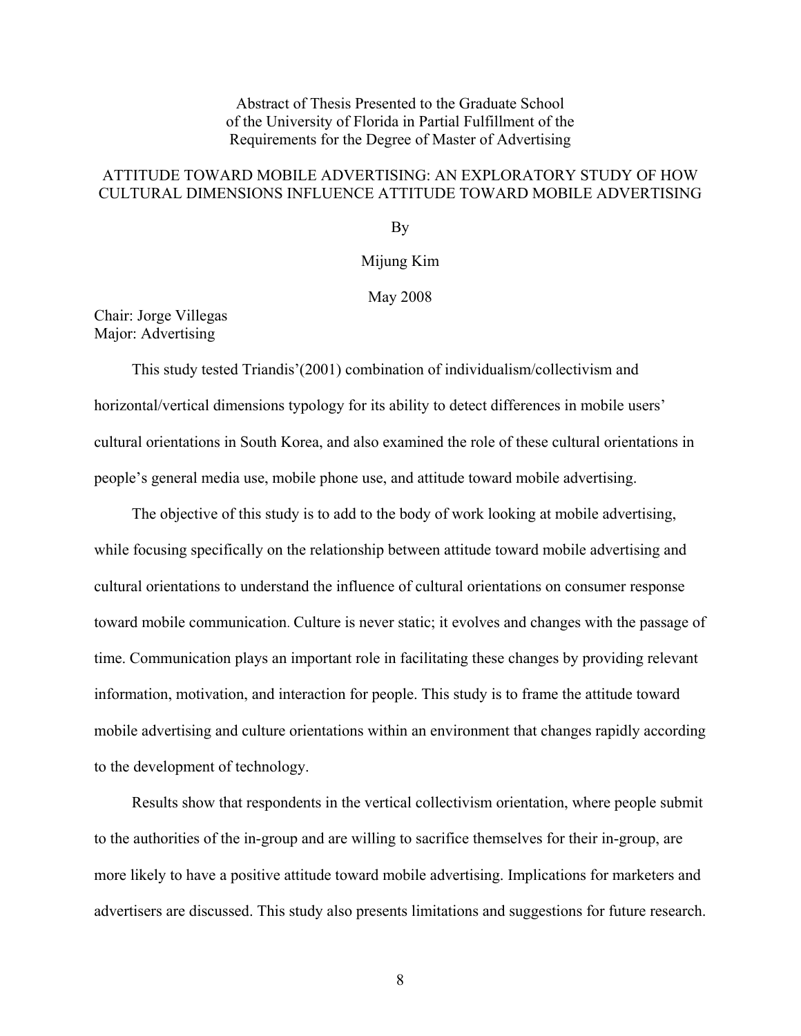Abstract of Thesis Presented to the Graduate School
of the University of Florida in Partial Fulfillment of the
Requirements for the Degree of Master of Advertising

# ATTITUDE TOWARD MOBILE ADVERTISING: AN EXPLORATORY STUDY OF HOW CULTURAL DIMENSIONS INFLUENCE ATTITUDE TOWARD MOBILE ADVERTISING

By

Mijung Kim

May 2008

Chair: Jorge Villegas
Major: Advertising

This study tested Triandis'(2001) combination of individualism/collectivism and horizontal/vertical dimensions typology for its ability to detect differences in mobile users' cultural orientations in South Korea, and also examined the role of these cultural orientations in people's general media use, mobile phone use, and attitude toward mobile advertising.

The objective of this study is to add to the body of work looking at mobile advertising, while focusing specifically on the relationship between attitude toward mobile advertising and cultural orientations to understand the influence of cultural orientations on consumer response toward mobile communication. Culture is never static; it evolves and changes with the passage of time. Communication plays an important role in facilitating these changes by providing relevant information, motivation, and interaction for people. This study is to frame the attitude toward mobile advertising and culture orientations within an environment that changes rapidly according to the development of technology.

Results show that respondents in the vertical collectivism orientation, where people submit to the authorities of the in-group and are willing to sacrifice themselves for their in-group, are more likely to have a positive attitude toward mobile advertising. Implications for marketers and advertisers are discussed. This study also presents limitations and suggestions for future research.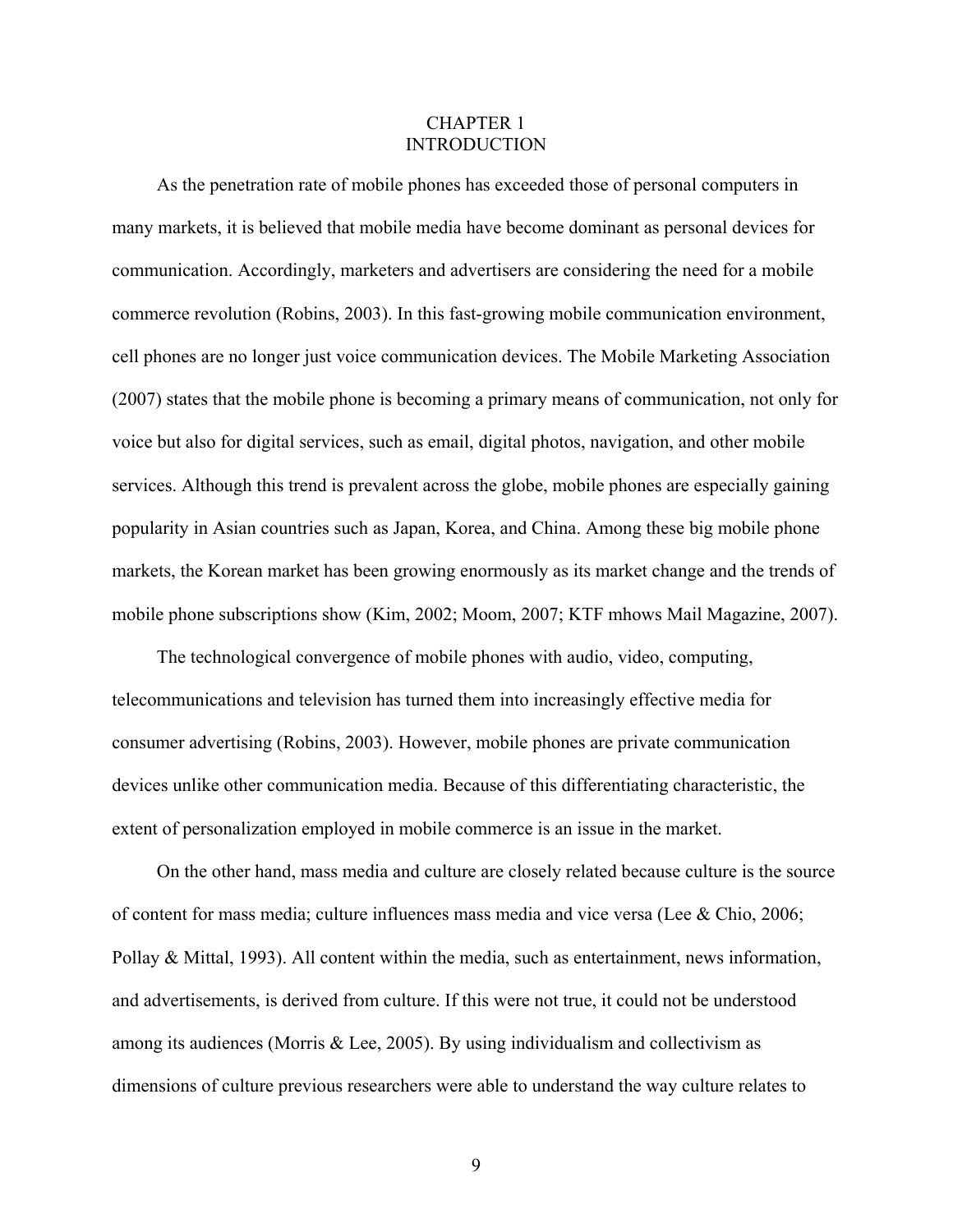# CHAPTER 1
# INTRODUCTION

As the penetration rate of mobile phones has exceeded those of personal computers in many markets, it is believed that mobile media have become dominant as personal devices for communication. Accordingly, marketers and advertisers are considering the need for a mobile commerce revolution (Robins, 2003). In this fast-growing mobile communication environment, cell phones are no longer just voice communication devices. The Mobile Marketing Association (2007) states that the mobile phone is becoming a primary means of communication, not only for voice but also for digital services, such as email, digital photos, navigation, and other mobile services. Although this trend is prevalent across the globe, mobile phones are especially gaining popularity in Asian countries such as Japan, Korea, and China. Among these big mobile phone markets, the Korean market has been growing enormously as its market change and the trends of mobile phone subscriptions show (Kim, 2002; Moom, 2007; KTF mhows Mail Magazine, 2007).

The technological convergence of mobile phones with audio, video, computing, telecommunications and television has turned them into increasingly effective media for consumer advertising (Robins, 2003). However, mobile phones are private communication devices unlike other communication media. Because of this differentiating characteristic, the extent of personalization employed in mobile commerce is an issue in the market.

On the other hand, mass media and culture are closely related because culture is the source of content for mass media; culture influences mass media and vice versa (Lee & Chio, 2006; Pollay & Mittal, 1993). All content within the media, such as entertainment, news information, and advertisements, is derived from culture. If this were not true, it could not be understood among its audiences (Morris & Lee, 2005). By using individualism and collectivism as dimensions of culture previous researchers were able to understand the way culture relates to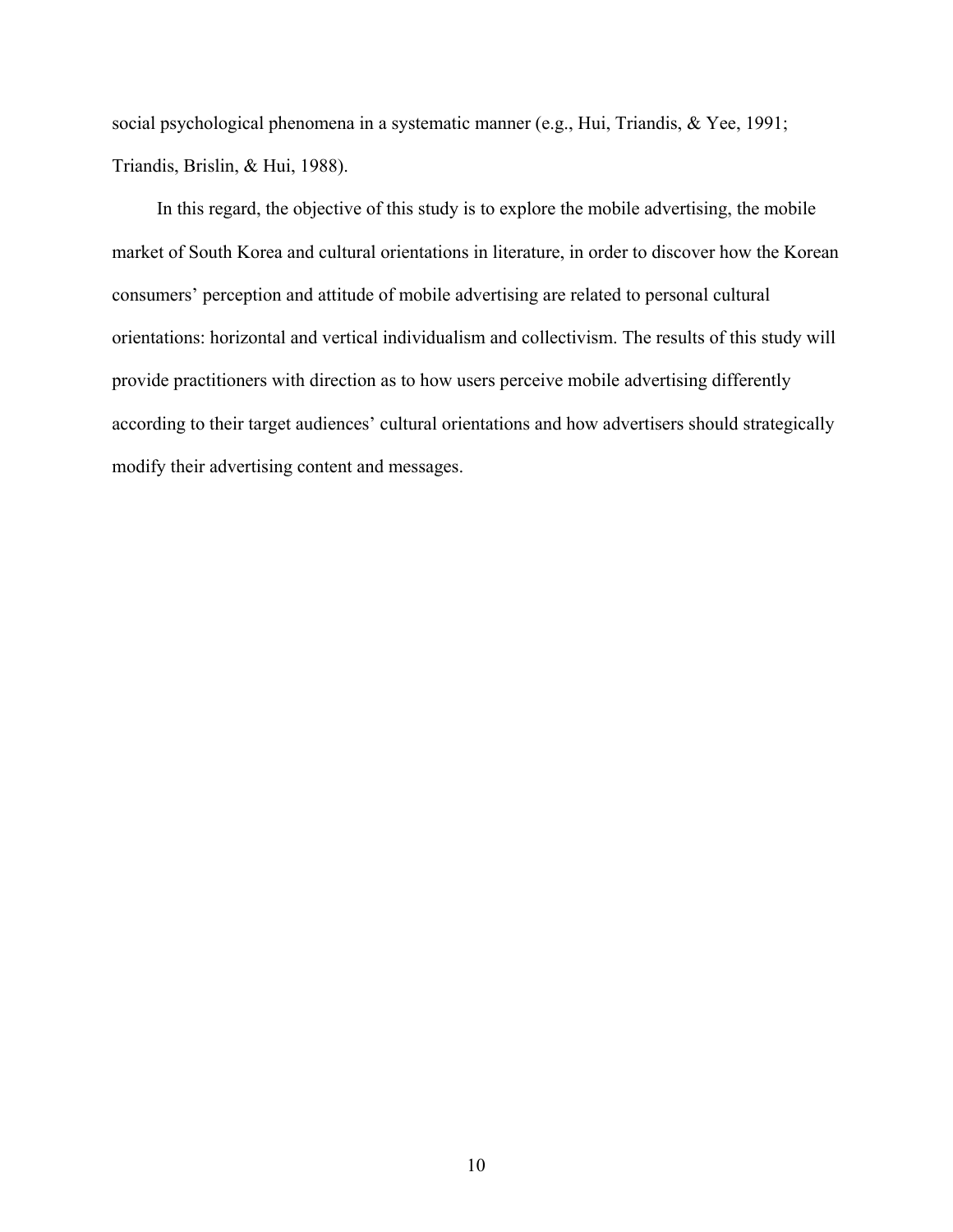social psychological phenomena in a systematic manner (e.g., Hui, Triandis, & Yee, 1991; Triandis, Brislin, & Hui, 1988).

In this regard, the objective of this study is to explore the mobile advertising, the mobile market of South Korea and cultural orientations in literature, in order to discover how the Korean consumers' perception and attitude of mobile advertising are related to personal cultural orientations: horizontal and vertical individualism and collectivism. The results of this study will provide practitioners with direction as to how users perceive mobile advertising differently according to their target audiences' cultural orientations and how advertisers should strategically modify their advertising content and messages.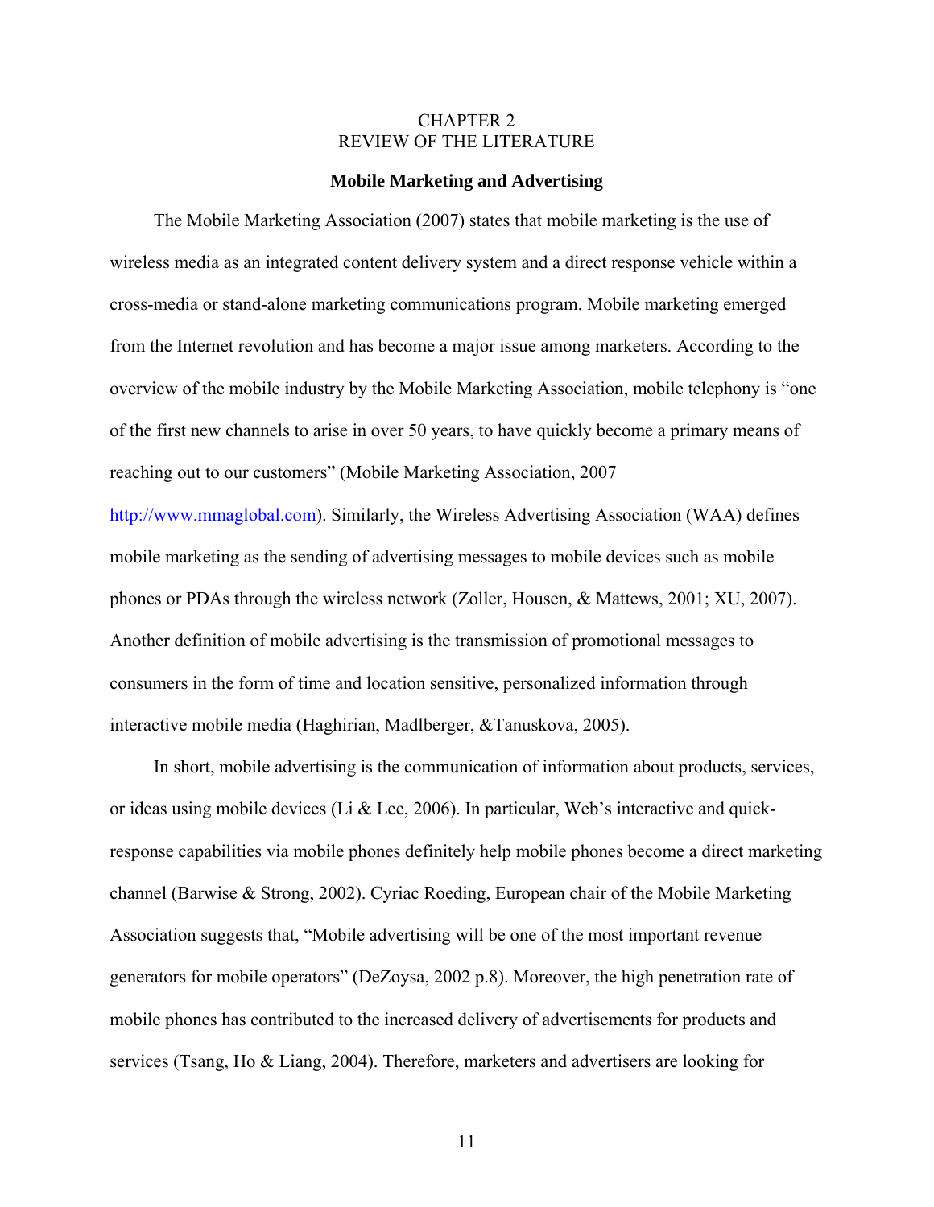# CHAPTER 2
# REVIEW OF THE LITERATURE

## Mobile Marketing and Advertising

The Mobile Marketing Association (2007) states that mobile marketing is the use of wireless media as an integrated content delivery system and a direct response vehicle within a cross-media or stand-alone marketing communications program. Mobile marketing emerged from the Internet revolution and has become a major issue among marketers. According to the overview of the mobile industry by the Mobile Marketing Association, mobile telephony is "one of the first new channels to arise in over 50 years, to have quickly become a primary means of reaching out to our customers" (Mobile Marketing Association, 2007 http://www.mmaglobal.com). Similarly, the Wireless Advertising Association (WAA) defines mobile marketing as the sending of advertising messages to mobile devices such as mobile phones or PDAs through the wireless network (Zoller, Housen, & Mattews, 2001; XU, 2007). Another definition of mobile advertising is the transmission of promotional messages to consumers in the form of time and location sensitive, personalized information through interactive mobile media (Haghirian, Madlberger, &Tanuskova, 2005).

In short, mobile advertising is the communication of information about products, services, or ideas using mobile devices (Li & Lee, 2006). In particular, Web's interactive and quick-response capabilities via mobile phones definitely help mobile phones become a direct marketing channel (Barwise & Strong, 2002). Cyriac Roeding, European chair of the Mobile Marketing Association suggests that, "Mobile advertising will be one of the most important revenue generators for mobile operators" (DeZoysa, 2002 p.8). Moreover, the high penetration rate of mobile phones has contributed to the increased delivery of advertisements for products and services (Tsang, Ho & Liang, 2004). Therefore, marketers and advertisers are looking for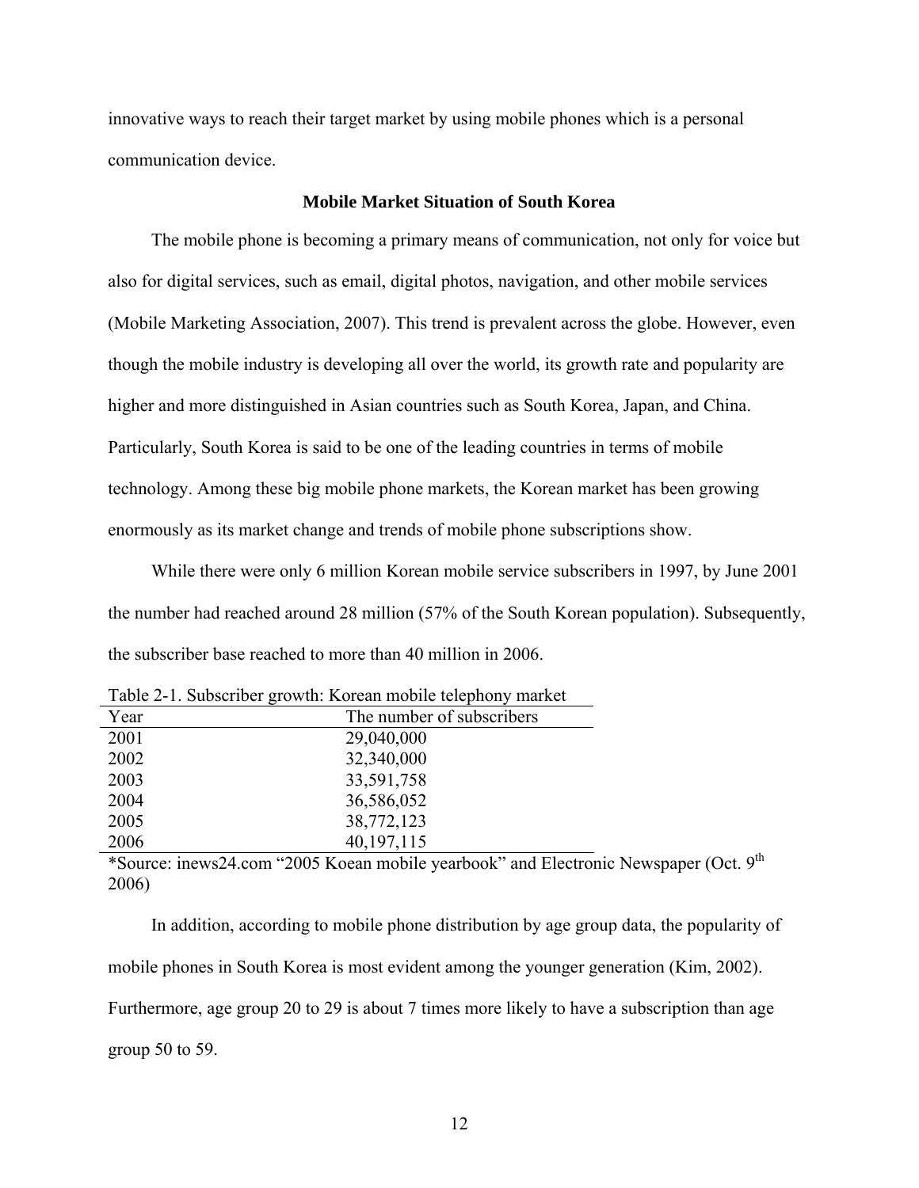innovative ways to reach their target market by using mobile phones which is a personal communication device.

### Mobile Market Situation of South Korea

The mobile phone is becoming a primary means of communication, not only for voice but also for digital services, such as email, digital photos, navigation, and other mobile services (Mobile Marketing Association, 2007). This trend is prevalent across the globe. However, even though the mobile industry is developing all over the world, its growth rate and popularity are higher and more distinguished in Asian countries such as South Korea, Japan, and China. Particularly, South Korea is said to be one of the leading countries in terms of mobile technology. Among these big mobile phone markets, the Korean market has been growing enormously as its market change and trends of mobile phone subscriptions show.

While there were only 6 million Korean mobile service subscribers in 1997, by June 2001 the number had reached around 28 million (57% of the South Korean population). Subsequently, the subscriber base reached to more than 40 million in 2006.

Table 2-1. Subscriber growth: Korean mobile telephony market

| Year | The number of subscribers |
|---|---|
| 2001 | 29,040,000 |
| 2002 | 32,340,000 |
| 2003 | 33,591,758 |
| 2004 | 36,586,052 |
| 2005 | 38,772,123 |
| 2006 | 40,197,115 |

*Source: inews24.com "2005 Koean mobile yearbook" and Electronic Newspaper (Oct. 9th 2006)

In addition, according to mobile phone distribution by age group data, the popularity of mobile phones in South Korea is most evident among the younger generation (Kim, 2002). Furthermore, age group 20 to 29 is about 7 times more likely to have a subscription than age group 50 to 59.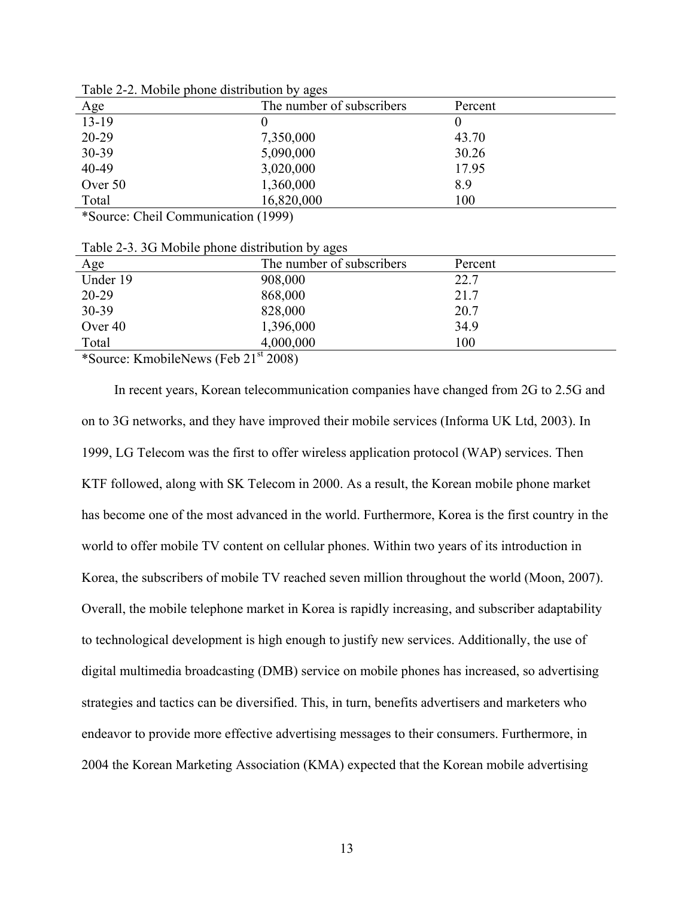Table 2-2. Mobile phone distribution by ages

| Age | The number of subscribers | Percent |
|---|---|---|
| 13-19 | 0 | 0 |
| 20-29 | 7,350,000 | 43.70 |
| 30-39 | 5,090,000 | 30.26 |
| 40-49 | 3,020,000 | 17.95 |
| Over 50 | 1,360,000 | 8.9 |
| Total | 16,820,000 | 100 |

*Source: Cheil Communication (1999)

Table 2-3. 3G Mobile phone distribution by ages

| Age | The number of subscribers | Percent |
|---|---|---|
| Under 19 | 908,000 | 22.7 |
| 20-29 | 868,000 | 21.7 |
| 30-39 | 828,000 | 20.7 |
| Over 40 | 1,396,000 | 34.9 |
| Total | 4,000,000 | 100 |

*Source: KmobileNews (Feb 21st 2008)

In recent years, Korean telecommunication companies have changed from 2G to 2.5G and on to 3G networks, and they have improved their mobile services (Informa UK Ltd, 2003). In 1999, LG Telecom was the first to offer wireless application protocol (WAP) services. Then KTF followed, along with SK Telecom in 2000. As a result, the Korean mobile phone market has become one of the most advanced in the world. Furthermore, Korea is the first country in the world to offer mobile TV content on cellular phones. Within two years of its introduction in Korea, the subscribers of mobile TV reached seven million throughout the world (Moon, 2007). Overall, the mobile telephone market in Korea is rapidly increasing, and subscriber adaptability to technological development is high enough to justify new services. Additionally, the use of digital multimedia broadcasting (DMB) service on mobile phones has increased, so advertising strategies and tactics can be diversified. This, in turn, benefits advertisers and marketers who endeavor to provide more effective advertising messages to their consumers. Furthermore, in 2004 the Korean Marketing Association (KMA) expected that the Korean mobile advertising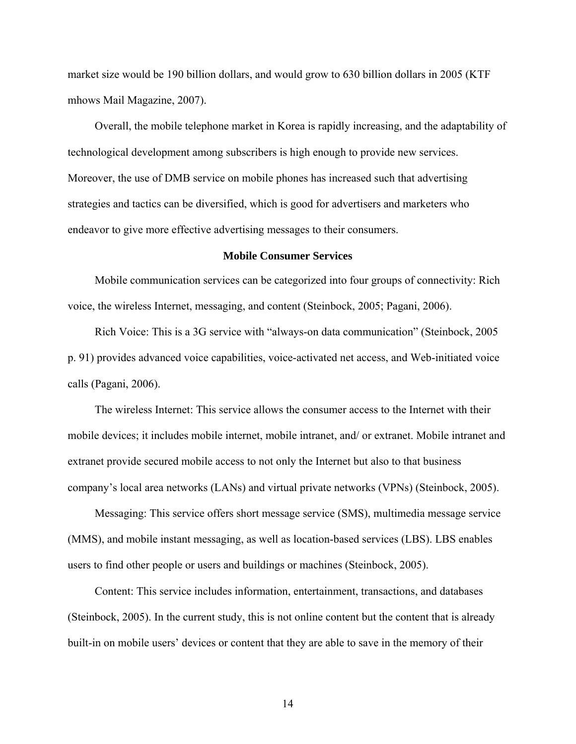market size would be 190 billion dollars, and would grow to 630 billion dollars in 2005 (KTF mhows Mail Magazine, 2007).

Overall, the mobile telephone market in Korea is rapidly increasing, and the adaptability of technological development among subscribers is high enough to provide new services. Moreover, the use of DMB service on mobile phones has increased such that advertising strategies and tactics can be diversified, which is good for advertisers and marketers who endeavor to give more effective advertising messages to their consumers.

### Mobile Consumer Services

Mobile communication services can be categorized into four groups of connectivity: Rich voice, the wireless Internet, messaging, and content (Steinbock, 2005; Pagani, 2006).

Rich Voice: This is a 3G service with "always-on data communication" (Steinbock, 2005 p. 91) provides advanced voice capabilities, voice-activated net access, and Web-initiated voice calls (Pagani, 2006).

The wireless Internet: This service allows the consumer access to the Internet with their mobile devices; it includes mobile internet, mobile intranet, and/ or extranet. Mobile intranet and extranet provide secured mobile access to not only the Internet but also to that business company's local area networks (LANs) and virtual private networks (VPNs) (Steinbock, 2005).

Messaging: This service offers short message service (SMS), multimedia message service (MMS), and mobile instant messaging, as well as location-based services (LBS). LBS enables users to find other people or users and buildings or machines (Steinbock, 2005).

Content: This service includes information, entertainment, transactions, and databases (Steinbock, 2005). In the current study, this is not online content but the content that is already built-in on mobile users' devices or content that they are able to save in the memory of their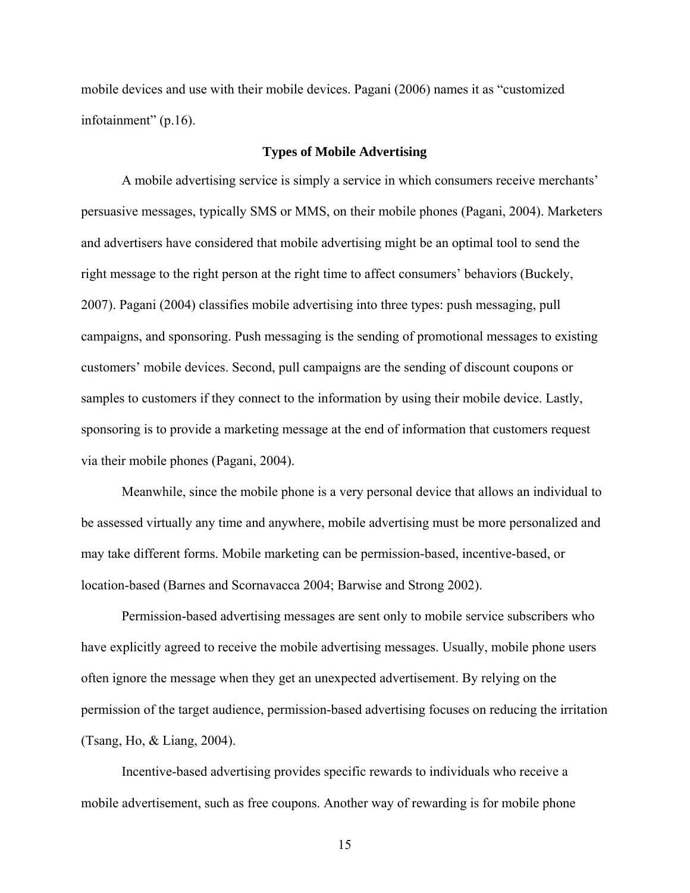mobile devices and use with their mobile devices. Pagani (2006) names it as "customized infotainment" (p.16).

## Types of Mobile Advertising

A mobile advertising service is simply a service in which consumers receive merchants' persuasive messages, typically SMS or MMS, on their mobile phones (Pagani, 2004). Marketers and advertisers have considered that mobile advertising might be an optimal tool to send the right message to the right person at the right time to affect consumers' behaviors (Buckely, 2007). Pagani (2004) classifies mobile advertising into three types: push messaging, pull campaigns, and sponsoring. Push messaging is the sending of promotional messages to existing customers' mobile devices. Second, pull campaigns are the sending of discount coupons or samples to customers if they connect to the information by using their mobile device. Lastly, sponsoring is to provide a marketing message at the end of information that customers request via their mobile phones (Pagani, 2004).

Meanwhile, since the mobile phone is a very personal device that allows an individual to be assessed virtually any time and anywhere, mobile advertising must be more personalized and may take different forms. Mobile marketing can be permission-based, incentive-based, or location-based (Barnes and Scornavacca 2004; Barwise and Strong 2002).

Permission-based advertising messages are sent only to mobile service subscribers who have explicitly agreed to receive the mobile advertising messages. Usually, mobile phone users often ignore the message when they get an unexpected advertisement. By relying on the permission of the target audience, permission-based advertising focuses on reducing the irritation (Tsang, Ho, & Liang, 2004).

Incentive-based advertising provides specific rewards to individuals who receive a mobile advertisement, such as free coupons. Another way of rewarding is for mobile phone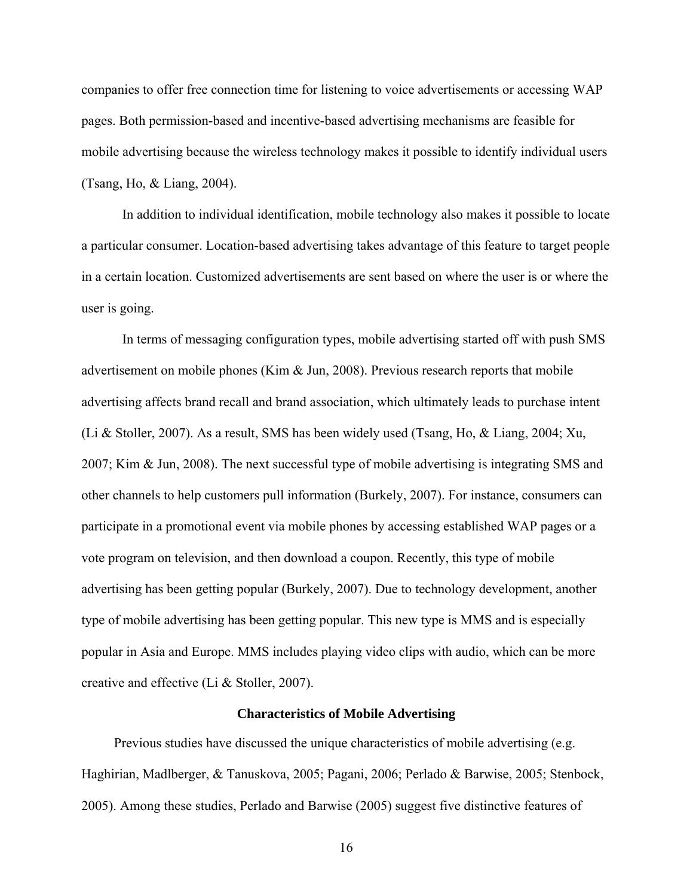companies to offer free connection time for listening to voice advertisements or accessing WAP pages. Both permission-based and incentive-based advertising mechanisms are feasible for mobile advertising because the wireless technology makes it possible to identify individual users (Tsang, Ho, & Liang, 2004).

In addition to individual identification, mobile technology also makes it possible to locate a particular consumer. Location-based advertising takes advantage of this feature to target people in a certain location. Customized advertisements are sent based on where the user is or where the user is going.

In terms of messaging configuration types, mobile advertising started off with push SMS advertisement on mobile phones (Kim & Jun, 2008). Previous research reports that mobile advertising affects brand recall and brand association, which ultimately leads to purchase intent (Li & Stoller, 2007). As a result, SMS has been widely used (Tsang, Ho, & Liang, 2004; Xu, 2007; Kim & Jun, 2008). The next successful type of mobile advertising is integrating SMS and other channels to help customers pull information (Burkely, 2007). For instance, consumers can participate in a promotional event via mobile phones by accessing established WAP pages or a vote program on television, and then download a coupon. Recently, this type of mobile advertising has been getting popular (Burkely, 2007). Due to technology development, another type of mobile advertising has been getting popular. This new type is MMS and is especially popular in Asia and Europe. MMS includes playing video clips with audio, which can be more creative and effective (Li & Stoller, 2007).

## Characteristics of Mobile Advertising

Previous studies have discussed the unique characteristics of mobile advertising (e.g. Haghirian, Madlberger, & Tanuskova, 2005; Pagani, 2006; Perlado & Barwise, 2005; Stenbock, 2005). Among these studies, Perlado and Barwise (2005) suggest five distinctive features of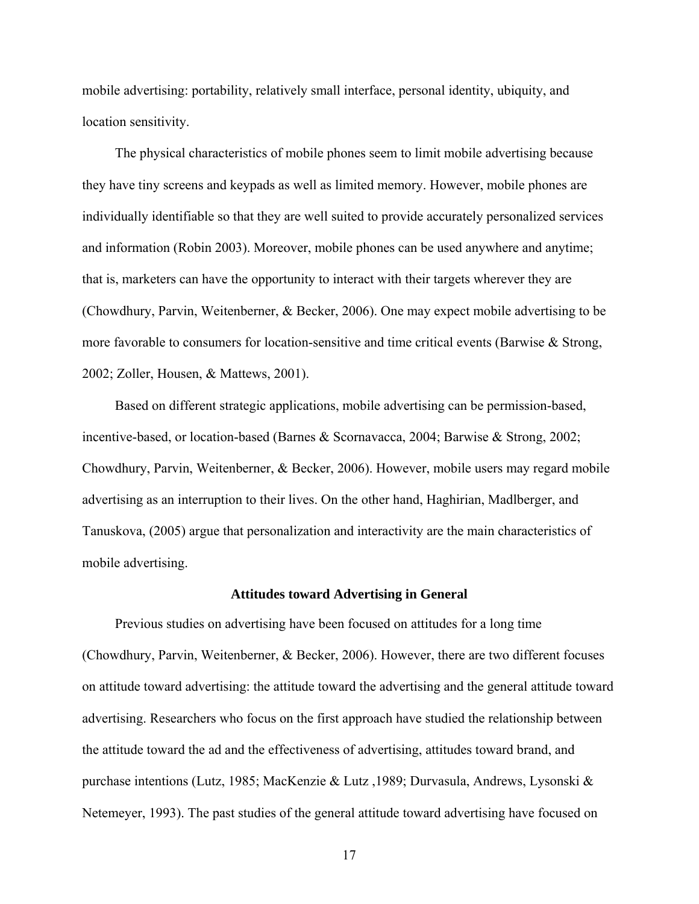mobile advertising: portability, relatively small interface, personal identity, ubiquity, and location sensitivity.

The physical characteristics of mobile phones seem to limit mobile advertising because they have tiny screens and keypads as well as limited memory. However, mobile phones are individually identifiable so that they are well suited to provide accurately personalized services and information (Robin 2003). Moreover, mobile phones can be used anywhere and anytime; that is, marketers can have the opportunity to interact with their targets wherever they are (Chowdhury, Parvin, Weitenberner, & Becker, 2006). One may expect mobile advertising to be more favorable to consumers for location-sensitive and time critical events (Barwise & Strong, 2002; Zoller, Housen, & Mattews, 2001).

Based on different strategic applications, mobile advertising can be permission-based, incentive-based, or location-based (Barnes & Scornavacca, 2004; Barwise & Strong, 2002; Chowdhury, Parvin, Weitenberner, & Becker, 2006). However, mobile users may regard mobile advertising as an interruption to their lives. On the other hand, Haghirian, Madlberger, and Tanuskova, (2005) argue that personalization and interactivity are the main characteristics of mobile advertising.

## Attitudes toward Advertising in General

Previous studies on advertising have been focused on attitudes for a long time (Chowdhury, Parvin, Weitenberner, & Becker, 2006). However, there are two different focuses on attitude toward advertising: the attitude toward the advertising and the general attitude toward advertising. Researchers who focus on the first approach have studied the relationship between the attitude toward the ad and the effectiveness of advertising, attitudes toward brand, and purchase intentions (Lutz, 1985; MacKenzie & Lutz ,1989; Durvasula, Andrews, Lysonski & Netemeyer, 1993). The past studies of the general attitude toward advertising have focused on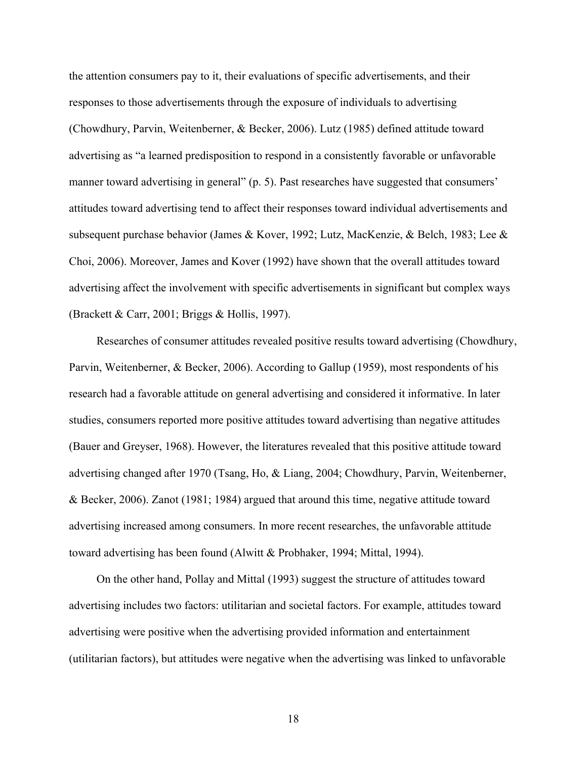the attention consumers pay to it, their evaluations of specific advertisements, and their responses to those advertisements through the exposure of individuals to advertising (Chowdhury, Parvin, Weitenberner, & Becker, 2006). Lutz (1985) defined attitude toward advertising as "a learned predisposition to respond in a consistently favorable or unfavorable manner toward advertising in general" (p. 5). Past researches have suggested that consumers' attitudes toward advertising tend to affect their responses toward individual advertisements and subsequent purchase behavior (James & Kover, 1992; Lutz, MacKenzie, & Belch, 1983; Lee & Choi, 2006). Moreover, James and Kover (1992) have shown that the overall attitudes toward advertising affect the involvement with specific advertisements in significant but complex ways (Brackett & Carr, 2001; Briggs & Hollis, 1997).

Researches of consumer attitudes revealed positive results toward advertising (Chowdhury, Parvin, Weitenberner, & Becker, 2006). According to Gallup (1959), most respondents of his research had a favorable attitude on general advertising and considered it informative. In later studies, consumers reported more positive attitudes toward advertising than negative attitudes (Bauer and Greyser, 1968). However, the literatures revealed that this positive attitude toward advertising changed after 1970 (Tsang, Ho, & Liang, 2004; Chowdhury, Parvin, Weitenberner, & Becker, 2006). Zanot (1981; 1984) argued that around this time, negative attitude toward advertising increased among consumers. In more recent researches, the unfavorable attitude toward advertising has been found (Alwitt & Probhaker, 1994; Mittal, 1994).

On the other hand, Pollay and Mittal (1993) suggest the structure of attitudes toward advertising includes two factors: utilitarian and societal factors. For example, attitudes toward advertising were positive when the advertising provided information and entertainment (utilitarian factors), but attitudes were negative when the advertising was linked to unfavorable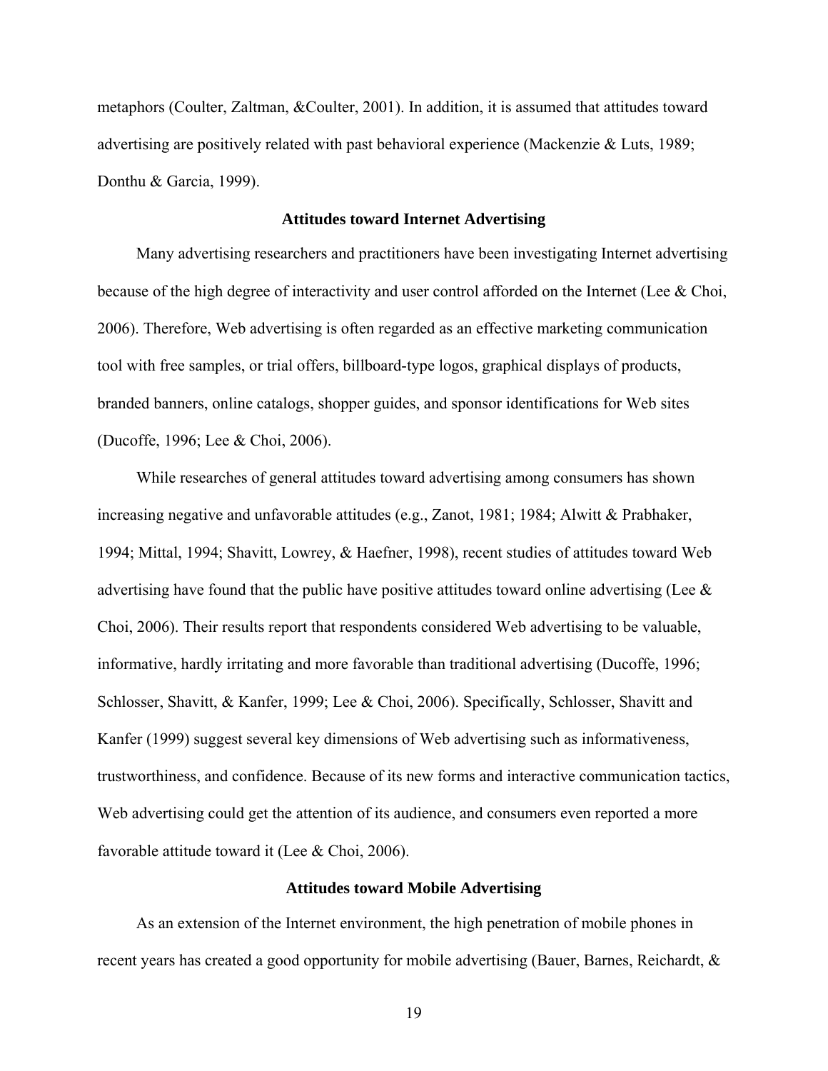metaphors (Coulter, Zaltman, &Coulter, 2001). In addition, it is assumed that attitudes toward advertising are positively related with past behavioral experience (Mackenzie & Luts, 1989; Donthu & Garcia, 1999).

## Attitudes toward Internet Advertising

Many advertising researchers and practitioners have been investigating Internet advertising because of the high degree of interactivity and user control afforded on the Internet (Lee & Choi, 2006). Therefore, Web advertising is often regarded as an effective marketing communication tool with free samples, or trial offers, billboard-type logos, graphical displays of products, branded banners, online catalogs, shopper guides, and sponsor identifications for Web sites (Ducoffe, 1996; Lee & Choi, 2006).

While researches of general attitudes toward advertising among consumers has shown increasing negative and unfavorable attitudes (e.g., Zanot, 1981; 1984; Alwitt & Prabhaker, 1994; Mittal, 1994; Shavitt, Lowrey, & Haefner, 1998), recent studies of attitudes toward Web advertising have found that the public have positive attitudes toward online advertising (Lee & Choi, 2006). Their results report that respondents considered Web advertising to be valuable, informative, hardly irritating and more favorable than traditional advertising (Ducoffe, 1996; Schlosser, Shavitt, & Kanfer, 1999; Lee & Choi, 2006). Specifically, Schlosser, Shavitt and Kanfer (1999) suggest several key dimensions of Web advertising such as informativeness, trustworthiness, and confidence. Because of its new forms and interactive communication tactics, Web advertising could get the attention of its audience, and consumers even reported a more favorable attitude toward it (Lee & Choi, 2006).

## Attitudes toward Mobile Advertising

As an extension of the Internet environment, the high penetration of mobile phones in recent years has created a good opportunity for mobile advertising (Bauer, Barnes, Reichardt, &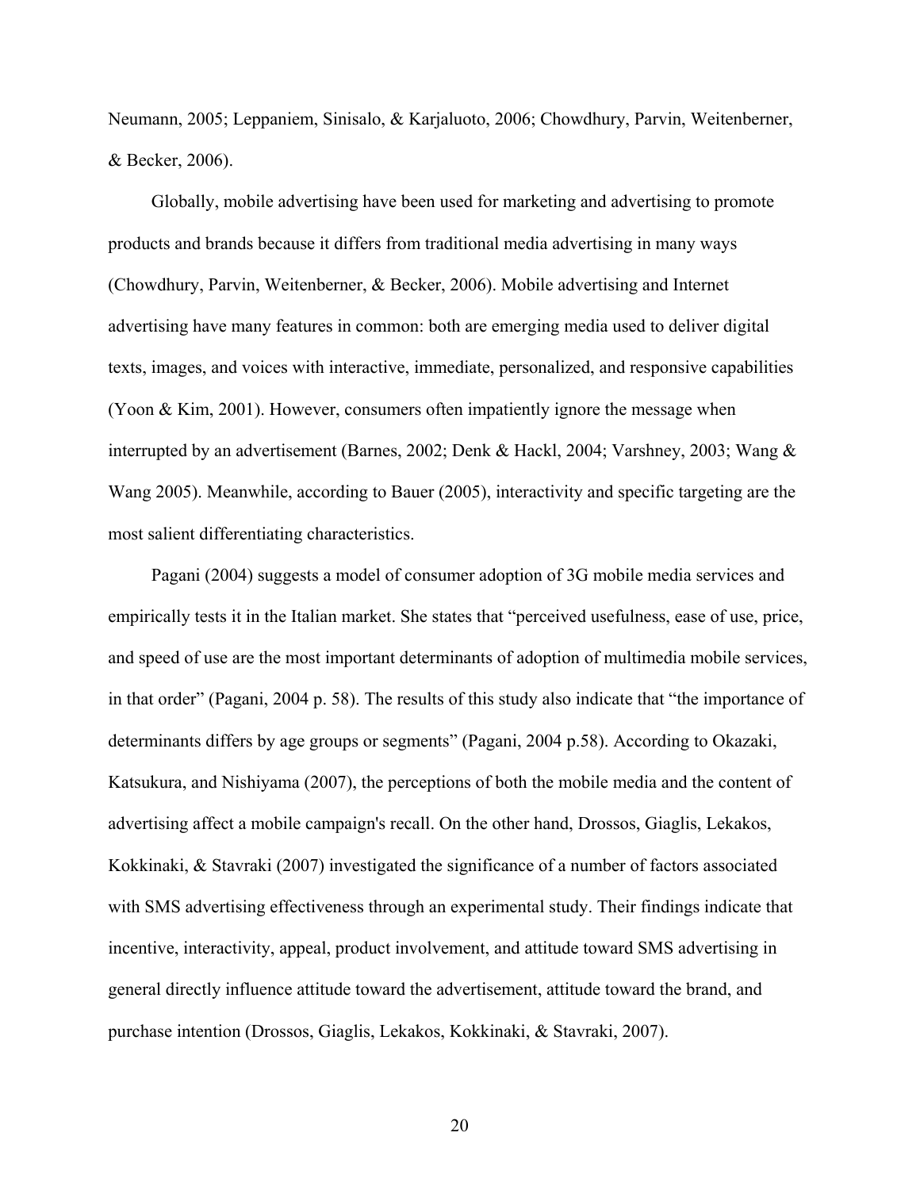Neumann, 2005; Leppaniem, Sinisalo, & Karjaluoto, 2006; Chowdhury, Parvin, Weitenberner, & Becker, 2006).

Globally, mobile advertising have been used for marketing and advertising to promote products and brands because it differs from traditional media advertising in many ways (Chowdhury, Parvin, Weitenberner, & Becker, 2006). Mobile advertising and Internet advertising have many features in common: both are emerging media used to deliver digital texts, images, and voices with interactive, immediate, personalized, and responsive capabilities (Yoon & Kim, 2001). However, consumers often impatiently ignore the message when interrupted by an advertisement (Barnes, 2002; Denk & Hackl, 2004; Varshney, 2003; Wang & Wang 2005). Meanwhile, according to Bauer (2005), interactivity and specific targeting are the most salient differentiating characteristics.

Pagani (2004) suggests a model of consumer adoption of 3G mobile media services and empirically tests it in the Italian market. She states that "perceived usefulness, ease of use, price, and speed of use are the most important determinants of adoption of multimedia mobile services, in that order" (Pagani, 2004 p. 58). The results of this study also indicate that "the importance of determinants differs by age groups or segments" (Pagani, 2004 p.58). According to Okazaki, Katsukura, and Nishiyama (2007), the perceptions of both the mobile media and the content of advertising affect a mobile campaign's recall. On the other hand, Drossos, Giaglis, Lekakos, Kokkinaki, & Stavraki (2007) investigated the significance of a number of factors associated with SMS advertising effectiveness through an experimental study. Their findings indicate that incentive, interactivity, appeal, product involvement, and attitude toward SMS advertising in general directly influence attitude toward the advertisement, attitude toward the brand, and purchase intention (Drossos, Giaglis, Lekakos, Kokkinaki, & Stavraki, 2007).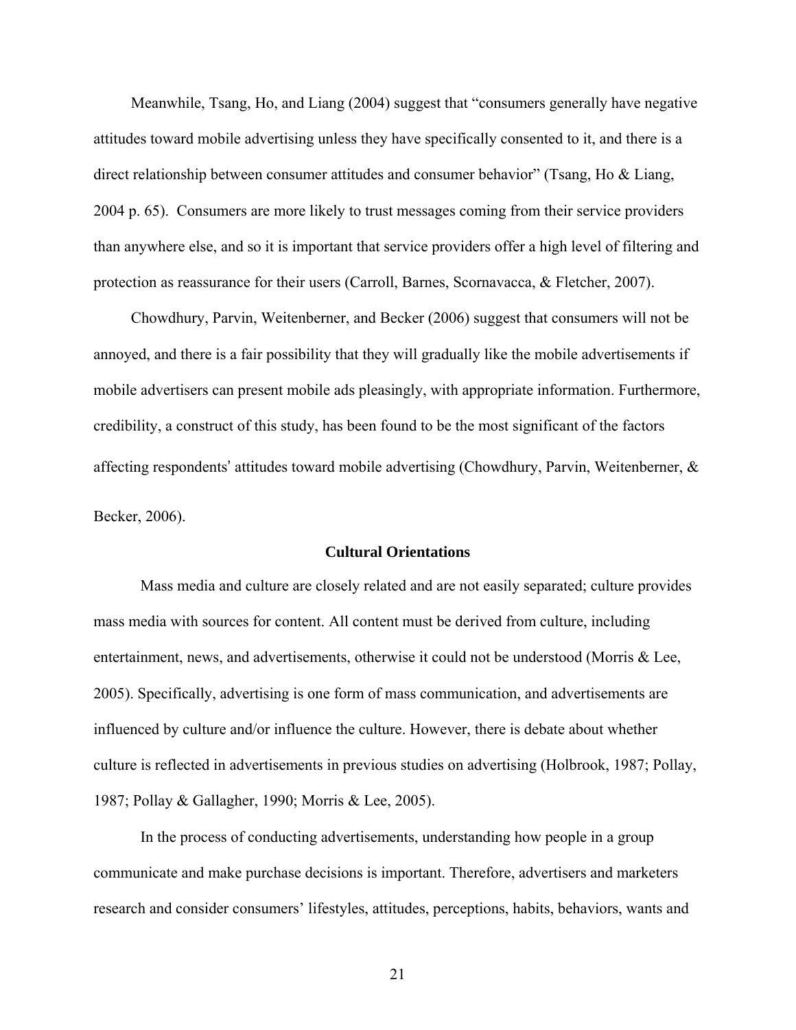Meanwhile, Tsang, Ho, and Liang (2004) suggest that "consumers generally have negative attitudes toward mobile advertising unless they have specifically consented to it, and there is a direct relationship between consumer attitudes and consumer behavior" (Tsang, Ho & Liang, 2004 p. 65). Consumers are more likely to trust messages coming from their service providers than anywhere else, and so it is important that service providers offer a high level of filtering and protection as reassurance for their users (Carroll, Barnes, Scornavacca, & Fletcher, 2007).

Chowdhury, Parvin, Weitenberner, and Becker (2006) suggest that consumers will not be annoyed, and there is a fair possibility that they will gradually like the mobile advertisements if mobile advertisers can present mobile ads pleasingly, with appropriate information. Furthermore, credibility, a construct of this study, has been found to be the most significant of the factors affecting respondents' attitudes toward mobile advertising (Chowdhury, Parvin, Weitenberner, & Becker, 2006).

## Cultural Orientations

Mass media and culture are closely related and are not easily separated; culture provides mass media with sources for content. All content must be derived from culture, including entertainment, news, and advertisements, otherwise it could not be understood (Morris & Lee, 2005). Specifically, advertising is one form of mass communication, and advertisements are influenced by culture and/or influence the culture. However, there is debate about whether culture is reflected in advertisements in previous studies on advertising (Holbrook, 1987; Pollay, 1987; Pollay & Gallagher, 1990; Morris & Lee, 2005).

In the process of conducting advertisements, understanding how people in a group communicate and make purchase decisions is important. Therefore, advertisers and marketers research and consider consumers' lifestyles, attitudes, perceptions, habits, behaviors, wants and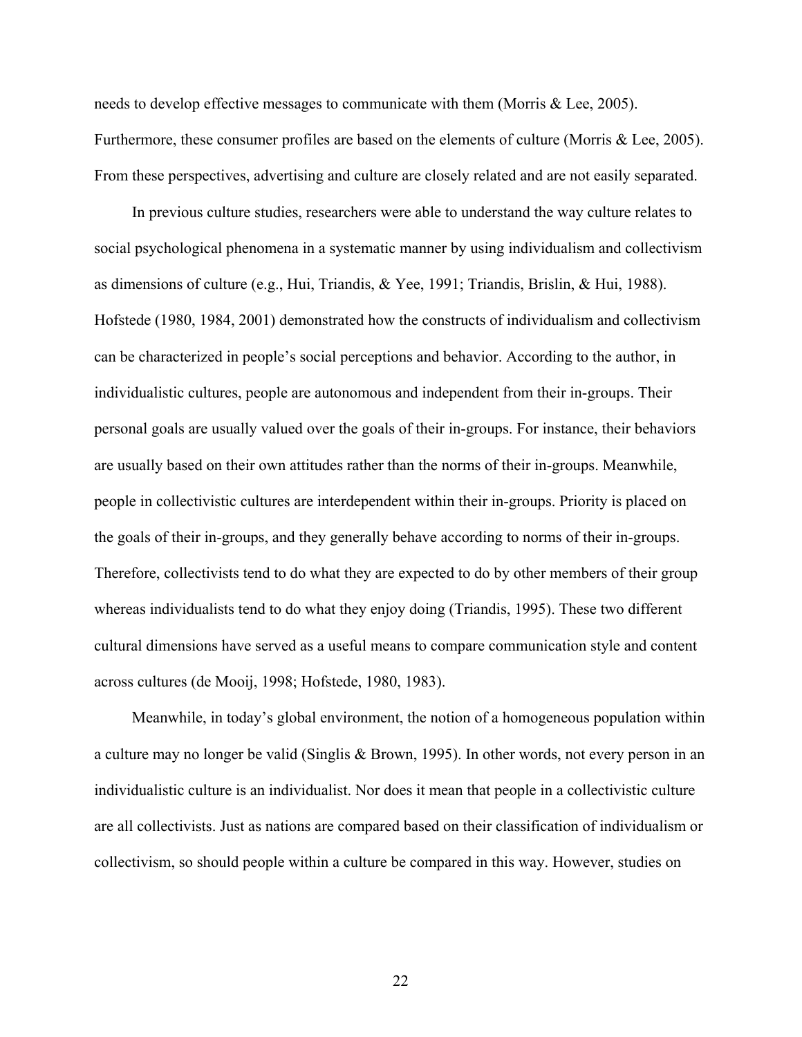needs to develop effective messages to communicate with them (Morris & Lee, 2005). Furthermore, these consumer profiles are based on the elements of culture (Morris & Lee, 2005). From these perspectives, advertising and culture are closely related and are not easily separated.

In previous culture studies, researchers were able to understand the way culture relates to social psychological phenomena in a systematic manner by using individualism and collectivism as dimensions of culture (e.g., Hui, Triandis, & Yee, 1991; Triandis, Brislin, & Hui, 1988). Hofstede (1980, 1984, 2001) demonstrated how the constructs of individualism and collectivism can be characterized in people's social perceptions and behavior. According to the author, in individualistic cultures, people are autonomous and independent from their in-groups. Their personal goals are usually valued over the goals of their in-groups. For instance, their behaviors are usually based on their own attitudes rather than the norms of their in-groups. Meanwhile, people in collectivistic cultures are interdependent within their in-groups. Priority is placed on the goals of their in-groups, and they generally behave according to norms of their in-groups. Therefore, collectivists tend to do what they are expected to do by other members of their group whereas individualists tend to do what they enjoy doing (Triandis, 1995). These two different cultural dimensions have served as a useful means to compare communication style and content across cultures (de Mooij, 1998; Hofstede, 1980, 1983).

Meanwhile, in today's global environment, the notion of a homogeneous population within a culture may no longer be valid (Singlis & Brown, 1995). In other words, not every person in an individualistic culture is an individualist. Nor does it mean that people in a collectivistic culture are all collectivists. Just as nations are compared based on their classification of individualism or collectivism, so should people within a culture be compared in this way. However, studies on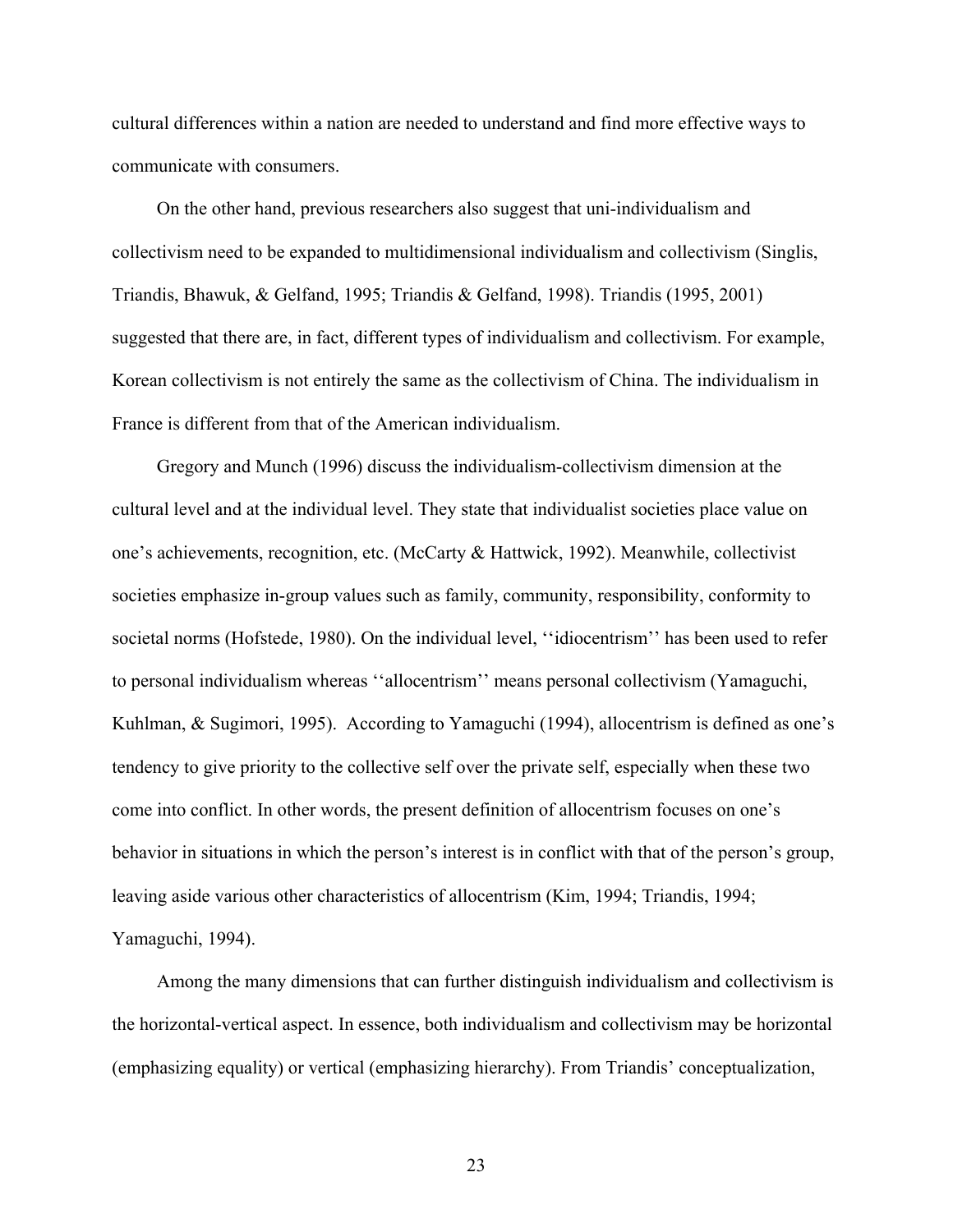cultural differences within a nation are needed to understand and find more effective ways to communicate with consumers.

On the other hand, previous researchers also suggest that uni-individualism and collectivism need to be expanded to multidimensional individualism and collectivism (Singlis, Triandis, Bhawuk, & Gelfand, 1995; Triandis & Gelfand, 1998). Triandis (1995, 2001) suggested that there are, in fact, different types of individualism and collectivism. For example, Korean collectivism is not entirely the same as the collectivism of China. The individualism in France is different from that of the American individualism.

Gregory and Munch (1996) discuss the individualism-collectivism dimension at the cultural level and at the individual level. They state that individualist societies place value on one's achievements, recognition, etc. (McCarty & Hattwick, 1992). Meanwhile, collectivist societies emphasize in-group values such as family, community, responsibility, conformity to societal norms (Hofstede, 1980). On the individual level, ''idiocentrism'' has been used to refer to personal individualism whereas ''allocentrism'' means personal collectivism (Yamaguchi, Kuhlman, & Sugimori, 1995). According to Yamaguchi (1994), allocentrism is defined as one's tendency to give priority to the collective self over the private self, especially when these two come into conflict. In other words, the present definition of allocentrism focuses on one's behavior in situations in which the person's interest is in conflict with that of the person's group, leaving aside various other characteristics of allocentrism (Kim, 1994; Triandis, 1994; Yamaguchi, 1994).

Among the many dimensions that can further distinguish individualism and collectivism is the horizontal-vertical aspect. In essence, both individualism and collectivism may be horizontal (emphasizing equality) or vertical (emphasizing hierarchy). From Triandis' conceptualization,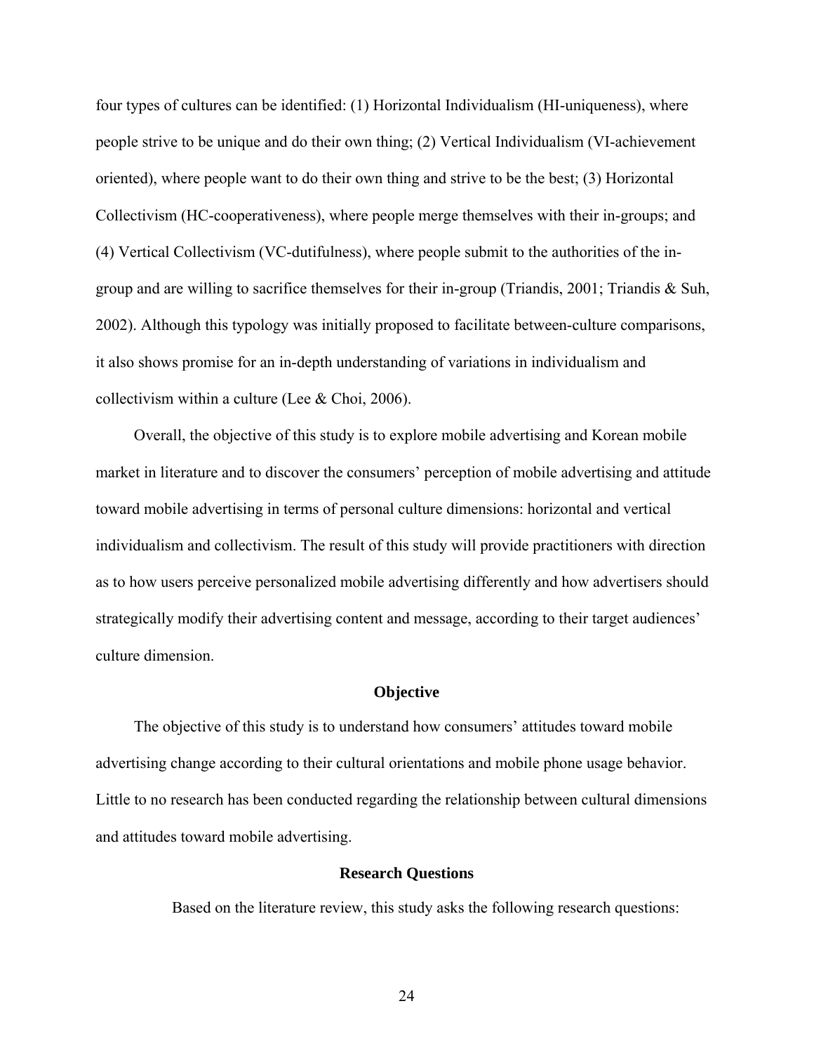four types of cultures can be identified: (1) Horizontal Individualism (HI-uniqueness), where people strive to be unique and do their own thing; (2) Vertical Individualism (VI-achievement oriented), where people want to do their own thing and strive to be the best; (3) Horizontal Collectivism (HC-cooperativeness), where people merge themselves with their in-groups; and (4) Vertical Collectivism (VC-dutifulness), where people submit to the authorities of the in-group and are willing to sacrifice themselves for their in-group (Triandis, 2001; Triandis & Suh, 2002). Although this typology was initially proposed to facilitate between-culture comparisons, it also shows promise for an in-depth understanding of variations in individualism and collectivism within a culture (Lee & Choi, 2006).

Overall, the objective of this study is to explore mobile advertising and Korean mobile market in literature and to discover the consumers' perception of mobile advertising and attitude toward mobile advertising in terms of personal culture dimensions: horizontal and vertical individualism and collectivism. The result of this study will provide practitioners with direction as to how users perceive personalized mobile advertising differently and how advertisers should strategically modify their advertising content and message, according to their target audiences' culture dimension.

## Objective

The objective of this study is to understand how consumers' attitudes toward mobile advertising change according to their cultural orientations and mobile phone usage behavior. Little to no research has been conducted regarding the relationship between cultural dimensions and attitudes toward mobile advertising.

## Research Questions

Based on the literature review, this study asks the following research questions: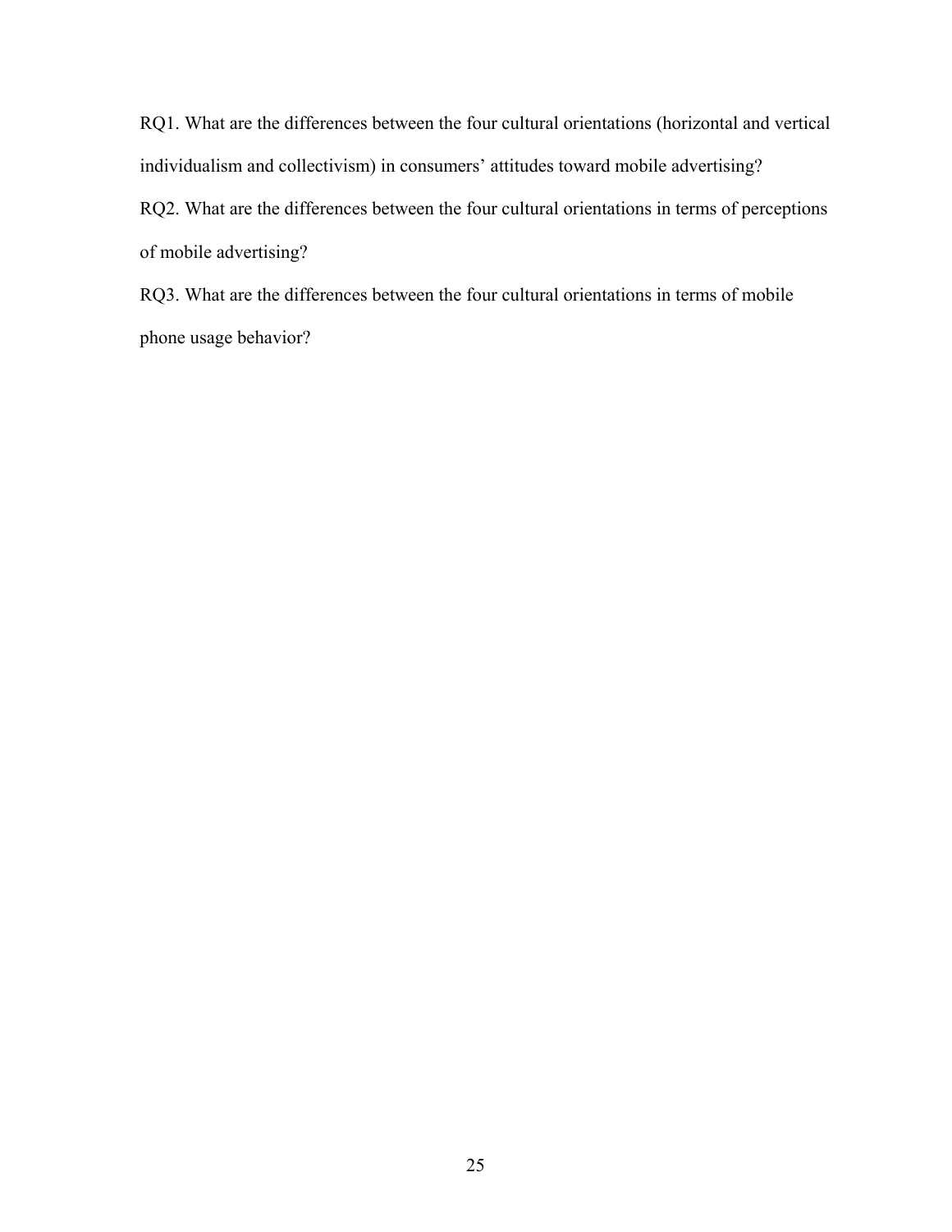RQ1. What are the differences between the four cultural orientations (horizontal and vertical individualism and collectivism) in consumers' attitudes toward mobile advertising?

RQ2. What are the differences between the four cultural orientations in terms of perceptions of mobile advertising?

RQ3. What are the differences between the four cultural orientations in terms of mobile phone usage behavior?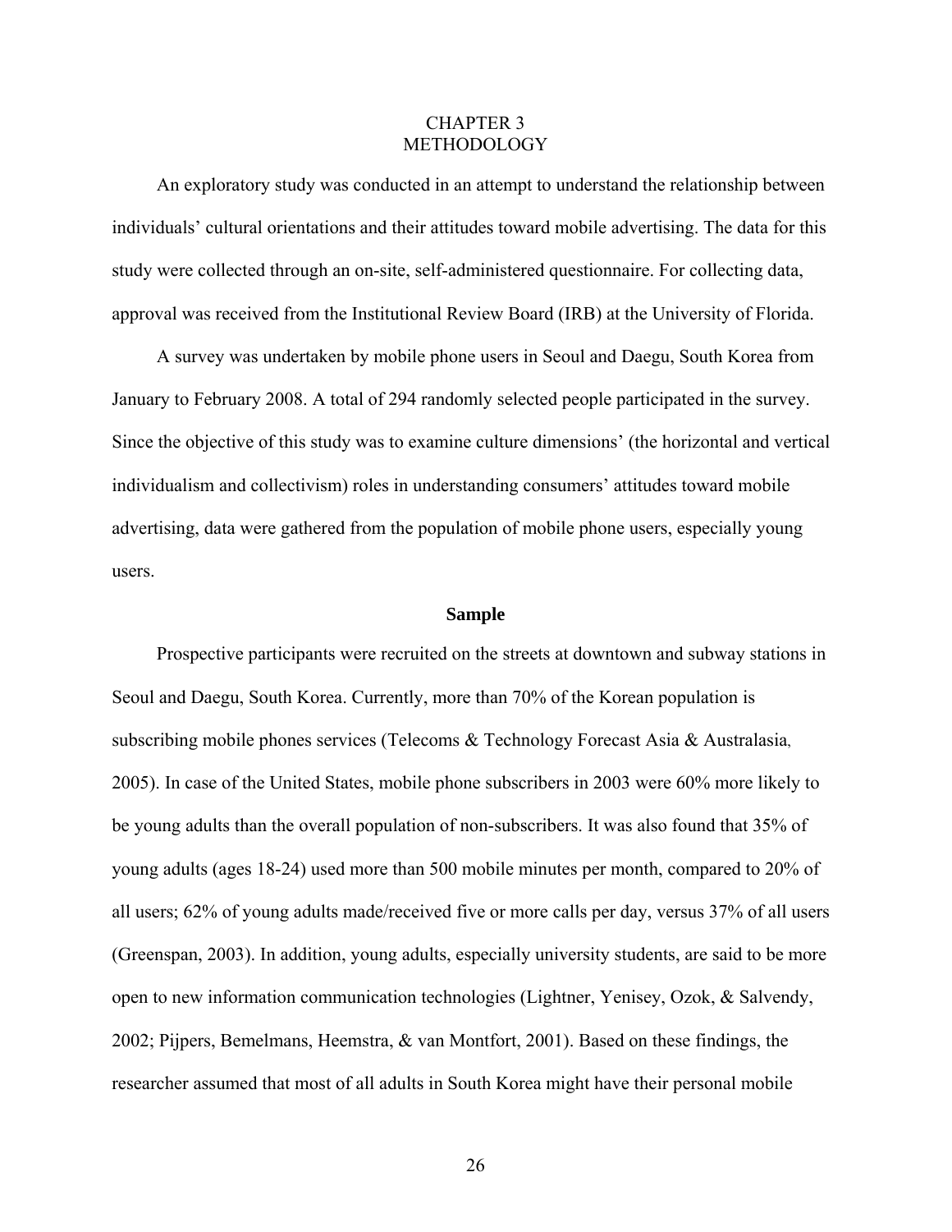# CHAPTER 3
# METHODOLOGY

An exploratory study was conducted in an attempt to understand the relationship between individuals' cultural orientations and their attitudes toward mobile advertising. The data for this study were collected through an on-site, self-administered questionnaire. For collecting data, approval was received from the Institutional Review Board (IRB) at the University of Florida.

A survey was undertaken by mobile phone users in Seoul and Daegu, South Korea from January to February 2008. A total of 294 randomly selected people participated in the survey. Since the objective of this study was to examine culture dimensions' (the horizontal and vertical individualism and collectivism) roles in understanding consumers' attitudes toward mobile advertising, data were gathered from the population of mobile phone users, especially young users.

## Sample

Prospective participants were recruited on the streets at downtown and subway stations in Seoul and Daegu, South Korea. Currently, more than 70% of the Korean population is subscribing mobile phones services (Telecoms & Technology Forecast Asia & Australasia, 2005). In case of the United States, mobile phone subscribers in 2003 were 60% more likely to be young adults than the overall population of non-subscribers. It was also found that 35% of young adults (ages 18-24) used more than 500 mobile minutes per month, compared to 20% of all users; 62% of young adults made/received five or more calls per day, versus 37% of all users (Greenspan, 2003). In addition, young adults, especially university students, are said to be more open to new information communication technologies (Lightner, Yenisey, Ozok, & Salvendy, 2002; Pijpers, Bemelmans, Heemstra, & van Montfort, 2001). Based on these findings, the researcher assumed that most of all adults in South Korea might have their personal mobile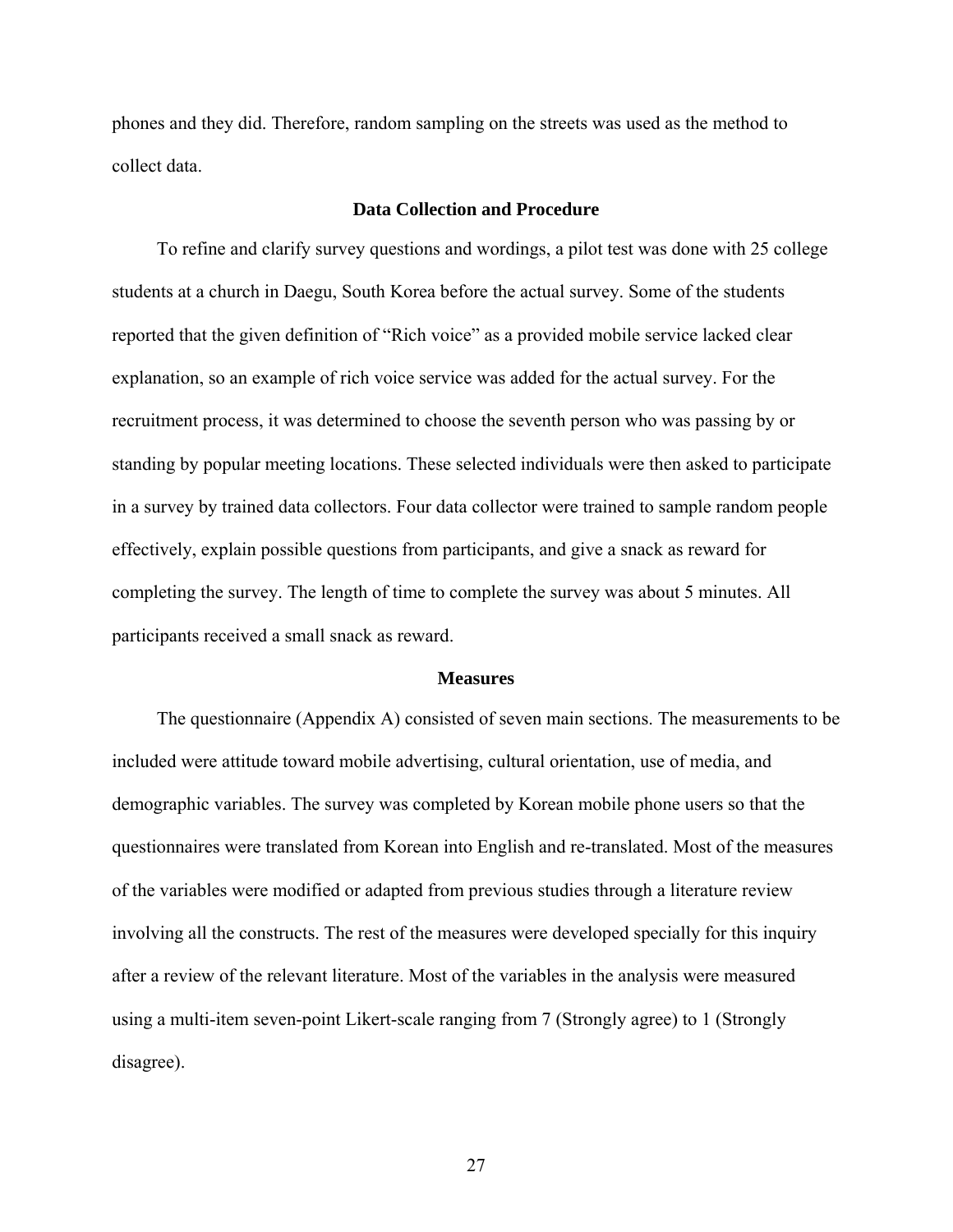phones and they did. Therefore, random sampling on the streets was used as the method to collect data.

## Data Collection and Procedure

To refine and clarify survey questions and wordings, a pilot test was done with 25 college students at a church in Daegu, South Korea before the actual survey. Some of the students reported that the given definition of "Rich voice" as a provided mobile service lacked clear explanation, so an example of rich voice service was added for the actual survey. For the recruitment process, it was determined to choose the seventh person who was passing by or standing by popular meeting locations. These selected individuals were then asked to participate in a survey by trained data collectors. Four data collector were trained to sample random people effectively, explain possible questions from participants, and give a snack as reward for completing the survey. The length of time to complete the survey was about 5 minutes. All participants received a small snack as reward.

## Measures

The questionnaire (Appendix A) consisted of seven main sections. The measurements to be included were attitude toward mobile advertising, cultural orientation, use of media, and demographic variables. The survey was completed by Korean mobile phone users so that the questionnaires were translated from Korean into English and re-translated. Most of the measures of the variables were modified or adapted from previous studies through a literature review involving all the constructs. The rest of the measures were developed specially for this inquiry after a review of the relevant literature. Most of the variables in the analysis were measured using a multi-item seven-point Likert-scale ranging from 7 (Strongly agree) to 1 (Strongly disagree).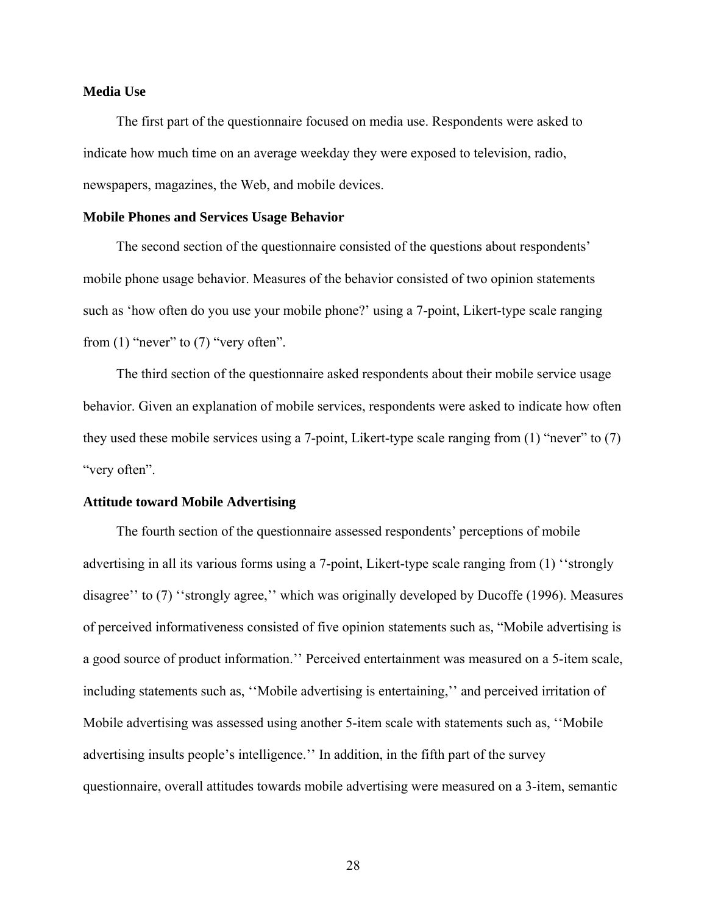**Media Use**

The first part of the questionnaire focused on media use. Respondents were asked to indicate how much time on an average weekday they were exposed to television, radio, newspapers, magazines, the Web, and mobile devices.

**Mobile Phones and Services Usage Behavior**

The second section of the questionnaire consisted of the questions about respondents' mobile phone usage behavior. Measures of the behavior consisted of two opinion statements such as 'how often do you use your mobile phone?' using a 7-point, Likert-type scale ranging from (1) "never" to (7) "very often".

The third section of the questionnaire asked respondents about their mobile service usage behavior. Given an explanation of mobile services, respondents were asked to indicate how often they used these mobile services using a 7-point, Likert-type scale ranging from (1) "never" to (7) "very often".

**Attitude toward Mobile Advertising**

The fourth section of the questionnaire assessed respondents' perceptions of mobile advertising in all its various forms using a 7-point, Likert-type scale ranging from (1) ''strongly disagree'' to (7) ''strongly agree,'' which was originally developed by Ducoffe (1996). Measures of perceived informativeness consisted of five opinion statements such as, "Mobile advertising is a good source of product information.'' Perceived entertainment was measured on a 5-item scale, including statements such as, ''Mobile advertising is entertaining,'' and perceived irritation of Mobile advertising was assessed using another 5-item scale with statements such as, ''Mobile advertising insults people's intelligence.'' In addition, in the fifth part of the survey questionnaire, overall attitudes towards mobile advertising were measured on a 3-item, semantic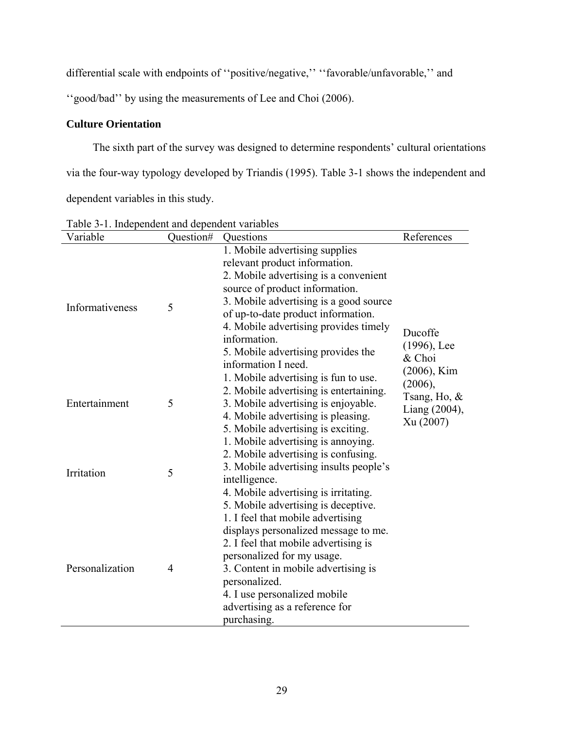differential scale with endpoints of ''positive/negative,'' ''favorable/unfavorable,'' and ''good/bad'' by using the measurements of Lee and Choi (2006).

**Culture Orientation**

The sixth part of the survey was designed to determine respondents' cultural orientations via the four-way typology developed by Triandis (1995). Table 3-1 shows the independent and dependent variables in this study.

Table 3-1. Independent and dependent variables

| Variable | Question# | Questions | References |
|---|---|---|---|
| Informativeness | 5 | 1. Mobile advertising supplies relevant product information.<br>2. Mobile advertising is a convenient source of product information.<br>3. Mobile advertising is a good source of up-to-date product information.<br>4. Mobile advertising provides timely information.<br>5. Mobile advertising provides the information I need. | Ducoffe (1996), Lee & Choi (2006), Kim (2006), Tsang, Ho, & Liang (2004), Xu (2007) |
| Entertainment | 5 | 1. Mobile advertising is fun to use.<br>2. Mobile advertising is entertaining.<br>3. Mobile advertising is enjoyable.<br>4. Mobile advertising is pleasing.<br>5. Mobile advertising is exciting. | |
| Irritation | 5 | 1. Mobile advertising is annoying.<br>2. Mobile advertising is confusing.<br>3. Mobile advertising insults people's intelligence.<br>4. Mobile advertising is irritating.<br>5. Mobile advertising is deceptive. | |
| Personalization | 4 | 1. I feel that mobile advertising displays personalized message to me.<br>2. I feel that mobile advertising is personalized for my usage.<br>3. Content in mobile advertising is personalized.<br>4. I use personalized mobile advertising as a reference for purchasing. | |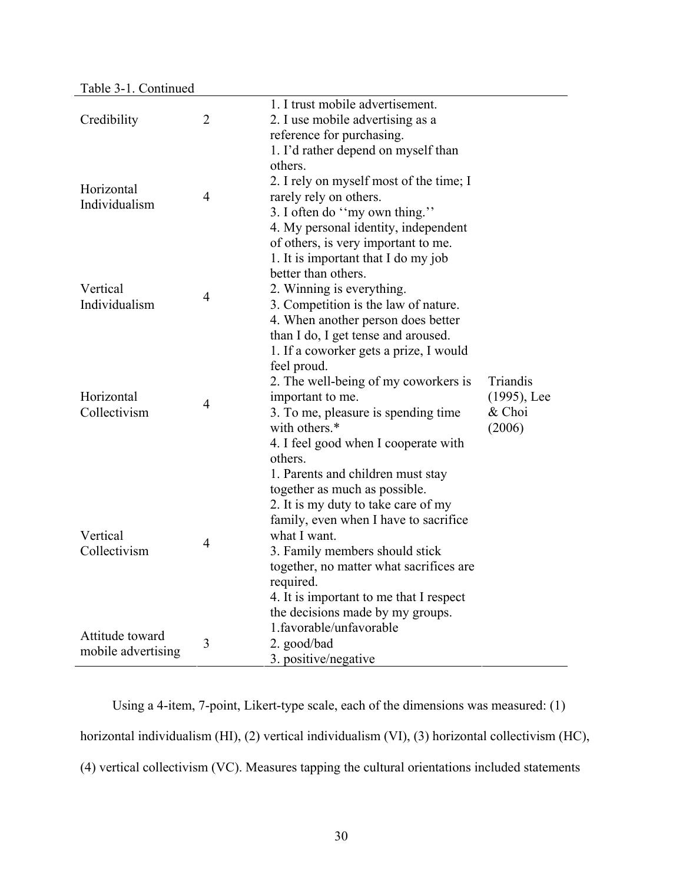Table 3-1. Continued

| | | | |
|---|---|---|---|
| Credibility | 2 | 1. I trust mobile advertisement.<br>2. I use mobile advertising as a reference for purchasing. | |
| Horizontal Individualism | 4 | 1. I'd rather depend on myself than others.<br>2. I rely on myself most of the time; I rarely rely on others.<br>3. I often do ''my own thing.''<br>4. My personal identity, independent of others, is very important to me. | |
| Vertical Individualism | 4 | 1. It is important that I do my job better than others.<br>2. Winning is everything.<br>3. Competition is the law of nature.<br>4. When another person does better than I do, I get tense and aroused. | |
| Horizontal Collectivism | 4 | 1. If a coworker gets a prize, I would feel proud.<br>2. The well-being of my coworkers is important to me.<br>3. To me, pleasure is spending time with others.*<br>4. I feel good when I cooperate with others. | Triandis (1995), Lee & Choi (2006) |
| Vertical Collectivism | 4 | 1. Parents and children must stay together as much as possible.<br>2. It is my duty to take care of my family, even when I have to sacrifice what I want.<br>3. Family members should stick together, no matter what sacrifices are required.<br>4. It is important to me that I respect the decisions made by my groups. | |
| Attitude toward mobile advertising | 3 | 1.favorable/unfavorable<br>2. good/bad<br>3. positive/negative | |

Using a 4-item, 7-point, Likert-type scale, each of the dimensions was measured: (1) horizontal individualism (HI), (2) vertical individualism (VI), (3) horizontal collectivism (HC), (4) vertical collectivism (VC). Measures tapping the cultural orientations included statements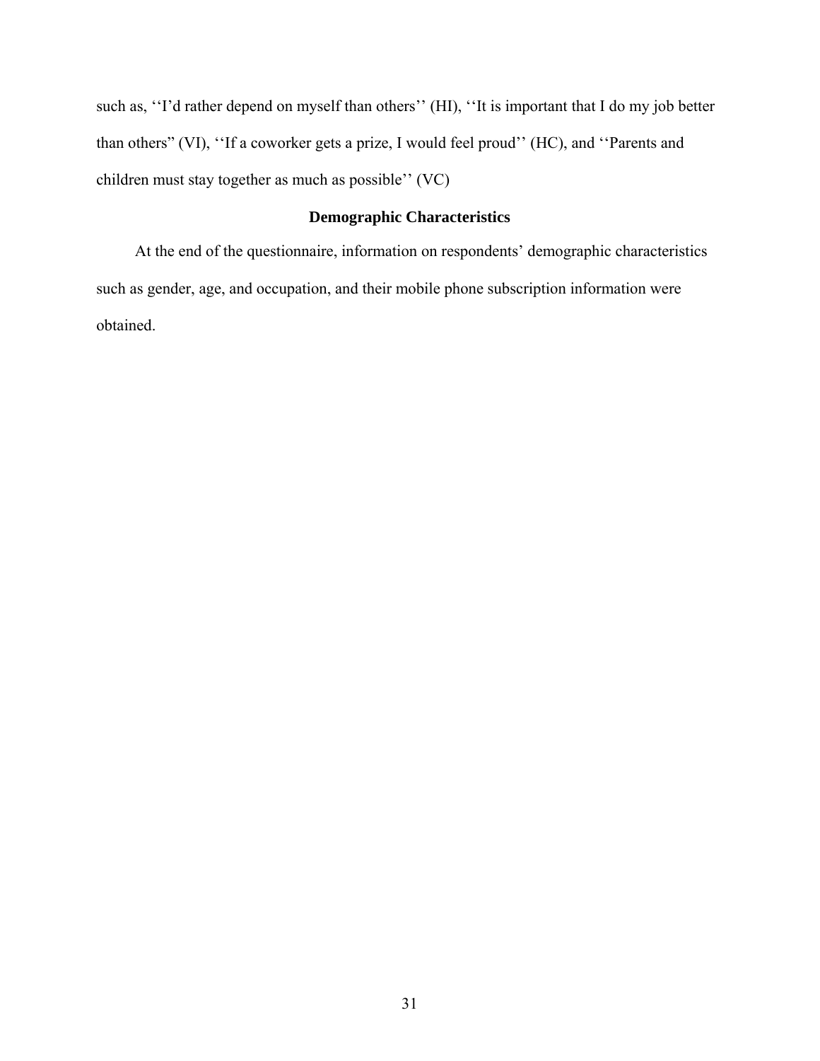such as, ‘‘I’d rather depend on myself than others’’ (HI), ‘‘It is important that I do my job better than others” (VI), ‘‘If a coworker gets a prize, I would feel proud’’ (HC), and ‘‘Parents and children must stay together as much as possible’’ (VC)

### Demographic Characteristics

At the end of the questionnaire, information on respondents’ demographic characteristics such as gender, age, and occupation, and their mobile phone subscription information were obtained.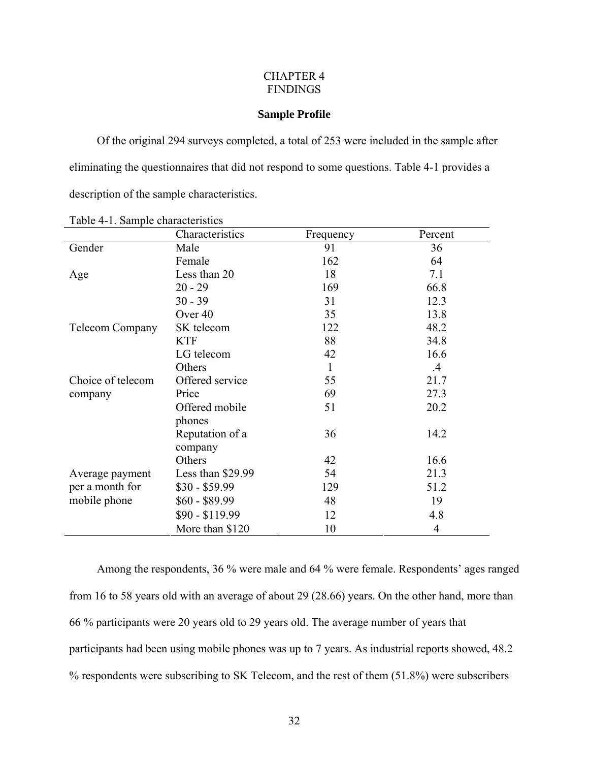# CHAPTER 4
# FINDINGS

## Sample Profile

Of the original 294 surveys completed, a total of 253 were included in the sample after eliminating the questionnaires that did not respond to some questions. Table 4-1 provides a description of the sample characteristics.

Table 4-1. Sample characteristics

| | Characteristics | Frequency | Percent |
|---|---|---|---|
| Gender | Male | 91 | 36 |
| | Female | 162 | 64 |
| Age | Less than 20 | 18 | 7.1 |
| | 20 - 29 | 169 | 66.8 |
| | 30 - 39 | 31 | 12.3 |
| | Over 40 | 35 | 13.8 |
| Telecom Company | SK telecom | 122 | 48.2 |
| | KTF | 88 | 34.8 |
| | LG telecom | 42 | 16.6 |
| | Others | 1 | .4 |
| Choice of telecom company | Offered service | 55 | 21.7 |
| | Price | 69 | 27.3 |
| | Offered mobile phones | 51 | 20.2 |
| | Reputation of a company | 36 | 14.2 |
| | Others | 42 | 16.6 |
| Average payment per a month for mobile phone | Less than $29.99 | 54 | 21.3 |
| | $30 - $59.99 | 129 | 51.2 |
| | $60 - $89.99 | 48 | 19 |
| | $90 - $119.99 | 12 | 4.8 |
| | More than $120 | 10 | 4 |

Among the respondents, 36 % were male and 64 % were female. Respondents' ages ranged from 16 to 58 years old with an average of about 29 (28.66) years. On the other hand, more than 66 % participants were 20 years old to 29 years old. The average number of years that participants had been using mobile phones was up to 7 years. As industrial reports showed, 48.2 % respondents were subscribing to SK Telecom, and the rest of them (51.8%) were subscribers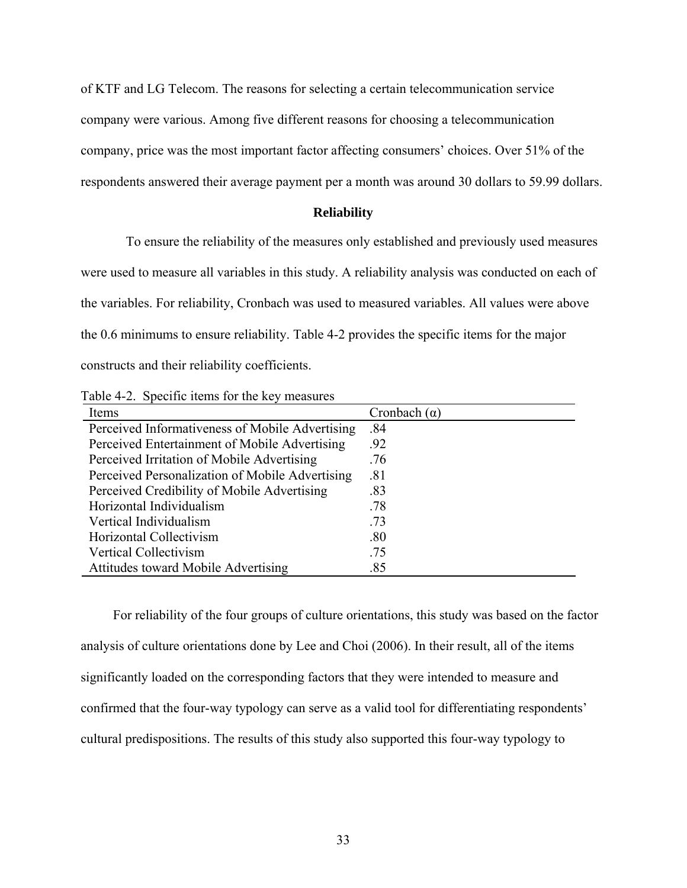of KTF and LG Telecom. The reasons for selecting a certain telecommunication service company were various. Among five different reasons for choosing a telecommunication company, price was the most important factor affecting consumers' choices. Over 51% of the respondents answered their average payment per a month was around 30 dollars to 59.99 dollars.

## Reliability

To ensure the reliability of the measures only established and previously used measures were used to measure all variables in this study. A reliability analysis was conducted on each of the variables. For reliability, Cronbach was used to measured variables. All values were above the 0.6 minimums to ensure reliability. Table 4-2 provides the specific items for the major constructs and their reliability coefficients.

Table 4-2. Specific items for the key measures

| Items | Cronbach (α) |
|---|---|
| Perceived Informativeness of Mobile Advertising | .84 |
| Perceived Entertainment of Mobile Advertising | .92 |
| Perceived Irritation of Mobile Advertising | .76 |
| Perceived Personalization of Mobile Advertising | .81 |
| Perceived Credibility of Mobile Advertising | .83 |
| Horizontal Individualism | .78 |
| Vertical Individualism | .73 |
| Horizontal Collectivism | .80 |
| Vertical Collectivism | .75 |
| Attitudes toward Mobile Advertising | .85 |

For reliability of the four groups of culture orientations, this study was based on the factor analysis of culture orientations done by Lee and Choi (2006). In their result, all of the items significantly loaded on the corresponding factors that they were intended to measure and confirmed that the four-way typology can serve as a valid tool for differentiating respondents' cultural predispositions. The results of this study also supported this four-way typology to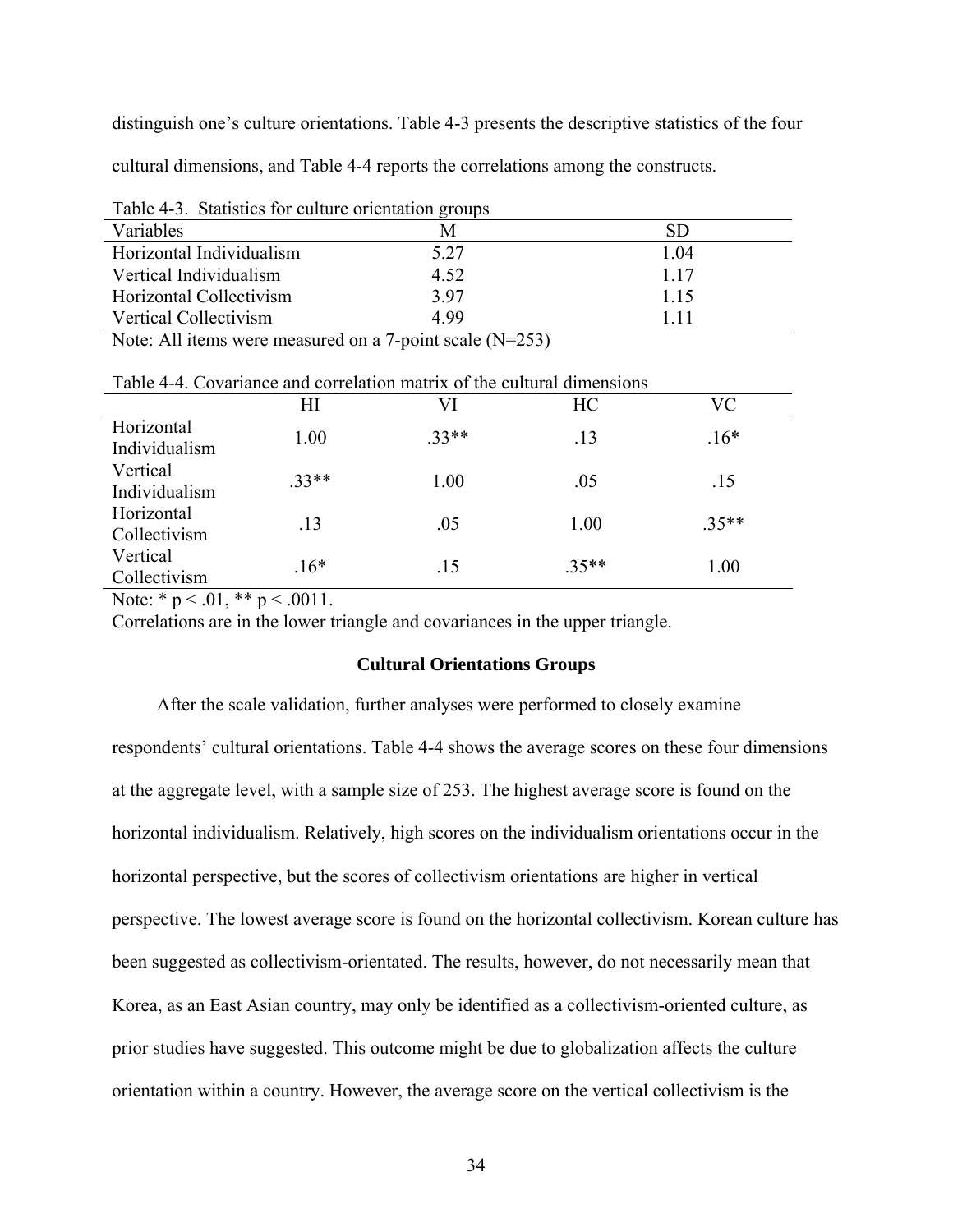distinguish one's culture orientations. Table 4-3 presents the descriptive statistics of the four cultural dimensions, and Table 4-4 reports the correlations among the constructs.

Table 4-3. Statistics for culture orientation groups

| Variables | M | SD |
|---|---|---|
| Horizontal Individualism | 5.27 | 1.04 |
| Vertical Individualism | 4.52 | 1.17 |
| Horizontal Collectivism | 3.97 | 1.15 |
| Vertical Collectivism | 4.99 | 1.11 |

Note: All items were measured on a 7-point scale (N=253)

Table 4-4. Covariance and correlation matrix of the cultural dimensions

| | HI | VI | HC | VC |
|---|---|---|---|---|
| Horizontal Individualism | 1.00 | .33** | .13 | .16* |
| Vertical Individualism | .33** | 1.00 | .05 | .15 |
| Horizontal Collectivism | .13 | .05 | 1.00 | .35** |
| Vertical Collectivism | .16* | .15 | .35** | 1.00 |

Note: * $p < .01$, ** $p < .0011$.

Correlations are in the lower triangle and covariances in the upper triangle.

### Cultural Orientations Groups

After the scale validation, further analyses were performed to closely examine respondents' cultural orientations. Table 4-4 shows the average scores on these four dimensions at the aggregate level, with a sample size of 253. The highest average score is found on the horizontal individualism. Relatively, high scores on the individualism orientations occur in the horizontal perspective, but the scores of collectivism orientations are higher in vertical perspective. The lowest average score is found on the horizontal collectivism. Korean culture has been suggested as collectivism-orientated. The results, however, do not necessarily mean that Korea, as an East Asian country, may only be identified as a collectivism-oriented culture, as prior studies have suggested. This outcome might be due to globalization affects the culture orientation within a country. However, the average score on the vertical collectivism is the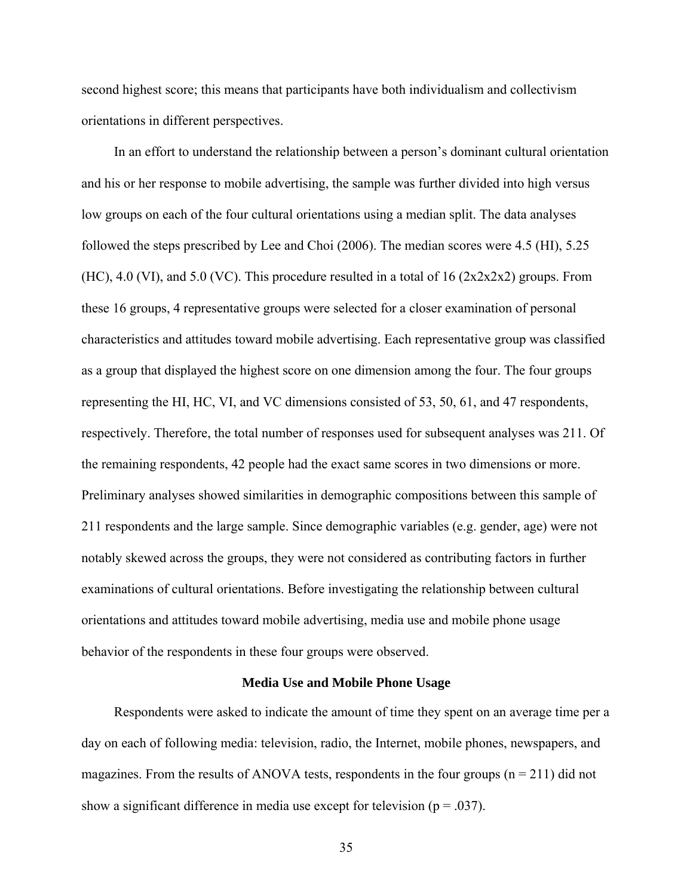second highest score; this means that participants have both individualism and collectivism orientations in different perspectives.

In an effort to understand the relationship between a person's dominant cultural orientation and his or her response to mobile advertising, the sample was further divided into high versus low groups on each of the four cultural orientations using a median split. The data analyses followed the steps prescribed by Lee and Choi (2006). The median scores were 4.5 (HI), 5.25 (HC), 4.0 (VI), and 5.0 (VC). This procedure resulted in a total of 16 (2x2x2x2) groups. From these 16 groups, 4 representative groups were selected for a closer examination of personal characteristics and attitudes toward mobile advertising. Each representative group was classified as a group that displayed the highest score on one dimension among the four. The four groups representing the HI, HC, VI, and VC dimensions consisted of 53, 50, 61, and 47 respondents, respectively. Therefore, the total number of responses used for subsequent analyses was 211. Of the remaining respondents, 42 people had the exact same scores in two dimensions or more. Preliminary analyses showed similarities in demographic compositions between this sample of 211 respondents and the large sample. Since demographic variables (e.g. gender, age) were not notably skewed across the groups, they were not considered as contributing factors in further examinations of cultural orientations. Before investigating the relationship between cultural orientations and attitudes toward mobile advertising, media use and mobile phone usage behavior of the respondents in these four groups were observed.

### Media Use and Mobile Phone Usage

Respondents were asked to indicate the amount of time they spent on an average time per a day on each of following media: television, radio, the Internet, mobile phones, newspapers, and magazines. From the results of ANOVA tests, respondents in the four groups ($n = 211$) did not show a significant difference in media use except for television ($p = .037$).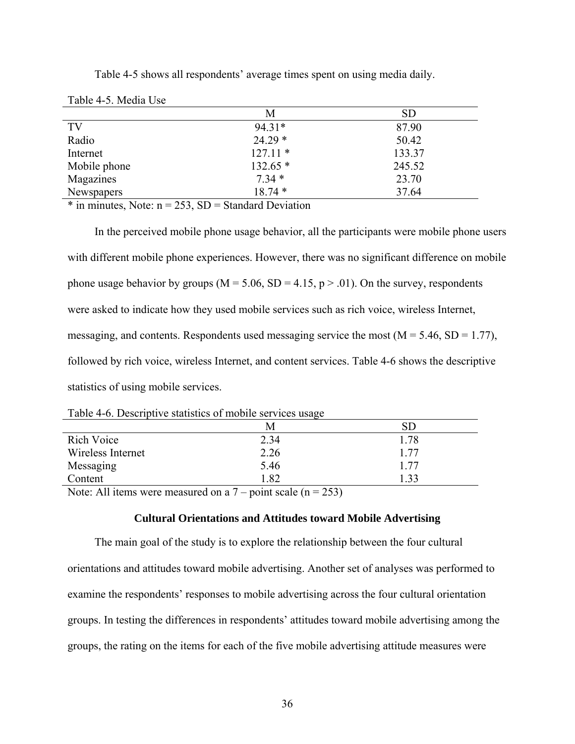Table 4-5 shows all respondents' average times spent on using media daily.

Table 4-5. Media Use

| | M | SD |
|---|---|---|
| TV | 94.31* | 87.90 |
| Radio | 24.29 * | 50.42 |
| Internet | 127.11 * | 133.37 |
| Mobile phone | 132.65 * | 245.52 |
| Magazines | 7.34 * | 23.70 |
| Newspapers | 18.74 * | 37.64 |

* in minutes, Note: n = 253, SD = Standard Deviation

In the perceived mobile phone usage behavior, all the participants were mobile phone users with different mobile phone experiences. However, there was no significant difference on mobile phone usage behavior by groups ($M = 5.06$, $SD = 4.15$, $p > .01$). On the survey, respondents were asked to indicate how they used mobile services such as rich voice, wireless Internet, messaging, and contents. Respondents used messaging service the most ($M = 5.46$, $SD = 1.77$), followed by rich voice, wireless Internet, and content services. Table 4-6 shows the descriptive statistics of using mobile services.

Table 4-6. Descriptive statistics of mobile services usage

| | M | SD |
|---|---|---|
| Rich Voice | 2.34 | 1.78 |
| Wireless Internet | 2.26 | 1.77 |
| Messaging | 5.46 | 1.77 |
| Content | 1.82 | 1.33 |

Note: All items were measured on a 7 – point scale (n = 253)

### Cultural Orientations and Attitudes toward Mobile Advertising

The main goal of the study is to explore the relationship between the four cultural orientations and attitudes toward mobile advertising. Another set of analyses was performed to examine the respondents' responses to mobile advertising across the four cultural orientation groups. In testing the differences in respondents' attitudes toward mobile advertising among the groups, the rating on the items for each of the five mobile advertising attitude measures were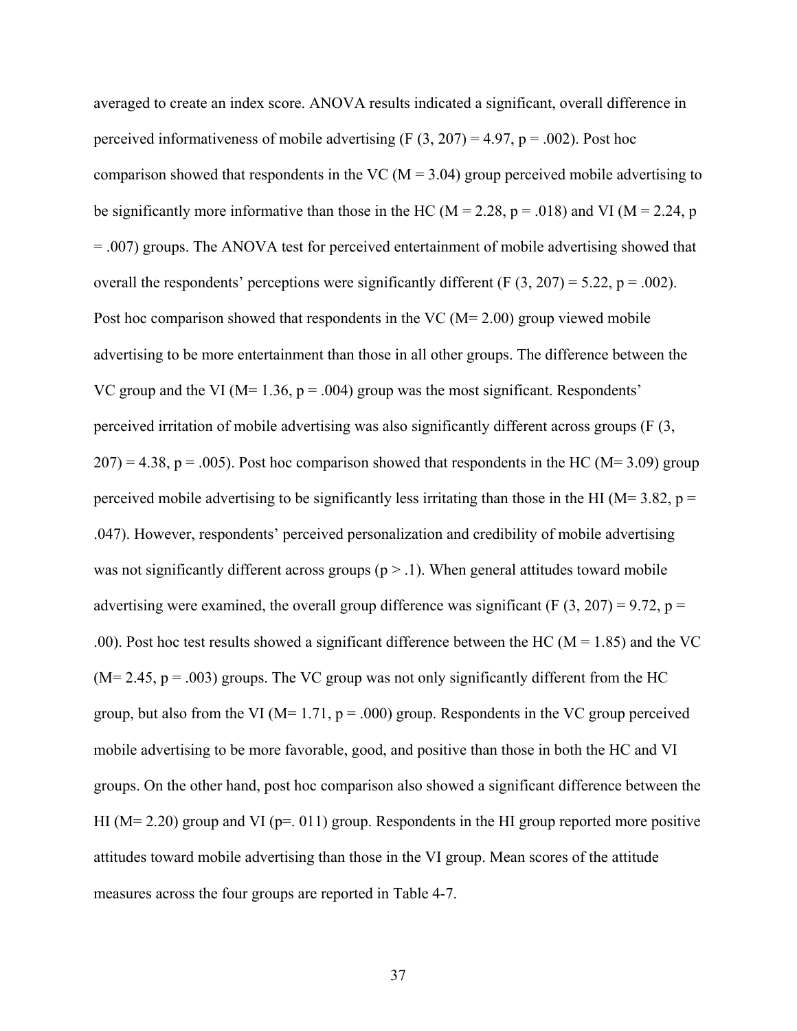averaged to create an index score. ANOVA results indicated a significant, overall difference in perceived informativeness of mobile advertising ($F(3, 207) = 4.97$, $p = .002$). Post hoc comparison showed that respondents in the VC ($M = 3.04$) group perceived mobile advertising to be significantly more informative than those in the HC ($M = 2.28$, $p = .018$) and VI ($M = 2.24$, $p = .007$) groups. The ANOVA test for perceived entertainment of mobile advertising showed that overall the respondents' perceptions were significantly different ($F(3, 207) = 5.22$, $p = .002$). Post hoc comparison showed that respondents in the VC ($M= 2.00$) group viewed mobile advertising to be more entertainment than those in all other groups. The difference between the VC group and the VI ($M= 1.36$, $p = .004$) group was the most significant. Respondents' perceived irritation of mobile advertising was also significantly different across groups ($F(3, 207) = 4.38$, $p = .005$). Post hoc comparison showed that respondents in the HC ($M= 3.09$) group perceived mobile advertising to be significantly less irritating than those in the HI ($M= 3.82$, $p = .047$). However, respondents' perceived personalization and credibility of mobile advertising was not significantly different across groups ($p > .1$). When general attitudes toward mobile advertising were examined, the overall group difference was significant ($F(3, 207) = 9.72$, $p = .00$). Post hoc test results showed a significant difference between the HC ($M = 1.85$) and the VC ($M= 2.45$, $p = .003$) groups. The VC group was not only significantly different from the HC group, but also from the VI ($M= 1.71$, $p = .000$) group. Respondents in the VC group perceived mobile advertising to be more favorable, good, and positive than those in both the HC and VI groups. On the other hand, post hoc comparison also showed a significant difference between the HI ($M= 2.20$) group and VI ($p=. 011$) group. Respondents in the HI group reported more positive attitudes toward mobile advertising than those in the VI group. Mean scores of the attitude measures across the four groups are reported in Table 4-7.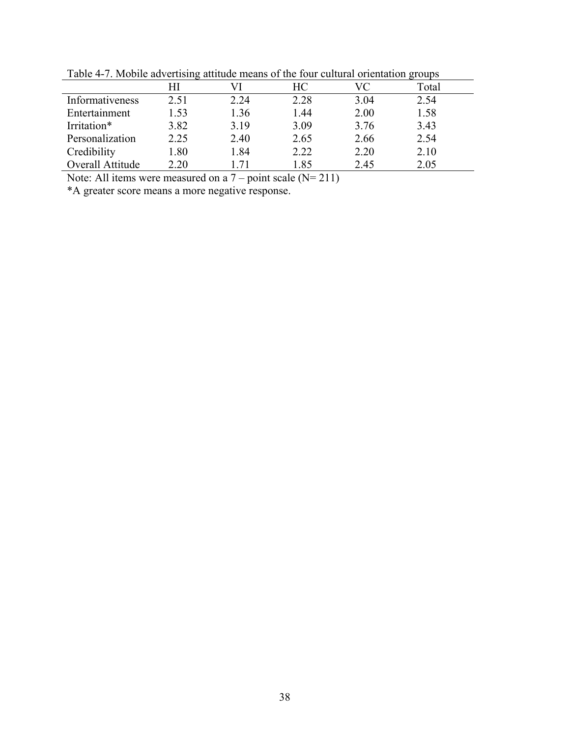Table 4-7. Mobile advertising attitude means of the four cultural orientation groups

| | HI | VI | HC | VC | Total |
|---|---|---|---|---|---|
| Informativeness | 2.51 | 2.24 | 2.28 | 3.04 | 2.54 |
| Entertainment | 1.53 | 1.36 | 1.44 | 2.00 | 1.58 |
| Irritation* | 3.82 | 3.19 | 3.09 | 3.76 | 3.43 |
| Personalization | 2.25 | 2.40 | 2.65 | 2.66 | 2.54 |
| Credibility | 1.80 | 1.84 | 2.22 | 2.20 | 2.10 |
| Overall Attitude | 2.20 | 1.71 | 1.85 | 2.45 | 2.05 |

Note: All items were measured on a 7 – point scale (N= 211)

*A greater score means a more negative response.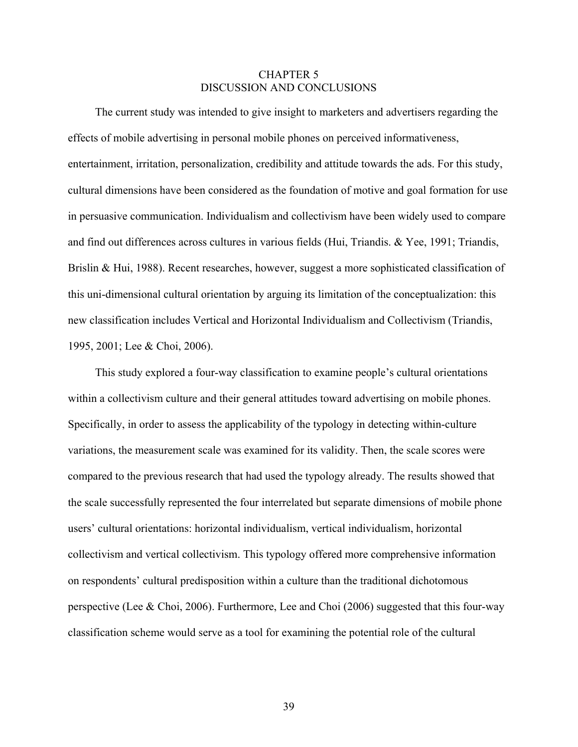# CHAPTER 5
# DISCUSSION AND CONCLUSIONS

The current study was intended to give insight to marketers and advertisers regarding the effects of mobile advertising in personal mobile phones on perceived informativeness, entertainment, irritation, personalization, credibility and attitude towards the ads. For this study, cultural dimensions have been considered as the foundation of motive and goal formation for use in persuasive communication. Individualism and collectivism have been widely used to compare and find out differences across cultures in various fields (Hui, Triandis. & Yee, 1991; Triandis, Brislin & Hui, 1988). Recent researches, however, suggest a more sophisticated classification of this uni-dimensional cultural orientation by arguing its limitation of the conceptualization: this new classification includes Vertical and Horizontal Individualism and Collectivism (Triandis, 1995, 2001; Lee & Choi, 2006).

This study explored a four-way classification to examine people's cultural orientations within a collectivism culture and their general attitudes toward advertising on mobile phones. Specifically, in order to assess the applicability of the typology in detecting within-culture variations, the measurement scale was examined for its validity. Then, the scale scores were compared to the previous research that had used the typology already. The results showed that the scale successfully represented the four interrelated but separate dimensions of mobile phone users' cultural orientations: horizontal individualism, vertical individualism, horizontal collectivism and vertical collectivism. This typology offered more comprehensive information on respondents' cultural predisposition within a culture than the traditional dichotomous perspective (Lee & Choi, 2006). Furthermore, Lee and Choi (2006) suggested that this four-way classification scheme would serve as a tool for examining the potential role of the cultural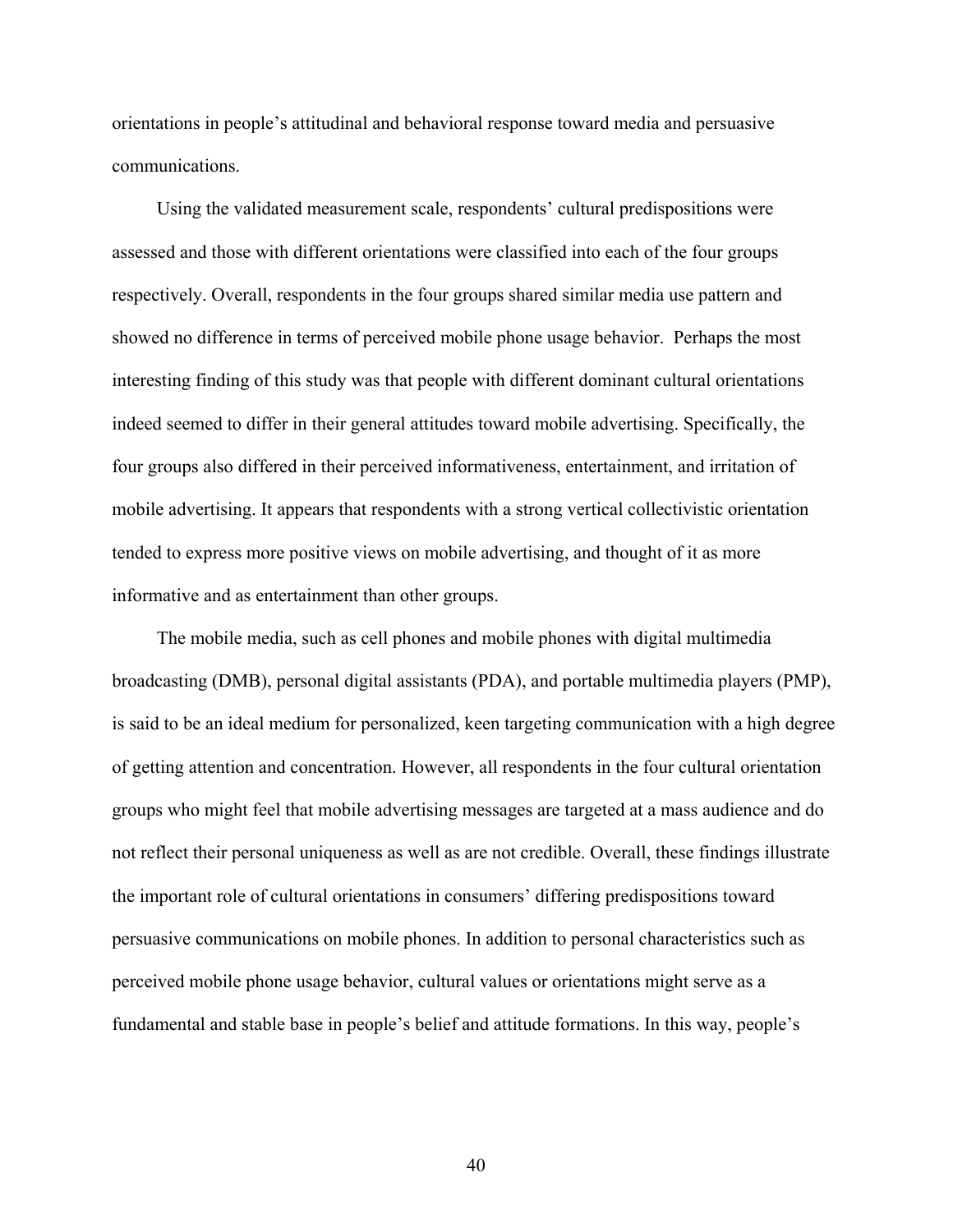orientations in people's attitudinal and behavioral response toward media and persuasive communications.

Using the validated measurement scale, respondents' cultural predispositions were assessed and those with different orientations were classified into each of the four groups respectively. Overall, respondents in the four groups shared similar media use pattern and showed no difference in terms of perceived mobile phone usage behavior. Perhaps the most interesting finding of this study was that people with different dominant cultural orientations indeed seemed to differ in their general attitudes toward mobile advertising. Specifically, the four groups also differed in their perceived informativeness, entertainment, and irritation of mobile advertising. It appears that respondents with a strong vertical collectivistic orientation tended to express more positive views on mobile advertising, and thought of it as more informative and as entertainment than other groups.

The mobile media, such as cell phones and mobile phones with digital multimedia broadcasting (DMB), personal digital assistants (PDA), and portable multimedia players (PMP), is said to be an ideal medium for personalized, keen targeting communication with a high degree of getting attention and concentration. However, all respondents in the four cultural orientation groups who might feel that mobile advertising messages are targeted at a mass audience and do not reflect their personal uniqueness as well as are not credible. Overall, these findings illustrate the important role of cultural orientations in consumers' differing predispositions toward persuasive communications on mobile phones. In addition to personal characteristics such as perceived mobile phone usage behavior, cultural values or orientations might serve as a fundamental and stable base in people's belief and attitude formations. In this way, people's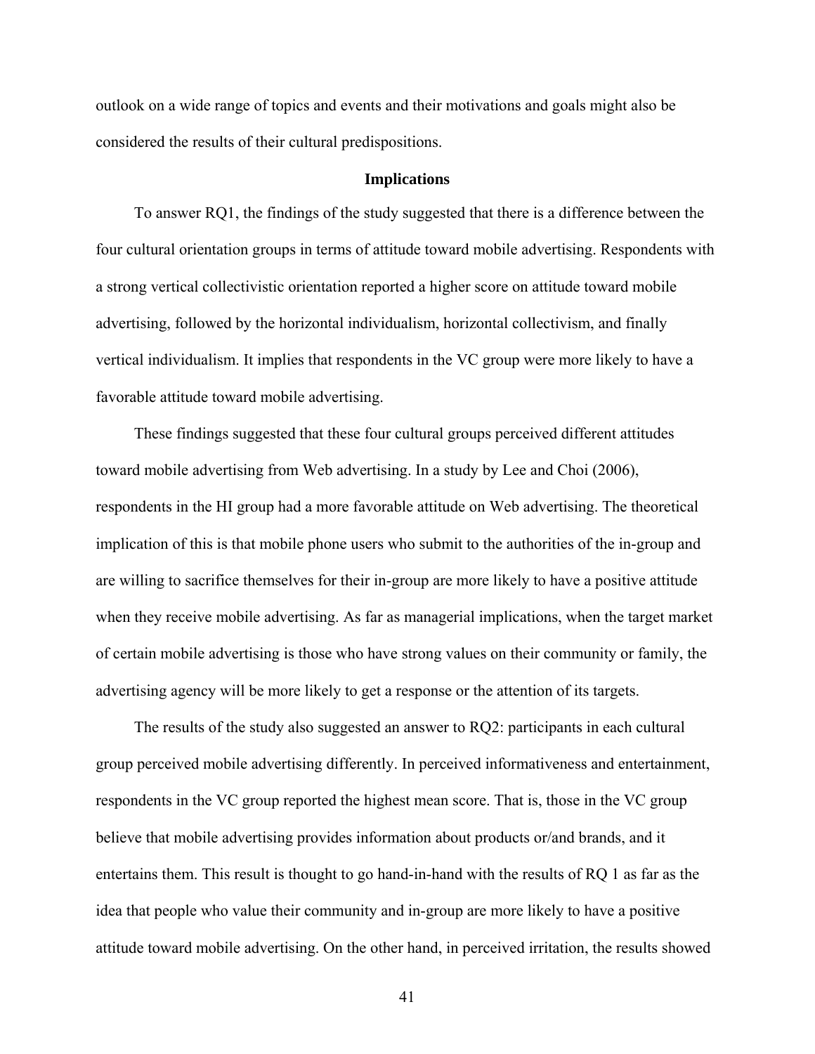outlook on a wide range of topics and events and their motivations and goals might also be considered the results of their cultural predispositions.

## Implications

To answer RQ1, the findings of the study suggested that there is a difference between the four cultural orientation groups in terms of attitude toward mobile advertising. Respondents with a strong vertical collectivistic orientation reported a higher score on attitude toward mobile advertising, followed by the horizontal individualism, horizontal collectivism, and finally vertical individualism. It implies that respondents in the VC group were more likely to have a favorable attitude toward mobile advertising.

These findings suggested that these four cultural groups perceived different attitudes toward mobile advertising from Web advertising. In a study by Lee and Choi (2006), respondents in the HI group had a more favorable attitude on Web advertising. The theoretical implication of this is that mobile phone users who submit to the authorities of the in-group and are willing to sacrifice themselves for their in-group are more likely to have a positive attitude when they receive mobile advertising. As far as managerial implications, when the target market of certain mobile advertising is those who have strong values on their community or family, the advertising agency will be more likely to get a response or the attention of its targets.

The results of the study also suggested an answer to RQ2: participants in each cultural group perceived mobile advertising differently. In perceived informativeness and entertainment, respondents in the VC group reported the highest mean score. That is, those in the VC group believe that mobile advertising provides information about products or/and brands, and it entertains them. This result is thought to go hand-in-hand with the results of RQ 1 as far as the idea that people who value their community and in-group are more likely to have a positive attitude toward mobile advertising. On the other hand, in perceived irritation, the results showed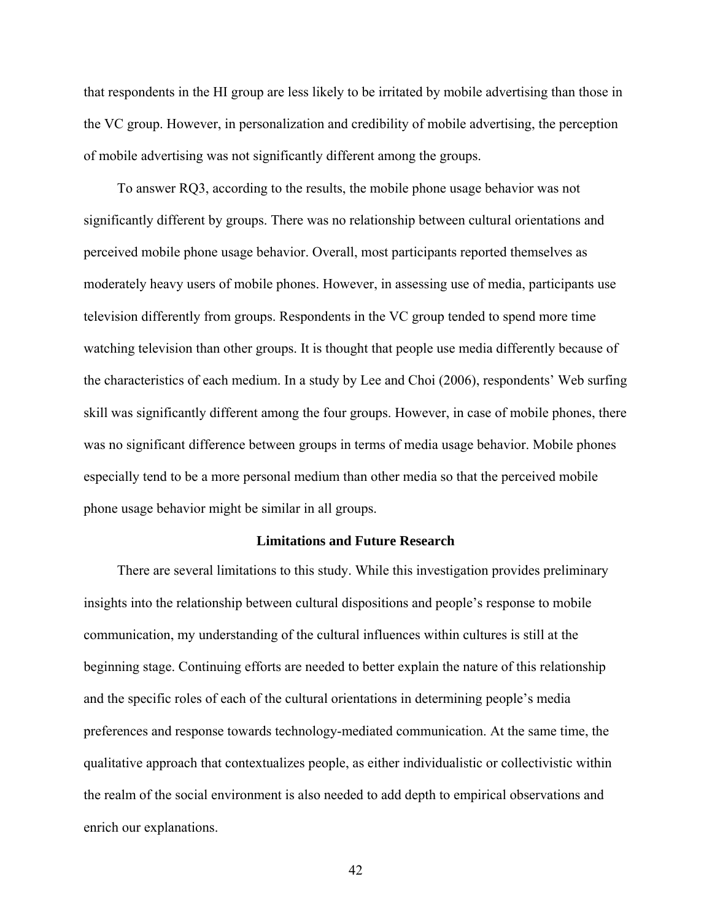that respondents in the HI group are less likely to be irritated by mobile advertising than those in the VC group. However, in personalization and credibility of mobile advertising, the perception of mobile advertising was not significantly different among the groups.

To answer RQ3, according to the results, the mobile phone usage behavior was not significantly different by groups. There was no relationship between cultural orientations and perceived mobile phone usage behavior. Overall, most participants reported themselves as moderately heavy users of mobile phones. However, in assessing use of media, participants use television differently from groups. Respondents in the VC group tended to spend more time watching television than other groups. It is thought that people use media differently because of the characteristics of each medium. In a study by Lee and Choi (2006), respondents' Web surfing skill was significantly different among the four groups. However, in case of mobile phones, there was no significant difference between groups in terms of media usage behavior. Mobile phones especially tend to be a more personal medium than other media so that the perceived mobile phone usage behavior might be similar in all groups.

## Limitations and Future Research

There are several limitations to this study. While this investigation provides preliminary insights into the relationship between cultural dispositions and people's response to mobile communication, my understanding of the cultural influences within cultures is still at the beginning stage. Continuing efforts are needed to better explain the nature of this relationship and the specific roles of each of the cultural orientations in determining people's media preferences and response towards technology-mediated communication. At the same time, the qualitative approach that contextualizes people, as either individualistic or collectivistic within the realm of the social environment is also needed to add depth to empirical observations and enrich our explanations.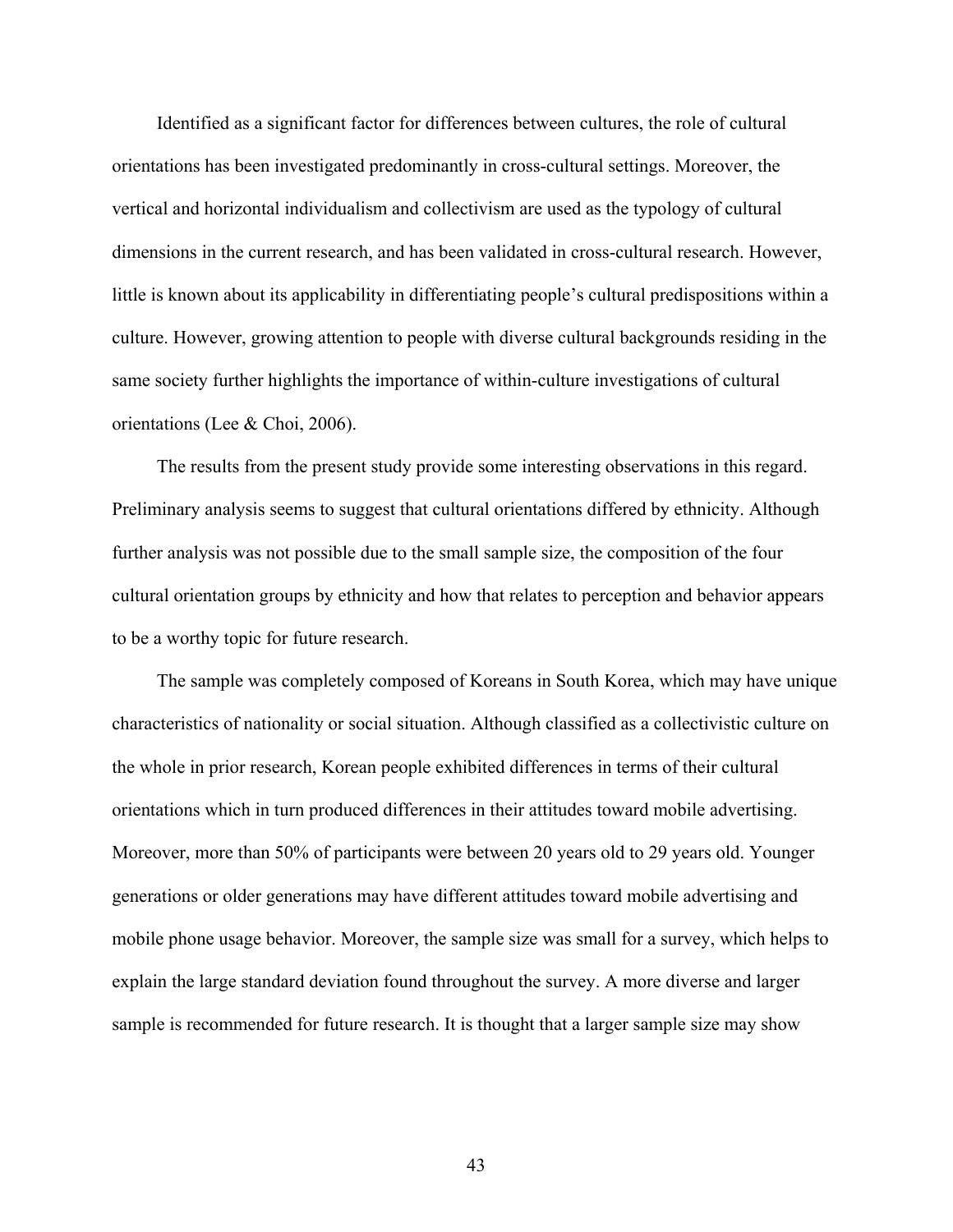Identified as a significant factor for differences between cultures, the role of cultural orientations has been investigated predominantly in cross-cultural settings. Moreover, the vertical and horizontal individualism and collectivism are used as the typology of cultural dimensions in the current research, and has been validated in cross-cultural research. However, little is known about its applicability in differentiating people's cultural predispositions within a culture. However, growing attention to people with diverse cultural backgrounds residing in the same society further highlights the importance of within-culture investigations of cultural orientations (Lee & Choi, 2006).

The results from the present study provide some interesting observations in this regard. Preliminary analysis seems to suggest that cultural orientations differed by ethnicity. Although further analysis was not possible due to the small sample size, the composition of the four cultural orientation groups by ethnicity and how that relates to perception and behavior appears to be a worthy topic for future research.

The sample was completely composed of Koreans in South Korea, which may have unique characteristics of nationality or social situation. Although classified as a collectivistic culture on the whole in prior research, Korean people exhibited differences in terms of their cultural orientations which in turn produced differences in their attitudes toward mobile advertising. Moreover, more than 50% of participants were between 20 years old to 29 years old. Younger generations or older generations may have different attitudes toward mobile advertising and mobile phone usage behavior. Moreover, the sample size was small for a survey, which helps to explain the large standard deviation found throughout the survey. A more diverse and larger sample is recommended for future research. It is thought that a larger sample size may show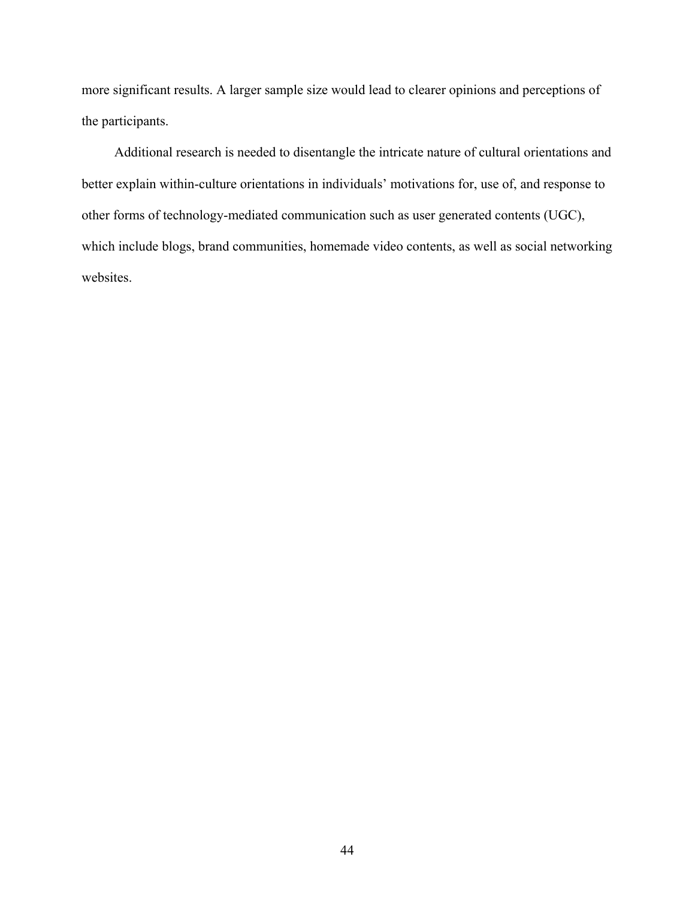more significant results. A larger sample size would lead to clearer opinions and perceptions of the participants.

Additional research is needed to disentangle the intricate nature of cultural orientations and better explain within-culture orientations in individuals' motivations for, use of, and response to other forms of technology-mediated communication such as user generated contents (UGC), which include blogs, brand communities, homemade video contents, as well as social networking websites.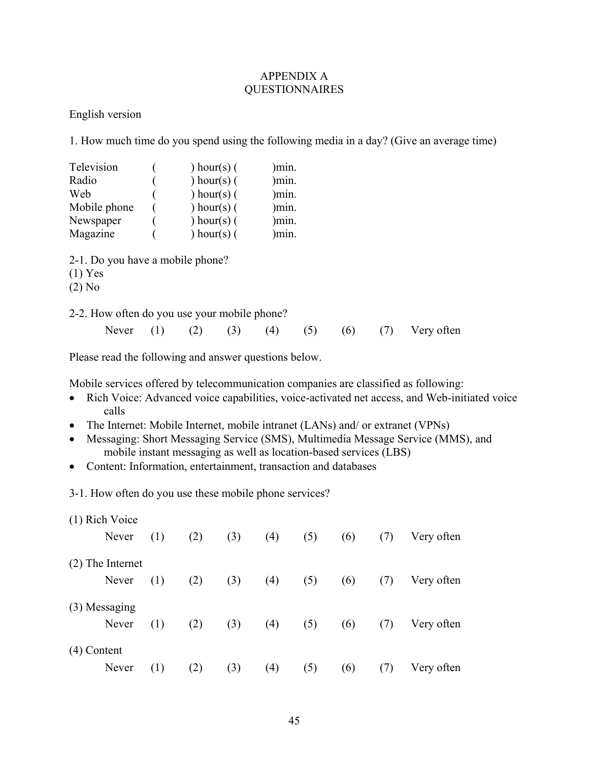# APPENDIX A
# QUESTIONNAIRES

English version

1. How much time do you spend using the following media in a day? (Give an average time)

| | | | |
|---|---|---|---|
| Television | ( | ) hour(s) ( | )min. |
| Radio | ( | ) hour(s) ( | )min. |
| Web | ( | ) hour(s) ( | )min. |
| Mobile phone | ( | ) hour(s) ( | )min. |
| Newspaper | ( | ) hour(s) ( | )min. |
| Magazine | ( | ) hour(s) ( | )min. |

2-1. Do you have a mobile phone?
(1) Yes
(2) No

2-2. How often do you use your mobile phone?

Never (1) (2) (3) (4) (5) (6) (7) Very often

Please read the following and answer questions below.

Mobile services offered by telecommunication companies are classified as following:

- Rich Voice: Advanced voice capabilities, voice-activated net access, and Web-initiated voice calls
- The Internet: Mobile Internet, mobile intranet (LANs) and/ or extranet (VPNs)
- Messaging: Short Messaging Service (SMS), Multimedia Message Service (MMS), and mobile instant messaging as well as location-based services (LBS)
- Content: Information, entertainment, transaction and databases

3-1. How often do you use these mobile phone services?

(1) Rich Voice

Never (1) (2) (3) (4) (5) (6) (7) Very often

(2) The Internet

Never (1) (2) (3) (4) (5) (6) (7) Very often

(3) Messaging

Never (1) (2) (3) (4) (5) (6) (7) Very often

(4) Content

Never (1) (2) (3) (4) (5) (6) (7) Very often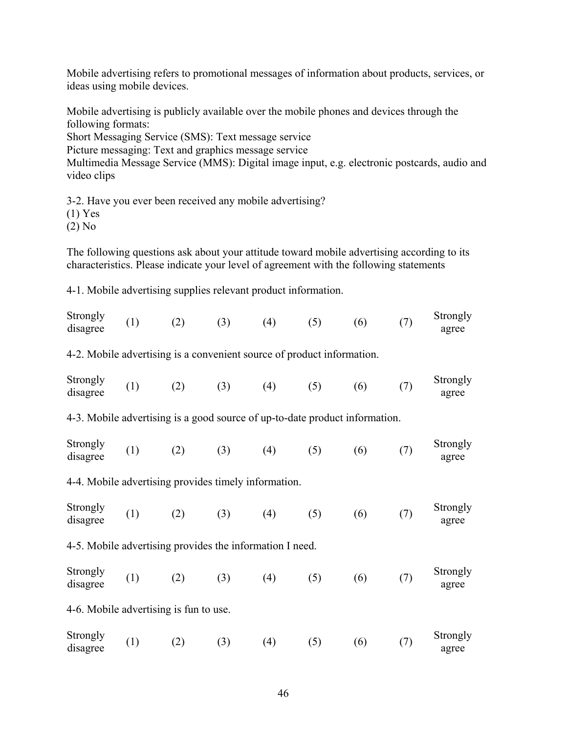Mobile advertising refers to promotional messages of information about products, services, or ideas using mobile devices.

Mobile advertising is publicly available over the mobile phones and devices through the following formats:
Short Messaging Service (SMS): Text message service
Picture messaging: Text and graphics message service
Multimedia Message Service (MMS): Digital image input, e.g. electronic postcards, audio and video clips

3-2. Have you ever been received any mobile advertising?
(1) Yes
(2) No

The following questions ask about your attitude toward mobile advertising according to its characteristics. Please indicate your level of agreement with the following statements

4-1. Mobile advertising supplies relevant product information.

| Strongly disagree | (1) | (2) | (3) | (4) | (5) | (6) | (7) | Strongly agree |
|---|---|---|---|---|---|---|---|---|

4-2. Mobile advertising is a convenient source of product information.

| Strongly disagree | (1) | (2) | (3) | (4) | (5) | (6) | (7) | Strongly agree |
|---|---|---|---|---|---|---|---|---|

4-3. Mobile advertising is a good source of up-to-date product information.

| Strongly disagree | (1) | (2) | (3) | (4) | (5) | (6) | (7) | Strongly agree |
|---|---|---|---|---|---|---|---|---|

4-4. Mobile advertising provides timely information.

| Strongly disagree | (1) | (2) | (3) | (4) | (5) | (6) | (7) | Strongly agree |
|---|---|---|---|---|---|---|---|---|

4-5. Mobile advertising provides the information I need.

| Strongly disagree | (1) | (2) | (3) | (4) | (5) | (6) | (7) | Strongly agree |
|---|---|---|---|---|---|---|---|---|

4-6. Mobile advertising is fun to use.

| Strongly disagree | (1) | (2) | (3) | (4) | (5) | (6) | (7) | Strongly agree |
|---|---|---|---|---|---|---|---|---|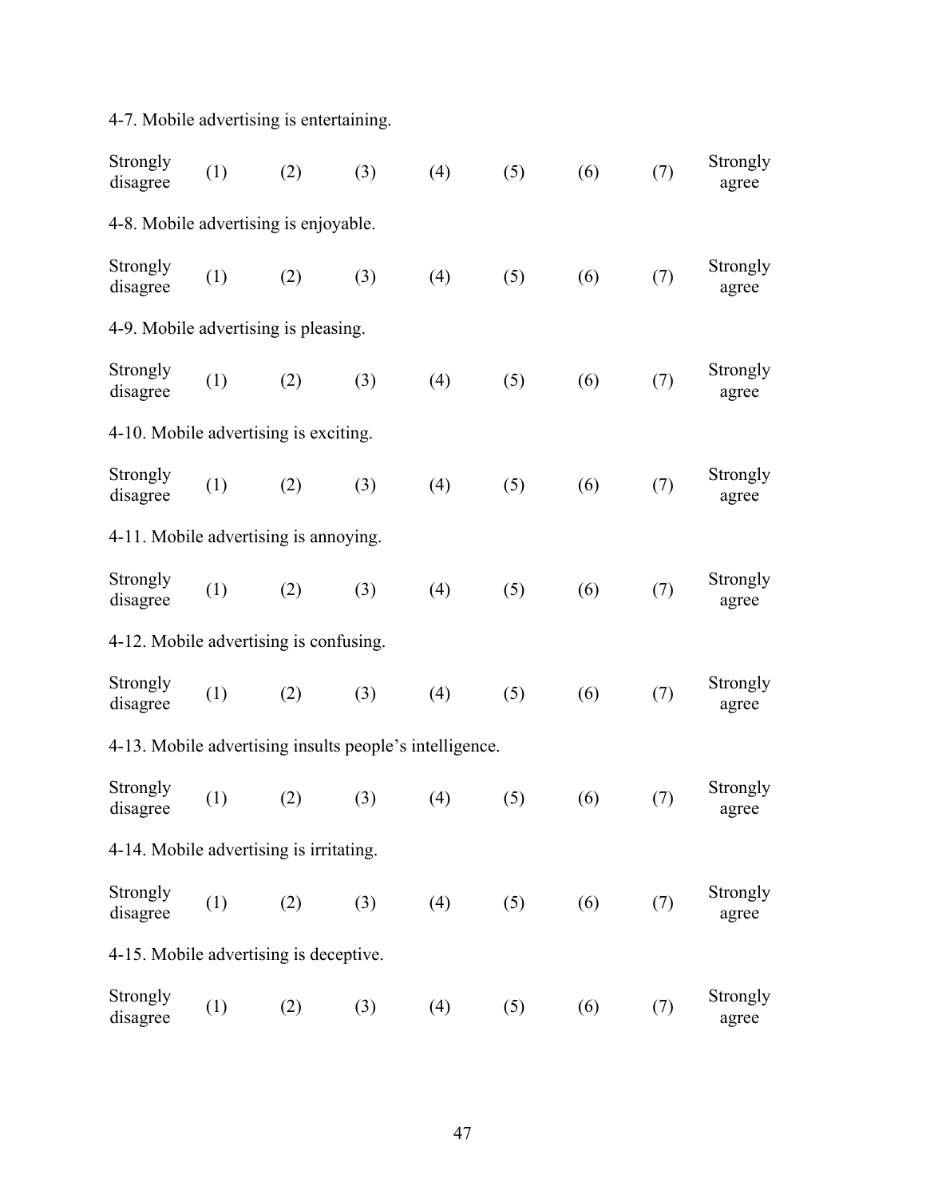4-7. Mobile advertising is entertaining.

| Strongly disagree | (1) | (2) | (3) | (4) | (5) | (6) | (7) | Strongly agree |
|---|---|---|---|---|---|---|---|---|

4-8. Mobile advertising is enjoyable.

| Strongly disagree | (1) | (2) | (3) | (4) | (5) | (6) | (7) | Strongly agree |
|---|---|---|---|---|---|---|---|---|

4-9. Mobile advertising is pleasing.

| Strongly disagree | (1) | (2) | (3) | (4) | (5) | (6) | (7) | Strongly agree |
|---|---|---|---|---|---|---|---|---|

4-10. Mobile advertising is exciting.

| Strongly disagree | (1) | (2) | (3) | (4) | (5) | (6) | (7) | Strongly agree |
|---|---|---|---|---|---|---|---|---|

4-11. Mobile advertising is annoying.

| Strongly disagree | (1) | (2) | (3) | (4) | (5) | (6) | (7) | Strongly agree |
|---|---|---|---|---|---|---|---|---|

4-12. Mobile advertising is confusing.

| Strongly disagree | (1) | (2) | (3) | (4) | (5) | (6) | (7) | Strongly agree |
|---|---|---|---|---|---|---|---|---|

4-13. Mobile advertising insults people's intelligence.

| Strongly disagree | (1) | (2) | (3) | (4) | (5) | (6) | (7) | Strongly agree |
|---|---|---|---|---|---|---|---|---|

4-14. Mobile advertising is irritating.

| Strongly disagree | (1) | (2) | (3) | (4) | (5) | (6) | (7) | Strongly agree |
|---|---|---|---|---|---|---|---|---|

4-15. Mobile advertising is deceptive.

| Strongly disagree | (1) | (2) | (3) | (4) | (5) | (6) | (7) | Strongly agree |
|---|---|---|---|---|---|---|---|---|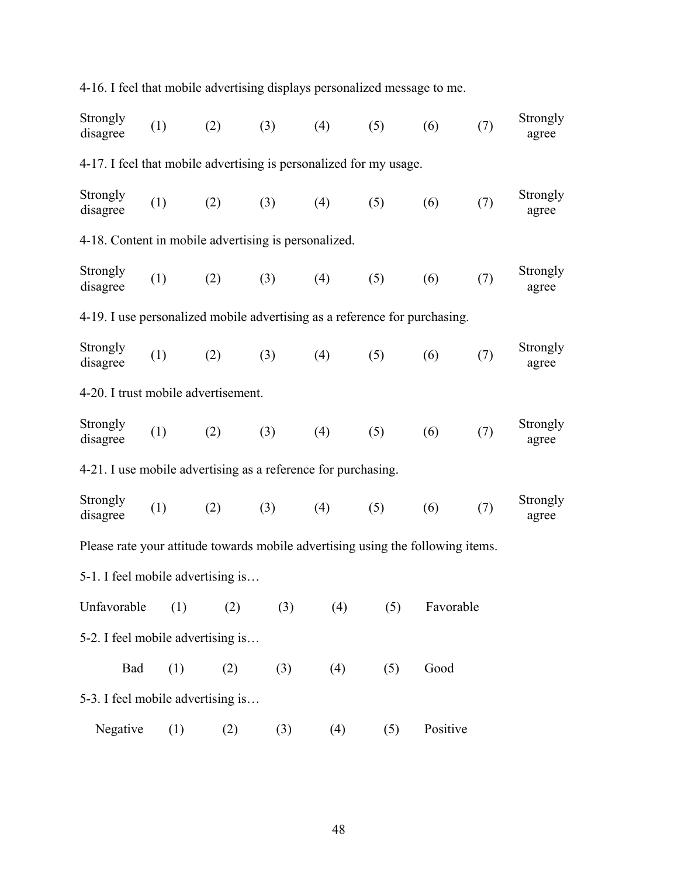4-16. I feel that mobile advertising displays personalized message to me.

Strongly disagree (1) (2) (3) (4) (5) (6) (7) Strongly agree

4-17. I feel that mobile advertising is personalized for my usage.

Strongly disagree (1) (2) (3) (4) (5) (6) (7) Strongly agree

4-18. Content in mobile advertising is personalized.

Strongly disagree (1) (2) (3) (4) (5) (6) (7) Strongly agree

4-19. I use personalized mobile advertising as a reference for purchasing.

Strongly disagree (1) (2) (3) (4) (5) (6) (7) Strongly agree

4-20. I trust mobile advertisement.

Strongly disagree (1) (2) (3) (4) (5) (6) (7) Strongly agree

4-21. I use mobile advertising as a reference for purchasing.

Strongly disagree (1) (2) (3) (4) (5) (6) (7) Strongly agree

Please rate your attitude towards mobile advertising using the following items.

5-1. I feel mobile advertising is…

Unfavorable (1) (2) (3) (4) (5) Favorable

5-2. I feel mobile advertising is…

Bad (1) (2) (3) (4) (5) Good

5-3. I feel mobile advertising is…

Negative (1) (2) (3) (4) (5) Positive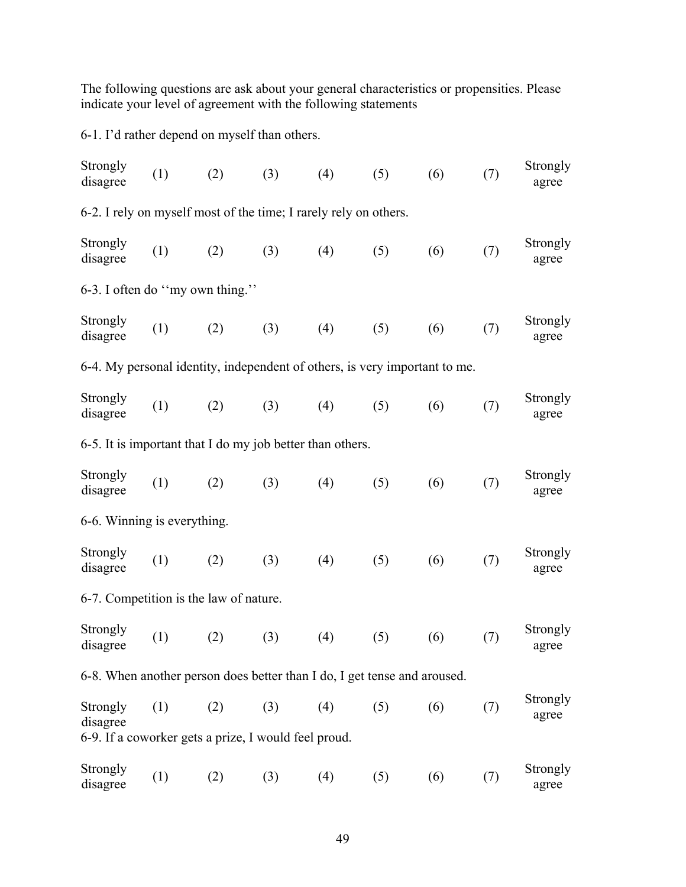The following questions are ask about your general characteristics or propensities. Please indicate your level of agreement with the following statements

6-1. I'd rather depend on myself than others.

| Strongly disagree | (1) | (2) | (3) | (4) | (5) | (6) | (7) | Strongly agree |
|---|---|---|---|---|---|---|---|---|

6-2. I rely on myself most of the time; I rarely rely on others.

| Strongly disagree | (1) | (2) | (3) | (4) | (5) | (6) | (7) | Strongly agree |
|---|---|---|---|---|---|---|---|---|

6-3. I often do ''my own thing.''

| Strongly disagree | (1) | (2) | (3) | (4) | (5) | (6) | (7) | Strongly agree |
|---|---|---|---|---|---|---|---|---|

6-4. My personal identity, independent of others, is very important to me.

| Strongly disagree | (1) | (2) | (3) | (4) | (5) | (6) | (7) | Strongly agree |
|---|---|---|---|---|---|---|---|---|

6-5. It is important that I do my job better than others.

| Strongly disagree | (1) | (2) | (3) | (4) | (5) | (6) | (7) | Strongly agree |
|---|---|---|---|---|---|---|---|---|

6-6. Winning is everything.

| Strongly disagree | (1) | (2) | (3) | (4) | (5) | (6) | (7) | Strongly agree |
|---|---|---|---|---|---|---|---|---|

6-7. Competition is the law of nature.

| Strongly disagree | (1) | (2) | (3) | (4) | (5) | (6) | (7) | Strongly agree |
|---|---|---|---|---|---|---|---|---|

6-8. When another person does better than I do, I get tense and aroused.

| Strongly disagree | (1) | (2) | (3) | (4) | (5) | (6) | (7) | Strongly agree |
|---|---|---|---|---|---|---|---|---|

6-9. If a coworker gets a prize, I would feel proud.

| Strongly disagree | (1) | (2) | (3) | (4) | (5) | (6) | (7) | Strongly agree |
|---|---|---|---|---|---|---|---|---|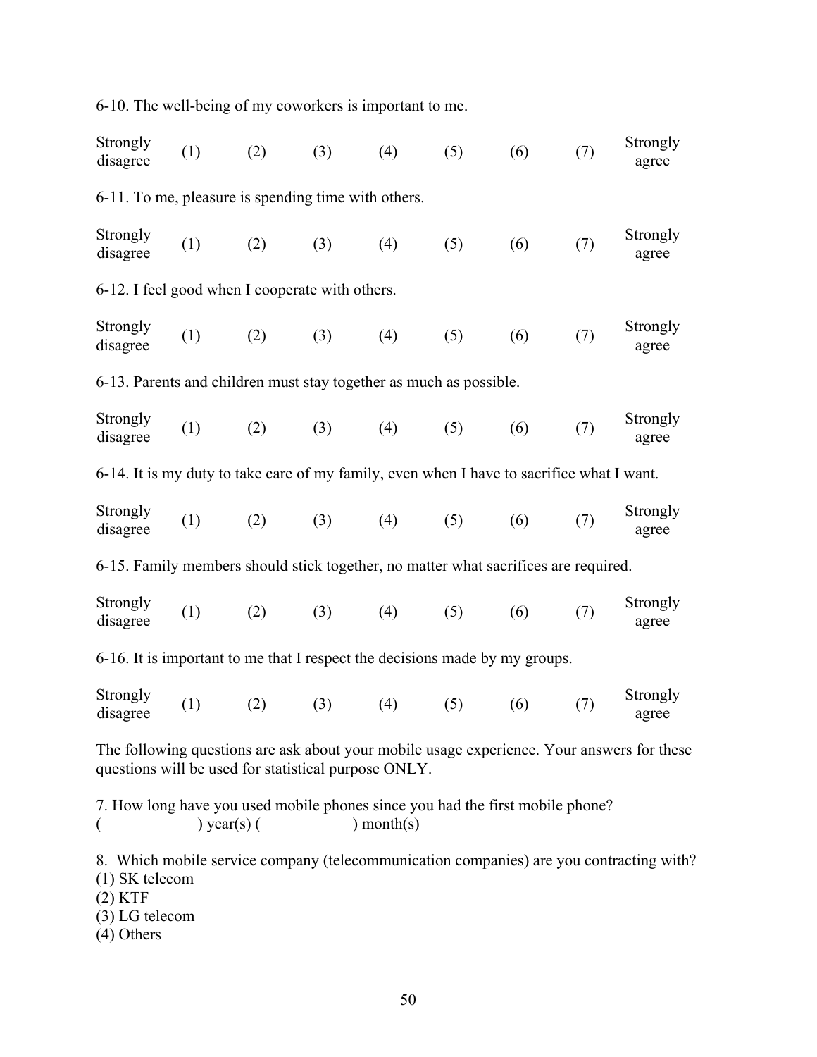6-10. The well-being of my coworkers is important to me.

| Strongly disagree | (1) | (2) | (3) | (4) | (5) | (6) | (7) | Strongly agree |
|---|---|---|---|---|---|---|---|---|

6-11. To me, pleasure is spending time with others.

| Strongly disagree | (1) | (2) | (3) | (4) | (5) | (6) | (7) | Strongly agree |
|---|---|---|---|---|---|---|---|---|

6-12. I feel good when I cooperate with others.

| Strongly disagree | (1) | (2) | (3) | (4) | (5) | (6) | (7) | Strongly agree |
|---|---|---|---|---|---|---|---|---|

6-13. Parents and children must stay together as much as possible.

| Strongly disagree | (1) | (2) | (3) | (4) | (5) | (6) | (7) | Strongly agree |
|---|---|---|---|---|---|---|---|---|

6-14. It is my duty to take care of my family, even when I have to sacrifice what I want.

| Strongly disagree | (1) | (2) | (3) | (4) | (5) | (6) | (7) | Strongly agree |
|---|---|---|---|---|---|---|---|---|

6-15. Family members should stick together, no matter what sacrifices are required.

| Strongly disagree | (1) | (2) | (3) | (4) | (5) | (6) | (7) | Strongly agree |
|---|---|---|---|---|---|---|---|---|

6-16. It is important to me that I respect the decisions made by my groups.

| Strongly disagree | (1) | (2) | (3) | (4) | (5) | (6) | (7) | Strongly agree |
|---|---|---|---|---|---|---|---|---|

The following questions are ask about your mobile usage experience. Your answers for these questions will be used for statistical purpose ONLY.

7. How long have you used mobile phones since you had the first mobile phone?
(                    ) year(s) (                    ) month(s)

8. Which mobile service company (telecommunication companies) are you contracting with?
(1) SK telecom
(2) KTF
(3) LG telecom
(4) Others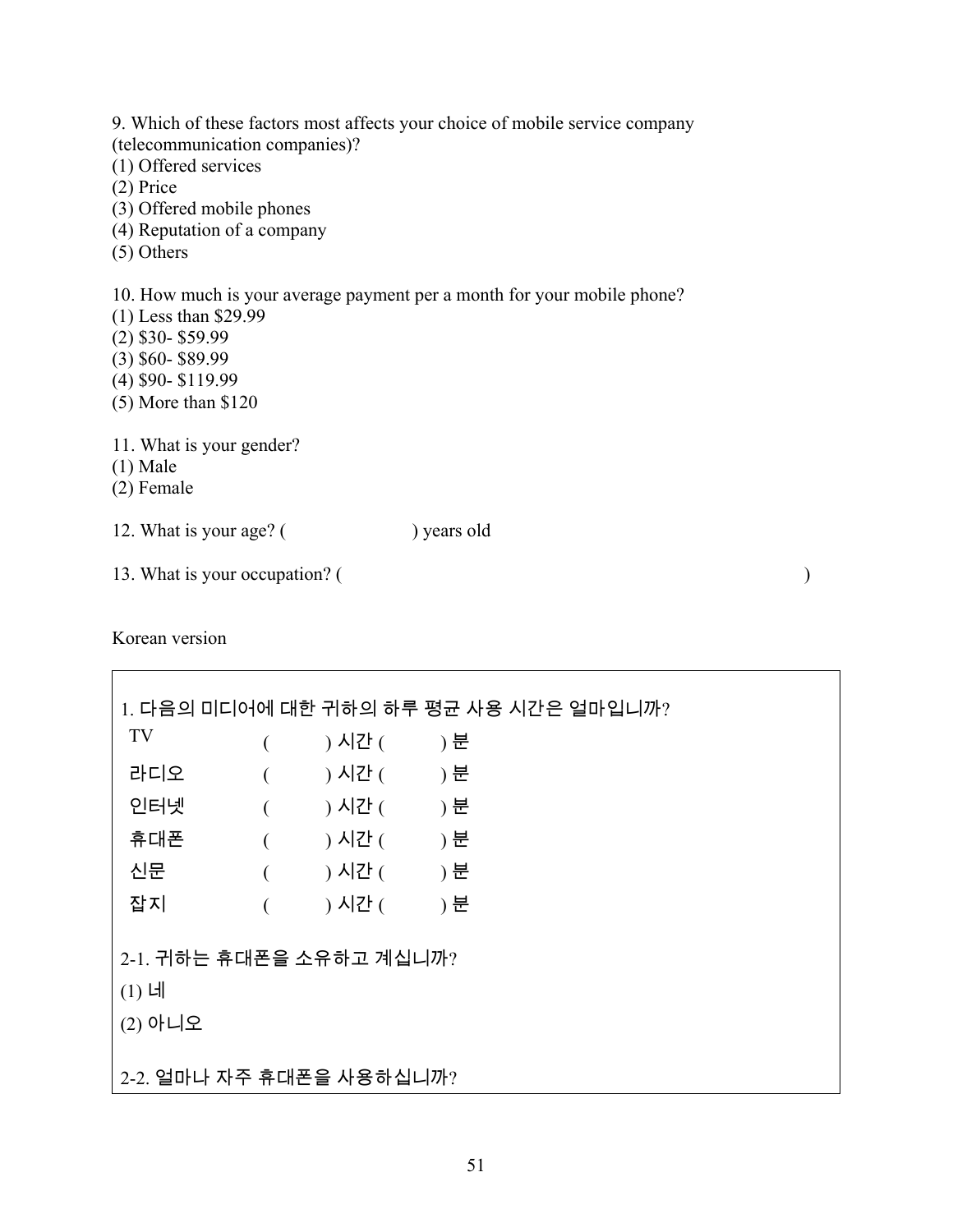9. Which of these factors most affects your choice of mobile service company (telecommunication companies)?
(1) Offered services
(2) Price
(3) Offered mobile phones
(4) Reputation of a company
(5) Others

10. How much is your average payment per a month for your mobile phone?
(1) Less than $29.99
(2) $30- $59.99
(3) $60- $89.99
(4) $90- $119.99
(5) More than $120

11. What is your gender?
(1) Male
(2) Female

12. What is your age? (                    ) years old

13. What is your occupation? (                                                            )

Korean version

1. 다음의 미디어에 대한 귀하의 하루 평균 사용 시간은 얼마입니까?

| | | |
|---|---|---|
| TV | (      ) 시간 | (      ) 분 |
| 라디오 | (      ) 시간 | (      ) 분 |
| 인터넷 | (      ) 시간 | (      ) 분 |
| 휴대폰 | (      ) 시간 | (      ) 분 |
| 신문 | (      ) 시간 | (      ) 분 |
| 잡지 | (      ) 시간 | (      ) 분 |

2-1. 귀하는 휴대폰을 소유하고 계십니까?
(1) 네
(2) 아니오

2-2. 얼마나 자주 휴대폰을 사용하십니까?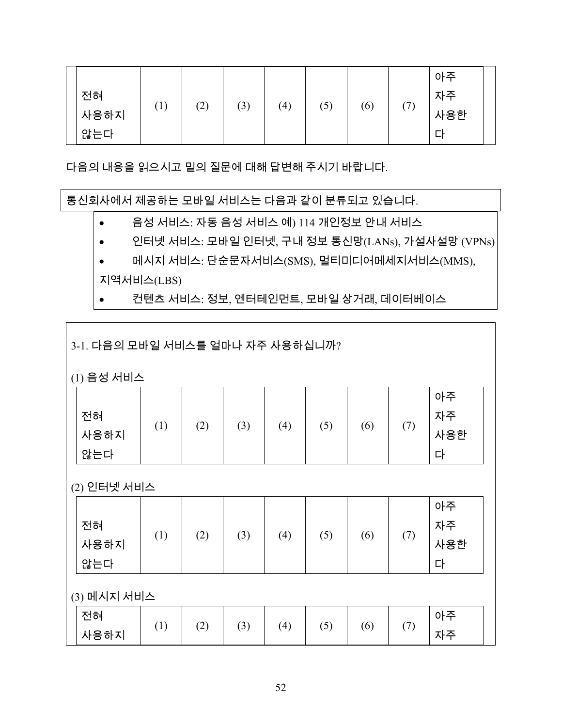| 전혀 사용하지 않는다 | (1) | (2) | (3) | (4) | (5) | (6) | (7) | 아주 자주 사용한다 |
|---|---|---|---|---|---|---|---|---|

다음의 내용을 읽으시고 밑의 질문에 대해 답변해 주시기 바랍니다.

통신회사에서 제공하는 모바일 서비스는 다음과 같이 분류되고 있습니다.

- 음성 서비스: 자동 음성 서비스 예) 114 개인정보 안내 서비스
- 인터넷 서비스: 모바일 인터넷, 구내 정보 통신망(LANs), 가설사설망 (VPNs)
- 메시지 서비스: 단순문자서비스(SMS), 멀티미디어메세지서비스(MMS), 지역서비스(LBS)
- 컨텐츠 서비스: 정보, 엔터테인먼트, 모바일 상거래, 데이터베이스

3-1. 다음의 모바일 서비스를 얼마나 자주 사용하십니까?

(1) 음성 서비스

| 전혀 사용하지 않는다 | (1) | (2) | (3) | (4) | (5) | (6) | (7) | 아주 자주 사용한다 |
|---|---|---|---|---|---|---|---|---|

(2) 인터넷 서비스

| 전혀 사용하지 않는다 | (1) | (2) | (3) | (4) | (5) | (6) | (7) | 아주 자주 사용한다 |
|---|---|---|---|---|---|---|---|---|

(3) 메시지 서비스

| 전혀 사용하지 | (1) | (2) | (3) | (4) | (5) | (6) | (7) | 아주 자주 |
|---|---|---|---|---|---|---|---|---|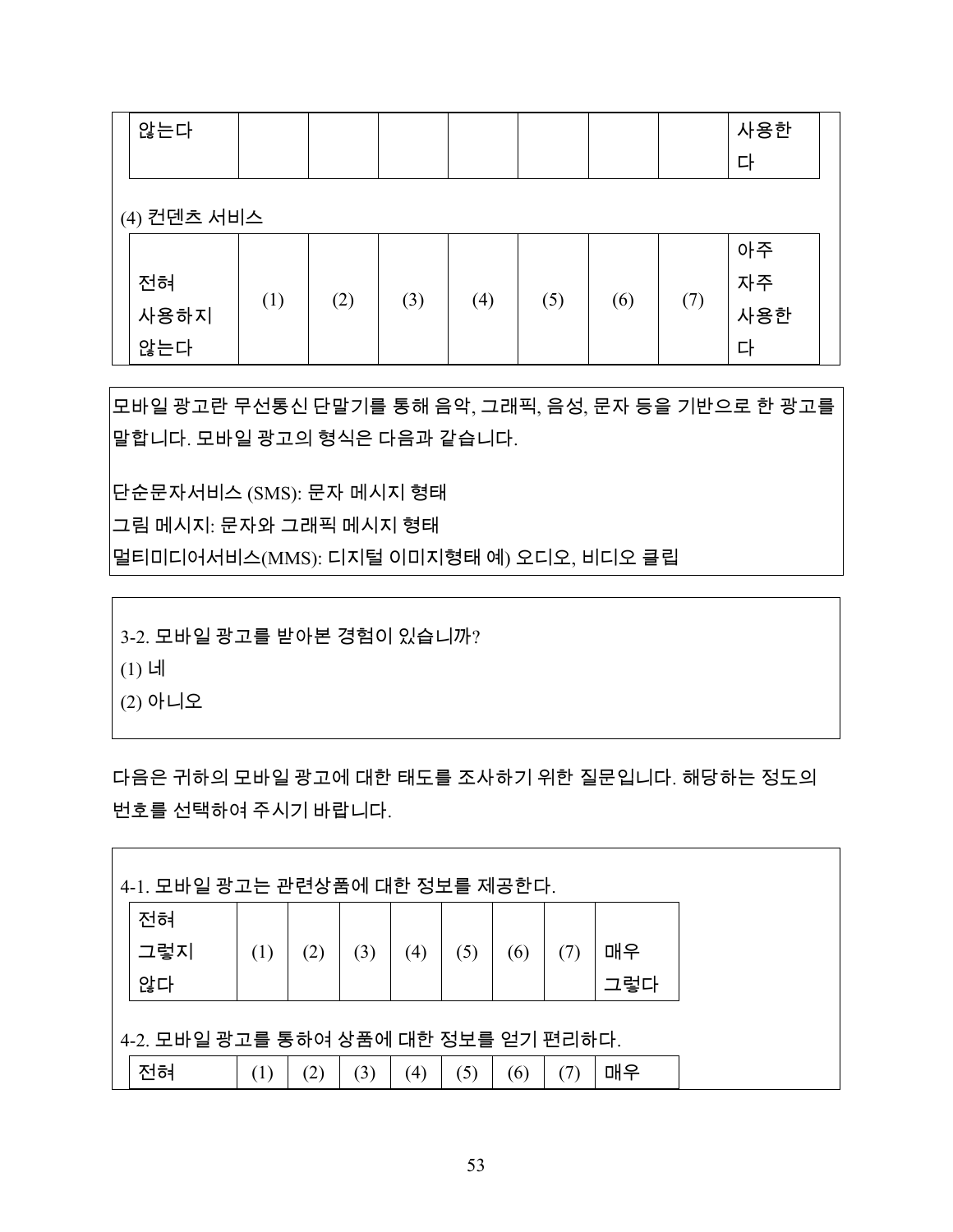| 않는다 | | | | | | | | 사용한 다 |
|---|---|---|---|---|---|---|---|---|

(4) 컨텐츠 서비스

| 전혀 사용하지 않는다 | (1) | (2) | (3) | (4) | (5) | (6) | (7) | 아주 자주 사용한 다 |
|---|---|---|---|---|---|---|---|---|

모바일 광고란 무선통신 단말기를 통해 음악, 그래픽, 음성, 문자 등을 기반으로 한 광고를 말합니다. 모바일 광고의 형식은 다음과 같습니다.

단순문자서비스 (SMS): 문자 메시지 형태
그림 메시지: 문자와 그래픽 메시지 형태
멀티미디어서비스(MMS): 디지털 이미지형태 예) 오디오, 비디오 클립

3-2. 모바일 광고를 받아본 경험이 있습니까?
(1) 네
(2) 아니오

다음은 귀하의 모바일 광고에 대한 태도를 조사하기 위한 질문입니다. 해당하는 정도의 번호를 선택하여 주시기 바랍니다.

4-1. 모바일 광고는 관련상품에 대한 정보를 제공한다.

| 전혀 그렇지 않다 | (1) | (2) | (3) | (4) | (5) | (6) | (7) | 매우 그렇다 |
|---|---|---|---|---|---|---|---|---|

4-2. 모바일 광고를 통하여 상품에 대한 정보를 얻기 편리하다.

| 전혀 | (1) | (2) | (3) | (4) | (5) | (6) | (7) | 매우 |
|---|---|---|---|---|---|---|---|---|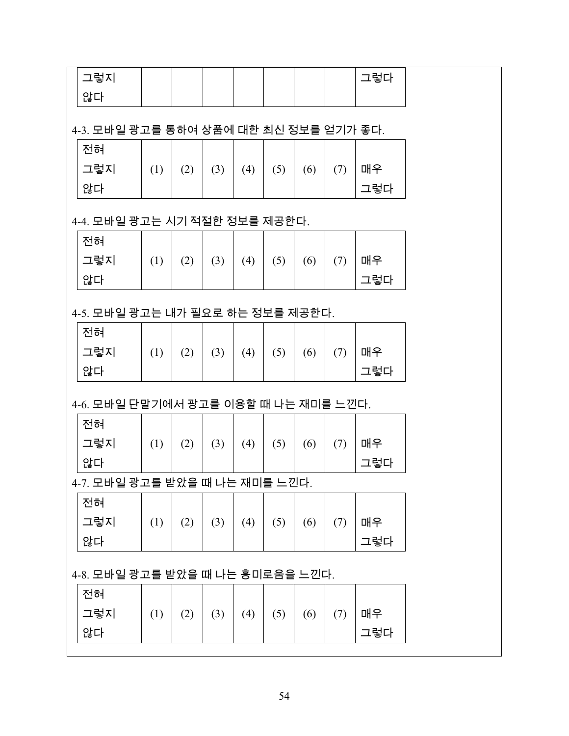| 그렇지 않다 | | | | | | | | 그렇다 |
|---|---|---|---|---|---|---|---|---|

4-3. 모바일 광고를 통하여 상품에 대한 최신 정보를 얻기가 좋다.

| 전혀 그렇지 않다 | (1) | (2) | (3) | (4) | (5) | (6) | (7) | 매우 그렇다 |
|---|---|---|---|---|---|---|---|---|

4-4. 모바일 광고는 시기 적절한 정보를 제공한다.

| 전혀 그렇지 않다 | (1) | (2) | (3) | (4) | (5) | (6) | (7) | 매우 그렇다 |
|---|---|---|---|---|---|---|---|---|

4-5. 모바일 광고는 내가 필요로 하는 정보를 제공한다.

| 전혀 그렇지 않다 | (1) | (2) | (3) | (4) | (5) | (6) | (7) | 매우 그렇다 |
|---|---|---|---|---|---|---|---|---|

4-6. 모바일 단말기에서 광고를 이용할 때 나는 재미를 느낀다.

| 전혀 그렇지 않다 | (1) | (2) | (3) | (4) | (5) | (6) | (7) | 매우 그렇다 |
|---|---|---|---|---|---|---|---|---|

4-7. 모바일 광고를 받았을 때 나는 재미를 느낀다.

| 전혀 그렇지 않다 | (1) | (2) | (3) | (4) | (5) | (6) | (7) | 매우 그렇다 |
|---|---|---|---|---|---|---|---|---|

4-8. 모바일 광고를 받았을 때 나는 흥미로움을 느낀다.

| 전혀 그렇지 않다 | (1) | (2) | (3) | (4) | (5) | (6) | (7) | 매우 그렇다 |
|---|---|---|---|---|---|---|---|---|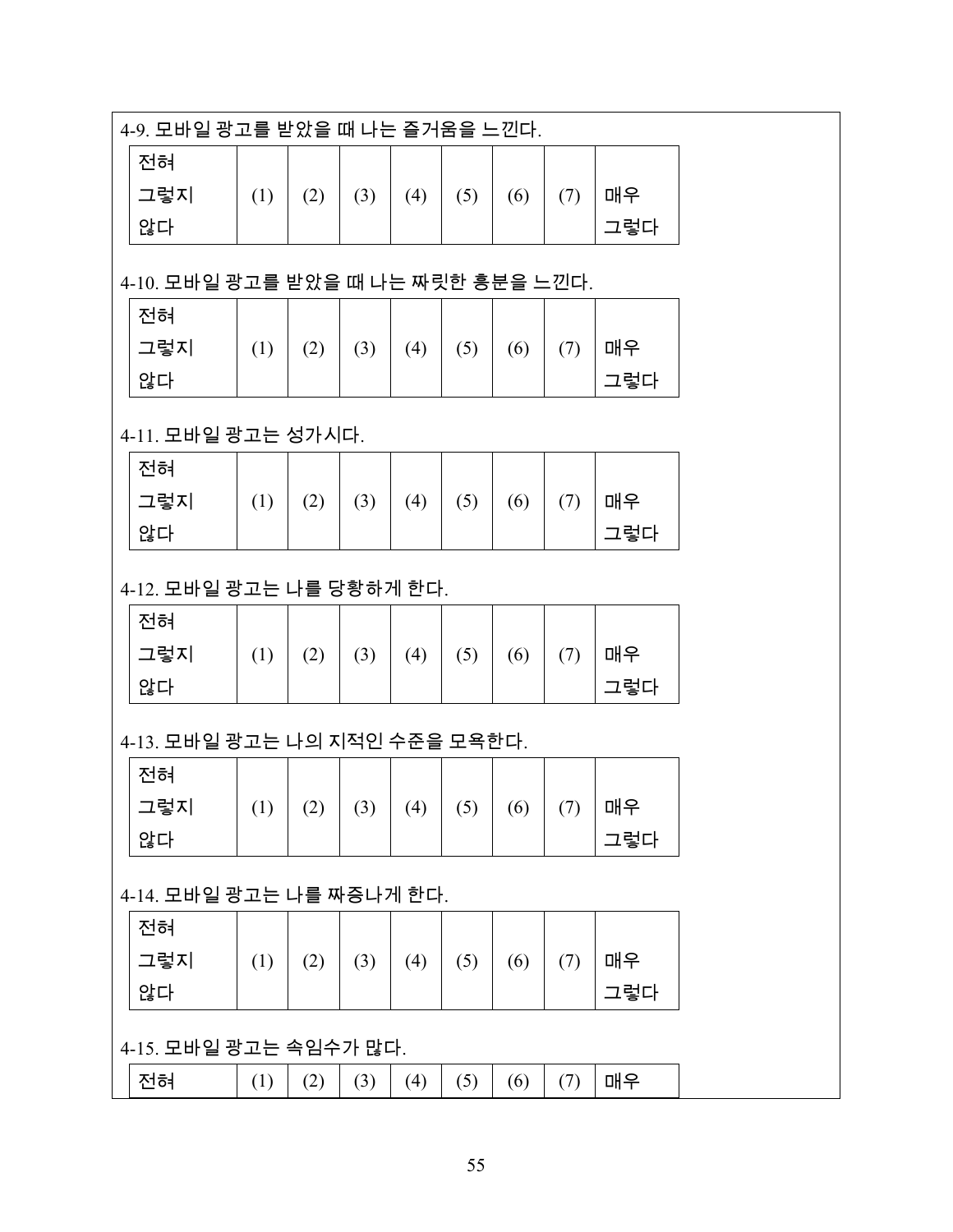4-9. 모바일 광고를 받았을 때 나는 즐거움을 느낀다.

| 전혀 그렇지 않다 | (1) | (2) | (3) | (4) | (5) | (6) | (7) | 매우 그렇다 |
|---|---|---|---|---|---|---|---|---|

4-10. 모바일 광고를 받았을 때 나는 짜릿한 흥분을 느낀다.

| 전혀 그렇지 않다 | (1) | (2) | (3) | (4) | (5) | (6) | (7) | 매우 그렇다 |
|---|---|---|---|---|---|---|---|---|

4-11. 모바일 광고는 성가시다.

| 전혀 그렇지 않다 | (1) | (2) | (3) | (4) | (5) | (6) | (7) | 매우 그렇다 |
|---|---|---|---|---|---|---|---|---|

4-12. 모바일 광고는 나를 당황하게 한다.

| 전혀 그렇지 않다 | (1) | (2) | (3) | (4) | (5) | (6) | (7) | 매우 그렇다 |
|---|---|---|---|---|---|---|---|---|

4-13. 모바일 광고는 나의 지적인 수준을 모욕한다.

| 전혀 그렇지 않다 | (1) | (2) | (3) | (4) | (5) | (6) | (7) | 매우 그렇다 |
|---|---|---|---|---|---|---|---|---|

4-14. 모바일 광고는 나를 짜증나게 한다.

| 전혀 그렇지 않다 | (1) | (2) | (3) | (4) | (5) | (6) | (7) | 매우 그렇다 |
|---|---|---|---|---|---|---|---|---|

4-15. 모바일 광고는 속임수가 많다.

| 전혀 | (1) | (2) | (3) | (4) | (5) | (6) | (7) | 매우 |
|---|---|---|---|---|---|---|---|---|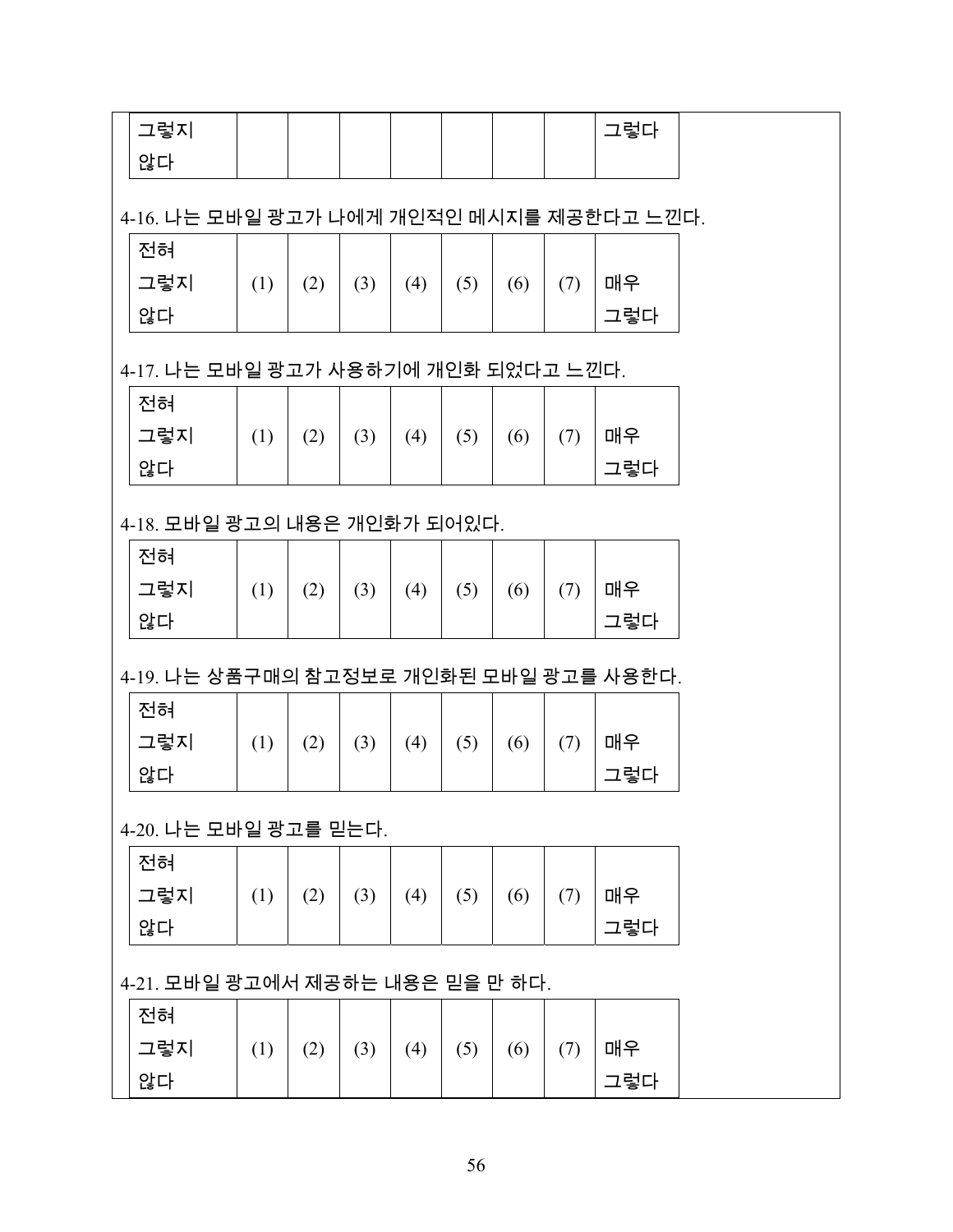| 그렇지 않다 | | | | | | | | 그렇다 |
|---|---|---|---|---|---|---|---|---|

4-16. 나는 모바일 광고가 나에게 개인적인 메시지를 제공한다고 느낀다.

| 전혀 그렇지 않다 | (1) | (2) | (3) | (4) | (5) | (6) | (7) | 매우 그렇다 |
|---|---|---|---|---|---|---|---|---|

4-17. 나는 모바일 광고가 사용하기에 개인화 되었다고 느낀다.

| 전혀 그렇지 않다 | (1) | (2) | (3) | (4) | (5) | (6) | (7) | 매우 그렇다 |
|---|---|---|---|---|---|---|---|---|

4-18. 모바일 광고의 내용은 개인화가 되어있다.

| 전혀 그렇지 않다 | (1) | (2) | (3) | (4) | (5) | (6) | (7) | 매우 그렇다 |
|---|---|---|---|---|---|---|---|---|

4-19. 나는 상품구매의 참고정보로 개인화된 모바일 광고를 사용한다.

| 전혀 그렇지 않다 | (1) | (2) | (3) | (4) | (5) | (6) | (7) | 매우 그렇다 |
|---|---|---|---|---|---|---|---|---|

4-20. 나는 모바일 광고를 믿는다.

| 전혀 그렇지 않다 | (1) | (2) | (3) | (4) | (5) | (6) | (7) | 매우 그렇다 |
|---|---|---|---|---|---|---|---|---|

4-21. 모바일 광고에서 제공하는 내용은 믿을 만 하다.

| 전혀 그렇지 않다 | (1) | (2) | (3) | (4) | (5) | (6) | (7) | 매우 그렇다 |
|---|---|---|---|---|---|---|---|---|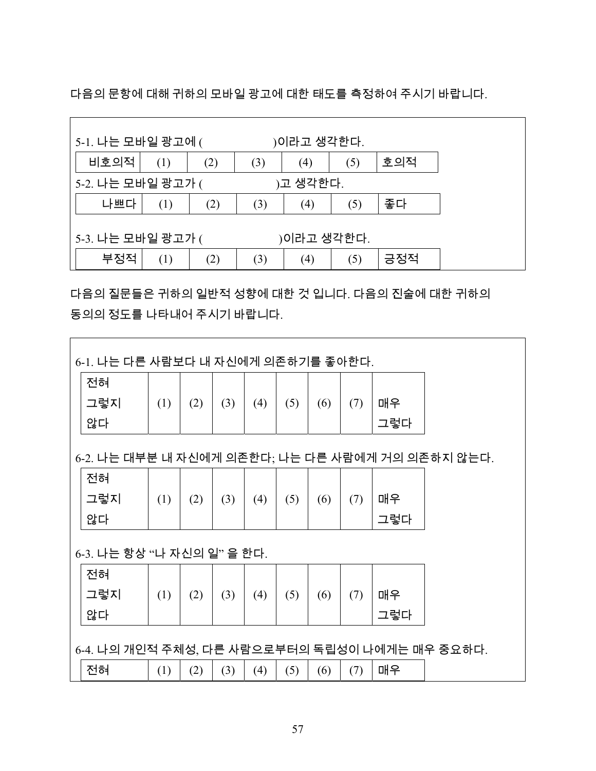다음의 문항에 대해 귀하의 모바일 광고에 대한 태도를 측정하여 주시기 바랍니다.

5-1. 나는 모바일 광고에 (                    )이라고 생각한다.

| 비호의적 | (1) | (2) | (3) | (4) | (5) | 호의적 |
|---|---|---|---|---|---|---|

5-2. 나는 모바일 광고가 (                    )고 생각한다.

| 나쁘다 | (1) | (2) | (3) | (4) | (5) | 좋다 |
|---|---|---|---|---|---|---|

5-3. 나는 모바일 광고가 (                    )이라고 생각한다.

| 부정적 | (1) | (2) | (3) | (4) | (5) | 긍정적 |
|---|---|---|---|---|---|---|

다음의 질문들은 귀하의 일반적 성향에 대한 것 입니다. 다음의 진술에 대한 귀하의 동의의 정도를 나타내어 주시기 바랍니다.

6-1. 나는 다른 사람보다 내 자신에게 의존하기를 좋아한다.

| 전혀 그렇지 않다 | (1) | (2) | (3) | (4) | (5) | (6) | (7) | 매우 그렇다 |
|---|---|---|---|---|---|---|---|---|

6-2. 나는 대부분 내 자신에게 의존한다; 나는 다른 사람에게 거의 의존하지 않는다.

| 전혀 그렇지 않다 | (1) | (2) | (3) | (4) | (5) | (6) | (7) | 매우 그렇다 |
|---|---|---|---|---|---|---|---|---|

6-3. 나는 항상 “나 자신의 일” 을 한다.

| 전혀 그렇지 않다 | (1) | (2) | (3) | (4) | (5) | (6) | (7) | 매우 그렇다 |
|---|---|---|---|---|---|---|---|---|

6-4. 나의 개인적 주체성, 다른 사람으로부터의 독립성이 나에게는 매우 중요하다.

| 전혀 | (1) | (2) | (3) | (4) | (5) | (6) | (7) | 매우 |
|---|---|---|---|---|---|---|---|---|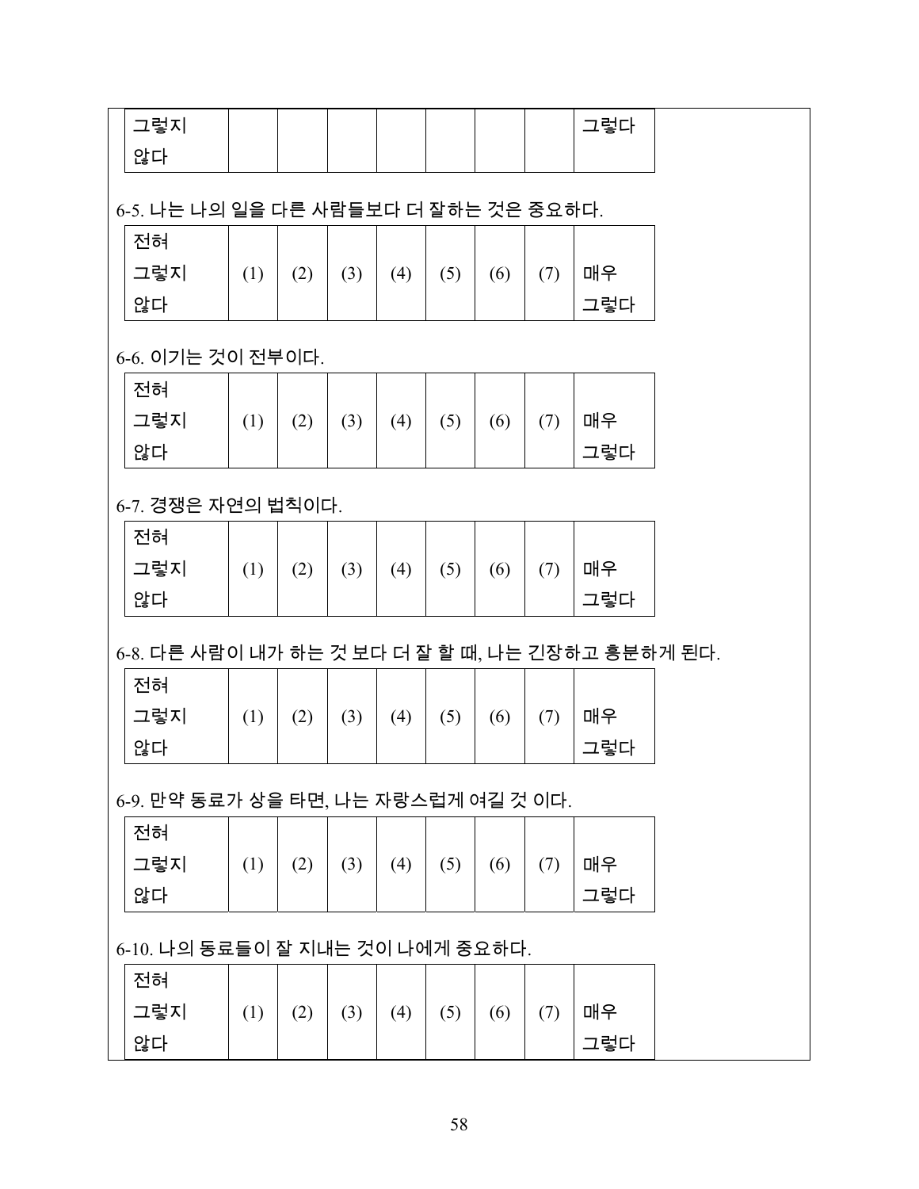| 그렇지 않다 | | | | | | | | 그렇다 |
|---|---|---|---|---|---|---|---|---|

6-5. 나는 나의 일을 다른 사람들보다 더 잘하는 것은 중요하다.

| 전혀 그렇지 않다 | (1) | (2) | (3) | (4) | (5) | (6) | (7) | 매우 그렇다 |
|---|---|---|---|---|---|---|---|---|

6-6. 이기는 것이 전부이다.

| 전혀 그렇지 않다 | (1) | (2) | (3) | (4) | (5) | (6) | (7) | 매우 그렇다 |
|---|---|---|---|---|---|---|---|---|

6-7. 경쟁은 자연의 법칙이다.

| 전혀 그렇지 않다 | (1) | (2) | (3) | (4) | (5) | (6) | (7) | 매우 그렇다 |
|---|---|---|---|---|---|---|---|---|

6-8. 다른 사람이 내가 하는 것 보다 더 잘 할 때, 나는 긴장하고 흥분하게 된다.

| 전혀 그렇지 않다 | (1) | (2) | (3) | (4) | (5) | (6) | (7) | 매우 그렇다 |
|---|---|---|---|---|---|---|---|---|

6-9. 만약 동료가 상을 타면, 나는 자랑스럽게 여길 것 이다.

| 전혀 그렇지 않다 | (1) | (2) | (3) | (4) | (5) | (6) | (7) | 매우 그렇다 |
|---|---|---|---|---|---|---|---|---|

6-10. 나의 동료들이 잘 지내는 것이 나에게 중요하다.

| 전혀 그렇지 않다 | (1) | (2) | (3) | (4) | (5) | (6) | (7) | 매우 그렇다 |
|---|---|---|---|---|---|---|---|---|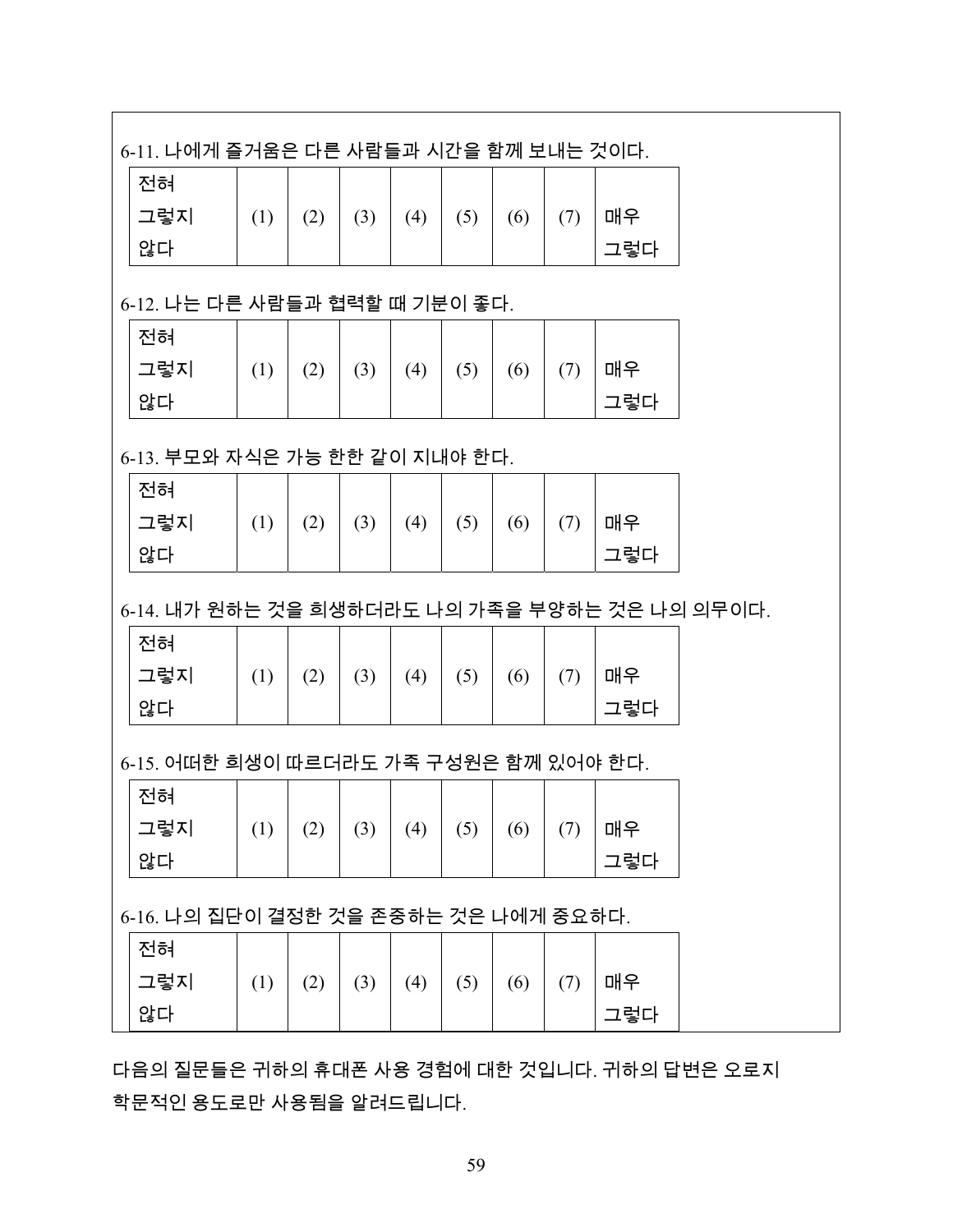6-11. 나에게 즐거움은 다른 사람들과 시간을 함께 보내는 것이다.

| 전혀 그렇지 않다 | (1) | (2) | (3) | (4) | (5) | (6) | (7) | 매우 그렇다 |
|---|---|---|---|---|---|---|---|---|

6-12. 나는 다른 사람들과 협력할 때 기분이 좋다.

| 전혀 그렇지 않다 | (1) | (2) | (3) | (4) | (5) | (6) | (7) | 매우 그렇다 |
|---|---|---|---|---|---|---|---|---|

6-13. 부모와 자식은 가능 한한 같이 지내야 한다.

| 전혀 그렇지 않다 | (1) | (2) | (3) | (4) | (5) | (6) | (7) | 매우 그렇다 |
|---|---|---|---|---|---|---|---|---|

6-14. 내가 원하는 것을 희생하더라도 나의 가족을 부양하는 것은 나의 의무이다.

| 전혀 그렇지 않다 | (1) | (2) | (3) | (4) | (5) | (6) | (7) | 매우 그렇다 |
|---|---|---|---|---|---|---|---|---|

6-15. 어떠한 희생이 따르더라도 가족 구성원은 함께 있어야 한다.

| 전혀 그렇지 않다 | (1) | (2) | (3) | (4) | (5) | (6) | (7) | 매우 그렇다 |
|---|---|---|---|---|---|---|---|---|

6-16. 나의 집단이 결정한 것을 존중하는 것은 나에게 중요하다.

| 전혀 그렇지 않다 | (1) | (2) | (3) | (4) | (5) | (6) | (7) | 매우 그렇다 |
|---|---|---|---|---|---|---|---|---|

다음의 질문들은 귀하의 휴대폰 사용 경험에 대한 것입니다. 귀하의 답변은 오로지 학문적인 용도로만 사용됨을 알려드립니다.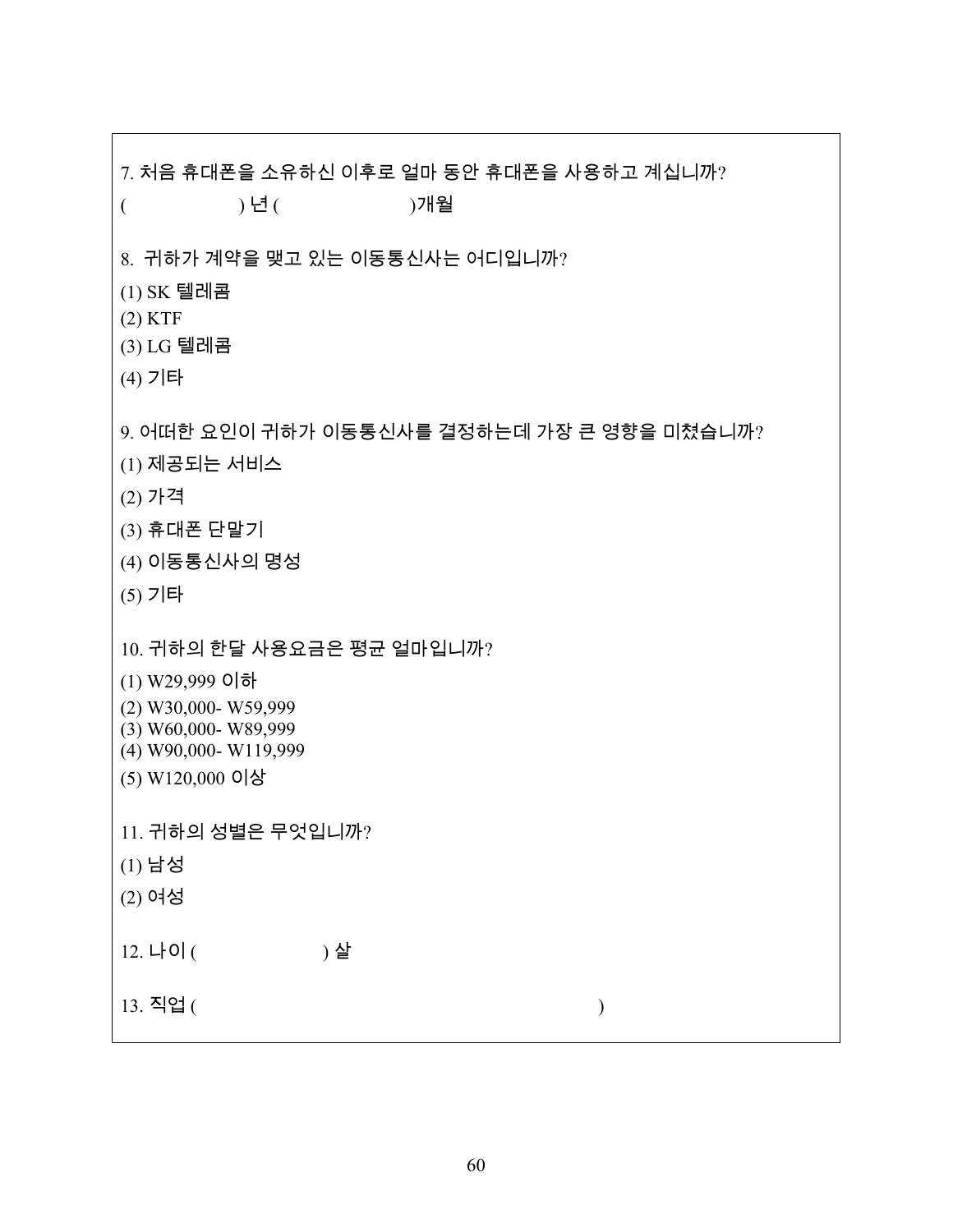7. 처음 휴대폰을 소유하신 이후로 얼마 동안 휴대폰을 사용하고 계십니까?

(                    ) 년 (                        )개월

8.  귀하가 계약을 맺고 있는 이동통신사는 어디입니까?

(1) SK 텔레콤

(2) KTF

(3) LG 텔레콤

(4) 기타

9. 어떠한 요인이 귀하가 이동통신사를 결정하는데 가장 큰 영향을 미쳤습니까?

(1) 제공되는 서비스

(2) 가격

(3) 휴대폰 단말기

(4) 이동통신사의 명성

(5) 기타

10. 귀하의 한달 사용요금은 평균 얼마입니까?

(1) W29,999 이하

(2) W30,000- W59,999

(3) W60,000- W89,999

(4) W90,000- W119,999

(5) W120,000 이상

11. 귀하의 성별은 무엇입니까?

(1) 남성

(2) 여성

12. 나이 (                    ) 살

13. 직업 (                                                                        )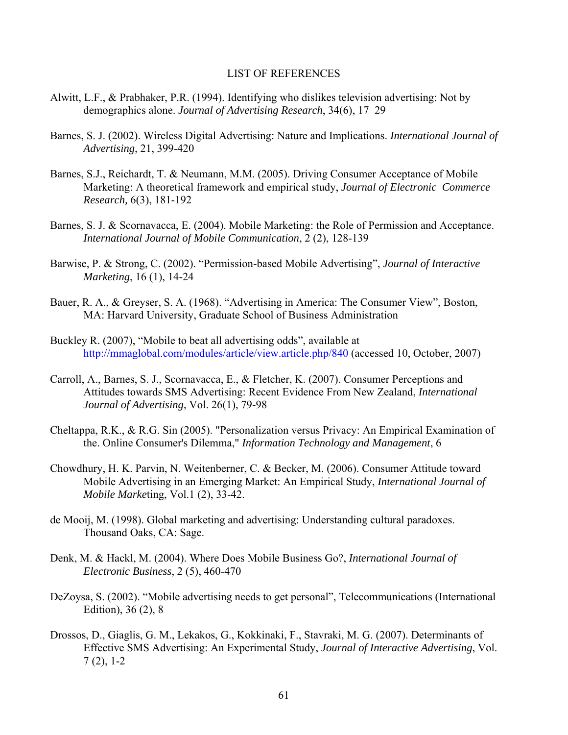# LIST OF REFERENCES

Alwitt, L.F., & Prabhaker, P.R. (1994). Identifying who dislikes television advertising: Not by demographics alone. *Journal of Advertising Research*, 34(6), 17–29

Barnes, S. J. (2002). Wireless Digital Advertising: Nature and Implications. *International Journal of Advertising*, 21, 399-420

Barnes, S.J., Reichardt, T. & Neumann, M.M. (2005). Driving Consumer Acceptance of Mobile Marketing: A theoretical framework and empirical study, *Journal of Electronic Commerce Research,* 6(3), 181-192

Barnes, S. J. & Scornavacca, E. (2004). Mobile Marketing: the Role of Permission and Acceptance. *International Journal of Mobile Communication*, 2 (2), 128-139

Barwise, P. & Strong, C. (2002). "Permission-based Mobile Advertising", *Journal of Interactive Marketing*, 16 (1), 14-24

Bauer, R. A., & Greyser, S. A. (1968). "Advertising in America: The Consumer View", Boston, MA: Harvard University, Graduate School of Business Administration

Buckley R. (2007), "Mobile to beat all advertising odds", available at http://mmaglobal.com/modules/article/view.article.php/840 (accessed 10, October, 2007)

Carroll, A., Barnes, S. J., Scornavacca, E., & Fletcher, K. (2007). Consumer Perceptions and Attitudes towards SMS Advertising: Recent Evidence From New Zealand, *International Journal of Advertising*, Vol. 26(1), 79-98

Cheltappa, R.K., & R.G. Sin (2005). "Personalization versus Privacy: An Empirical Examination of the. Online Consumer's Dilemma," *Information Technology and Management*, 6

Chowdhury, H. K. Parvin, N. Weitenberner, C. & Becker, M. (2006). Consumer Attitude toward Mobile Advertising in an Emerging Market: An Empirical Study, *International Journal of Mobile Market*ing, Vol.1 (2), 33-42.

de Mooij, M. (1998). Global marketing and advertising: Understanding cultural paradoxes. Thousand Oaks, CA: Sage.

Denk, M. & Hackl, M. (2004). Where Does Mobile Business Go?, *International Journal of Electronic Business*, 2 (5), 460-470

DeZoysa, S. (2002). "Mobile advertising needs to get personal", Telecommunications (International Edition), 36 (2), 8

Drossos, D., Giaglis, G. M., Lekakos, G., Kokkinaki, F., Stavraki, M. G. (2007). Determinants of Effective SMS Advertising: An Experimental Study, *Journal of Interactive Advertising*, Vol. 7 (2), 1-2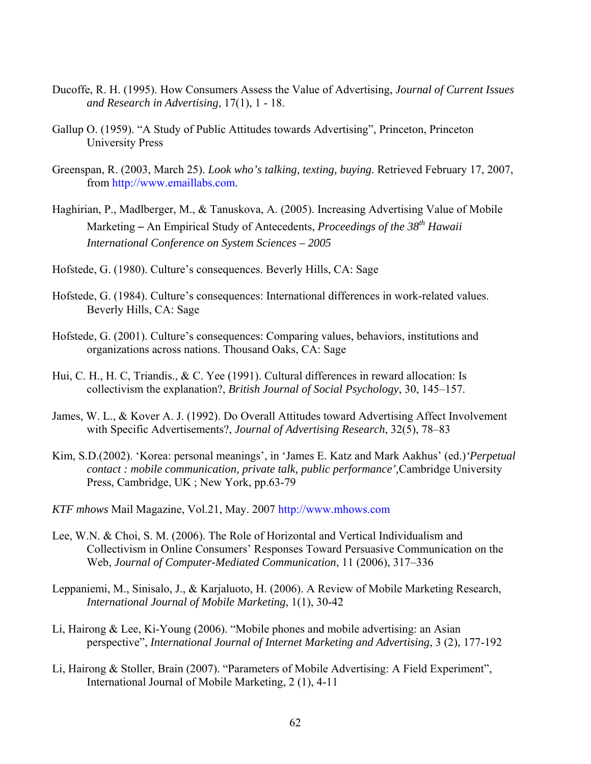Ducoffe, R. H. (1995). How Consumers Assess the Value of Advertising, *Journal of Current Issues and Research in Advertising*, 17(1), 1 - 18.

Gallup O. (1959). "A Study of Public Attitudes towards Advertising", Princeton, Princeton University Press

Greenspan, R. (2003, March 25). *Look who's talking, texting, buying*. Retrieved February 17, 2007, from http://www.emaillabs.com.

Haghirian, P., Madlberger, M., & Tanuskova, A. (2005). Increasing Advertising Value of Mobile Marketing – An Empirical Study of Antecedents, *Proceedings of the 38th Hawaii International Conference on System Sciences – 2005*

Hofstede, G. (1980). Culture's consequences. Beverly Hills, CA: Sage

Hofstede, G. (1984). Culture's consequences: International differences in work-related values. Beverly Hills, CA: Sage

Hofstede, G. (2001). Culture's consequences: Comparing values, behaviors, institutions and organizations across nations. Thousand Oaks, CA: Sage

Hui, C. H., H. C, Triandis., & C. Yee (1991). Cultural differences in reward allocation: Is collectivism the explanation?, *British Journal of Social Psychology*, 30, 145–157.

James, W. L., & Kover A. J. (1992). Do Overall Attitudes toward Advertising Affect Involvement with Specific Advertisements?, *Journal of Advertising Research*, 32(5), 78–83

Kim, S.D.(2002). 'Korea: personal meanings', in 'James E. Katz and Mark Aakhus' (ed.)*'Perpetual contact : mobile communication, private talk, public performance',*Cambridge University Press, Cambridge, UK ; New York, pp.63-79

*KTF mhows* Mail Magazine, Vol.21, May. 2007 http://www.mhows.com

Lee, W.N. & Choi, S. M. (2006). The Role of Horizontal and Vertical Individualism and Collectivism in Online Consumers' Responses Toward Persuasive Communication on the Web, *Journal of Computer-Mediated Communication*, 11 (2006), 317–336

Leppaniemi, M., Sinisalo, J., & Karjaluoto, H. (2006). A Review of Mobile Marketing Research, *International Journal of Mobile Marketing*, 1(1), 30-42

Li, Hairong & Lee, Ki-Young (2006). "Mobile phones and mobile advertising: an Asian perspective", *International Journal of Internet Marketing and Advertising*, 3 (2), 177-192

Li, Hairong & Stoller, Brain (2007). "Parameters of Mobile Advertising: A Field Experiment", International Journal of Mobile Marketing, 2 (1), 4-11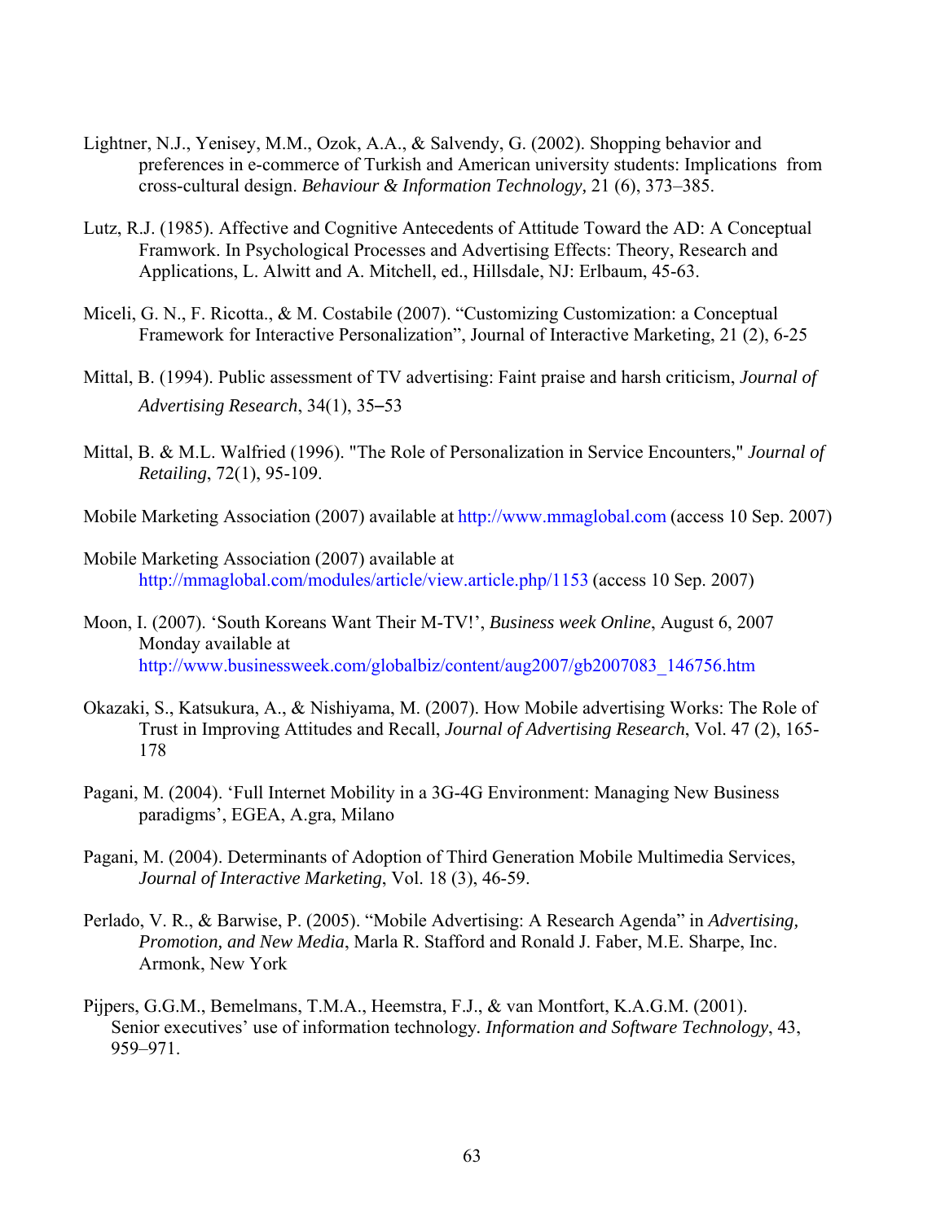Lightner, N.J., Yenisey, M.M., Ozok, A.A., & Salvendy, G. (2002). Shopping behavior and preferences in e-commerce of Turkish and American university students: Implications from cross-cultural design. *Behaviour & Information Technology,* 21 (6), 373–385.

Lutz, R.J. (1985). Affective and Cognitive Antecedents of Attitude Toward the AD: A Conceptual Framwork. In Psychological Processes and Advertising Effects: Theory, Research and Applications, L. Alwitt and A. Mitchell, ed., Hillsdale, NJ: Erlbaum, 45-63.

Miceli, G. N., F. Ricotta., & M. Costabile (2007). "Customizing Customization: a Conceptual Framework for Interactive Personalization", Journal of Interactive Marketing, 21 (2), 6-25

Mittal, B. (1994). Public assessment of TV advertising: Faint praise and harsh criticism, *Journal of Advertising Research*, 34(1), 35–53

Mittal, B. & M.L. Walfried (1996). "The Role of Personalization in Service Encounters," *Journal of Retailing*, 72(1), 95-109.

Mobile Marketing Association (2007) available at http://www.mmaglobal.com (access 10 Sep. 2007)

Mobile Marketing Association (2007) available at http://mmaglobal.com/modules/article/view.article.php/1153 (access 10 Sep. 2007)

Moon, I. (2007). 'South Koreans Want Their M-TV!', *Business week Online*, August 6, 2007 Monday available at http://www.businessweek.com/globalbiz/content/aug2007/gb2007083_146756.htm

Okazaki, S., Katsukura, A., & Nishiyama, M. (2007). How Mobile advertising Works: The Role of Trust in Improving Attitudes and Recall, *Journal of Advertising Research*, Vol. 47 (2), 165-178

Pagani, M. (2004). 'Full Internet Mobility in a 3G-4G Environment: Managing New Business paradigms', EGEA, A.gra, Milano

Pagani, M. (2004). Determinants of Adoption of Third Generation Mobile Multimedia Services, *Journal of Interactive Marketing*, Vol. 18 (3), 46-59.

Perlado, V. R., & Barwise, P. (2005). "Mobile Advertising: A Research Agenda" in *Advertising, Promotion, and New Media*, Marla R. Stafford and Ronald J. Faber, M.E. Sharpe, Inc. Armonk, New York

Pijpers, G.G.M., Bemelmans, T.M.A., Heemstra, F.J., & van Montfort, K.A.G.M. (2001). Senior executives' use of information technology. *Information and Software Technology*, 43, 959–971.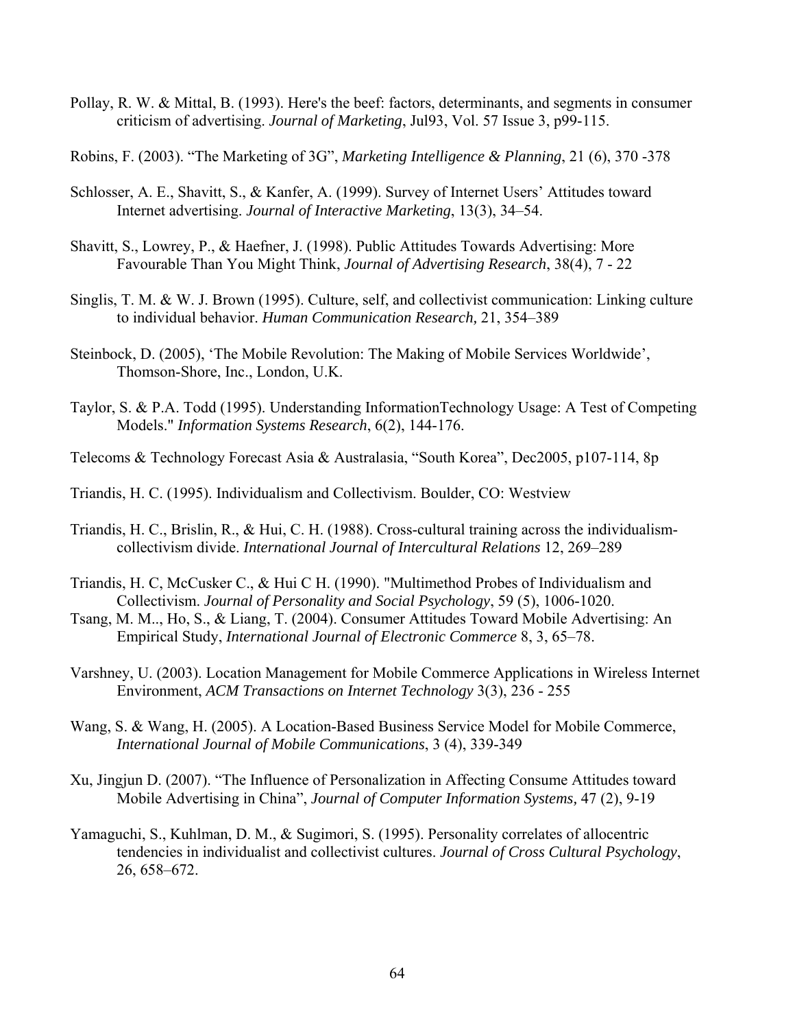Pollay, R. W. & Mittal, B. (1993). Here's the beef: factors, determinants, and segments in consumer criticism of advertising. *Journal of Marketing*, Jul93, Vol. 57 Issue 3, p99-115.

Robins, F. (2003). "The Marketing of 3G", *Marketing Intelligence & Planning*, 21 (6), 370 -378

Schlosser, A. E., Shavitt, S., & Kanfer, A. (1999). Survey of Internet Users' Attitudes toward Internet advertising. *Journal of Interactive Marketing*, 13(3), 34–54.

Shavitt, S., Lowrey, P., & Haefner, J. (1998). Public Attitudes Towards Advertising: More Favourable Than You Might Think, *Journal of Advertising Research*, 38(4), 7 - 22

Singlis, T. M. & W. J. Brown (1995). Culture, self, and collectivist communication: Linking culture to individual behavior. *Human Communication Research,* 21, 354–389

Steinbock, D. (2005), 'The Mobile Revolution: The Making of Mobile Services Worldwide', Thomson-Shore, Inc., London, U.K.

Taylor, S. & P.A. Todd (1995). Understanding InformationTechnology Usage: A Test of Competing Models." *Information Systems Research*, 6(2), 144-176.

Telecoms & Technology Forecast Asia & Australasia, "South Korea", Dec2005, p107-114, 8p

Triandis, H. C. (1995). Individualism and Collectivism. Boulder, CO: Westview

Triandis, H. C., Brislin, R., & Hui, C. H. (1988). Cross-cultural training across the individualism-collectivism divide. *International Journal of Intercultural Relations* 12, 269–289

Triandis, H. C, McCusker C., & Hui C H. (1990). "Multimethod Probes of Individualism and Collectivism. *Journal of Personality and Social Psychology*, 59 (5), 1006-1020.

Tsang, M. M.., Ho, S., & Liang, T. (2004). Consumer Attitudes Toward Mobile Advertising: An Empirical Study, *International Journal of Electronic Commerce* 8, 3, 65–78.

Varshney, U. (2003). Location Management for Mobile Commerce Applications in Wireless Internet Environment, *ACM Transactions on Internet Technology* 3(3), 236 - 255

Wang, S. & Wang, H. (2005). A Location-Based Business Service Model for Mobile Commerce, *International Journal of Mobile Communications*, 3 (4), 339-349

Xu, Jingjun D. (2007). "The Influence of Personalization in Affecting Consume Attitudes toward Mobile Advertising in China", *Journal of Computer Information Systems,* 47 (2), 9-19

Yamaguchi, S., Kuhlman, D. M., & Sugimori, S. (1995). Personality correlates of allocentric tendencies in individualist and collectivist cultures. *Journal of Cross Cultural Psychology*, 26, 658–672.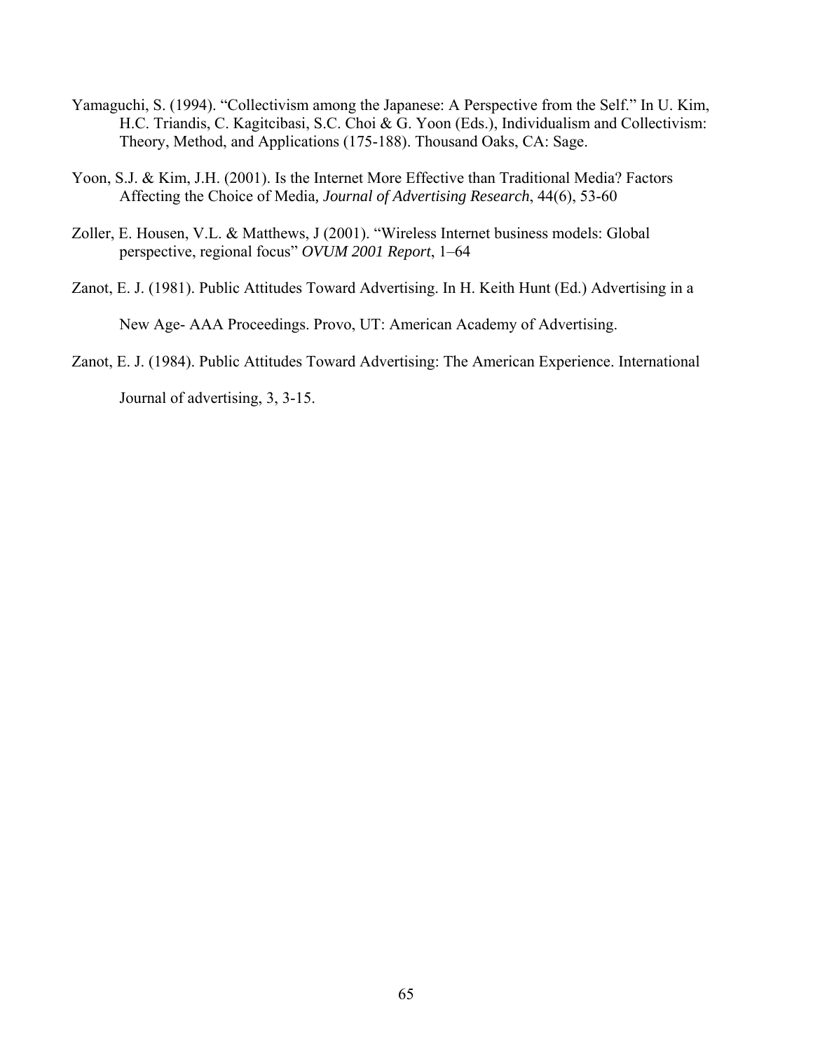Yamaguchi, S. (1994). "Collectivism among the Japanese: A Perspective from the Self." In U. Kim, H.C. Triandis, C. Kagitcibasi, S.C. Choi & G. Yoon (Eds.), Individualism and Collectivism: Theory, Method, and Applications (175-188). Thousand Oaks, CA: Sage.

Yoon, S.J. & Kim, J.H. (2001). Is the Internet More Effective than Traditional Media? Factors Affecting the Choice of Media, *Journal of Advertising Research*, 44(6), 53-60

Zoller, E. Housen, V.L. & Matthews, J (2001). "Wireless Internet business models: Global perspective, regional focus" *OVUM 2001 Report*, 1–64

Zanot, E. J. (1981). Public Attitudes Toward Advertising. In H. Keith Hunt (Ed.) Advertising in a New Age- AAA Proceedings. Provo, UT: American Academy of Advertising.

Zanot, E. J. (1984). Public Attitudes Toward Advertising: The American Experience. International Journal of advertising, 3, 3-15.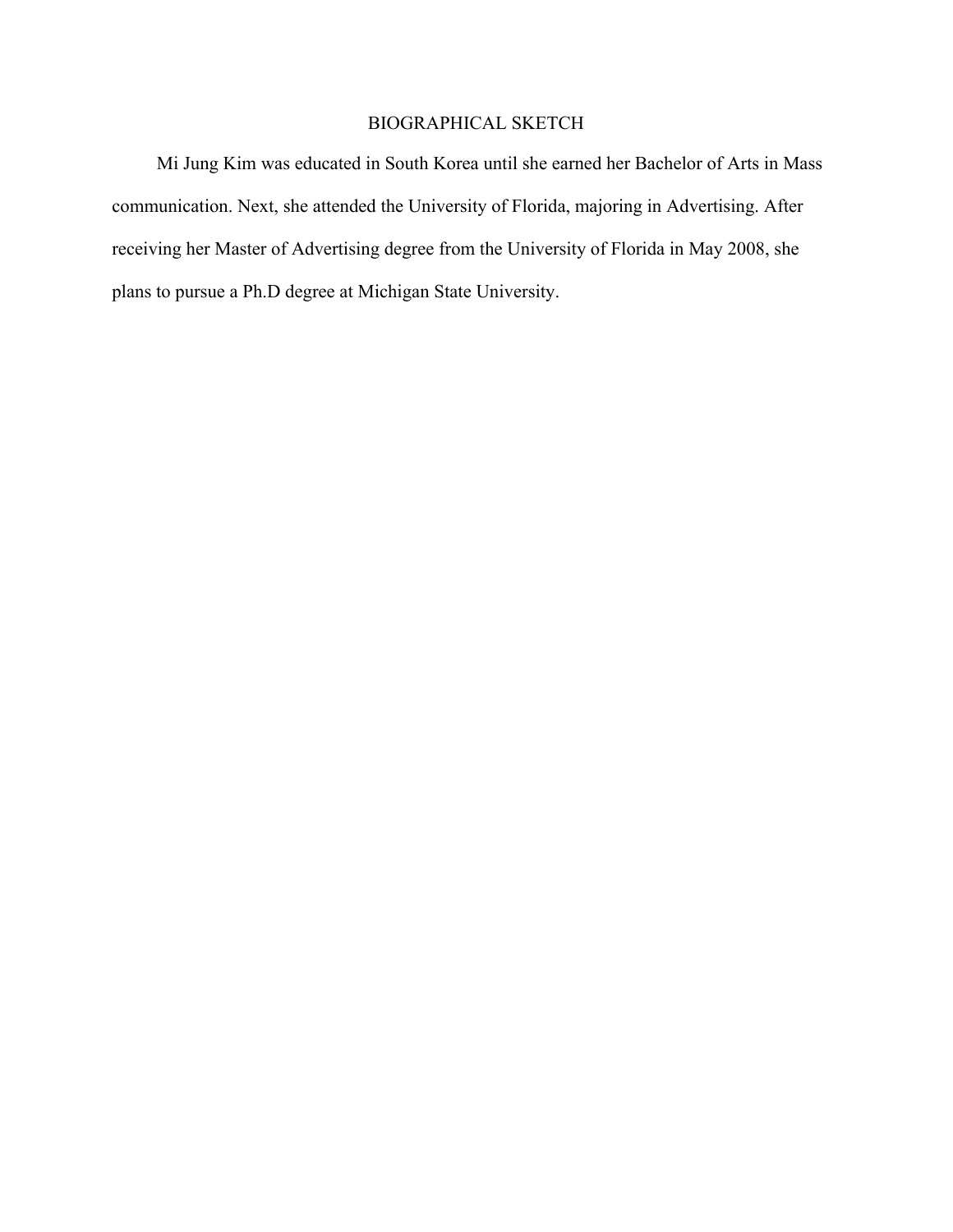# BIOGRAPHICAL SKETCH

Mi Jung Kim was educated in South Korea until she earned her Bachelor of Arts in Mass communication. Next, she attended the University of Florida, majoring in Advertising. After receiving her Master of Advertising degree from the University of Florida in May 2008, she plans to pursue a Ph.D degree at Michigan State University.